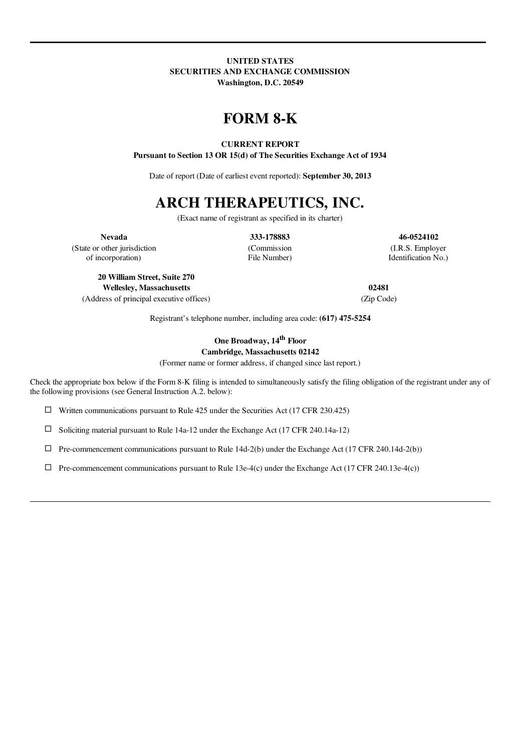**UNITED STATES**
**SECURITIES AND EXCHANGE COMMISSION**
**Washington, D.C. 20549**

# FORM 8-K

**CURRENT REPORT**
**Pursuant to Section 13 OR 15(d) of The Securities Exchange Act of 1934**

Date of report (Date of earliest event reported): **September 30, 2013**

# ARCH THERAPEUTICS, INC.

(Exact name of registrant as specified in its charter)

| **Nevada** | **333-178883** | **46-0524102** |
|---|---|---|
| (State or other jurisdiction of incorporation) | (Commission File Number) | (I.R.S. Employer Identification No.) |

| **20 William Street, Suite 270 Wellesley, Massachusetts** | **02481** |
|---|---|
| (Address of principal executive offices) | (Zip Code) |

Registrant's telephone number, including area code: **(617) 475-5254**

**One Broadway, 14th Floor**
**Cambridge, Massachusetts 02142**
(Former name or former address, if changed since last report.)

Check the appropriate box below if the Form 8-K filing is intended to simultaneously satisfy the filing obligation of the registrant under any of the following provisions (see General Instruction A.2. below):

☐ Written communications pursuant to Rule 425 under the Securities Act (17 CFR 230.425)

☐ Soliciting material pursuant to Rule 14a-12 under the Exchange Act (17 CFR 240.14a-12)

☐ Pre-commencement communications pursuant to Rule 14d-2(b) under the Exchange Act (17 CFR 240.14d-2(b))

☐ Pre-commencement communications pursuant to Rule 13e-4(c) under the Exchange Act (17 CFR 240.13e-4(c))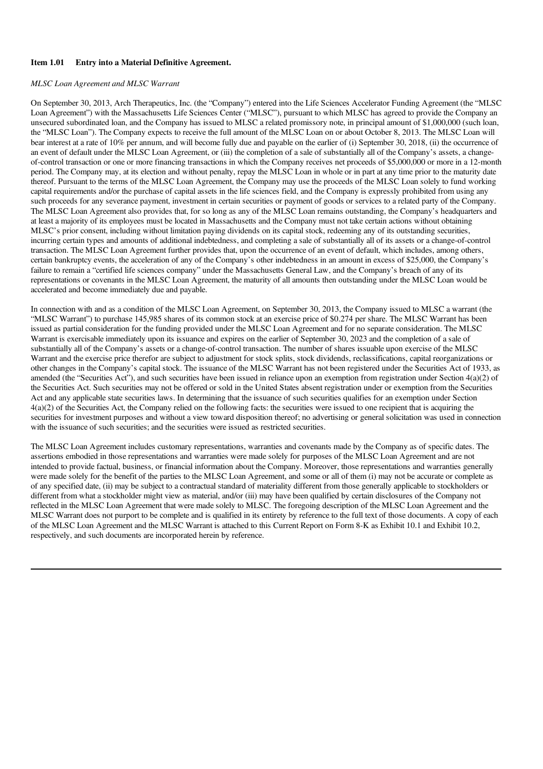**Item 1.01 Entry into a Material Definitive Agreement.**

*MLSC Loan Agreement and MLSC Warrant*

On September 30, 2013, Arch Therapeutics, Inc. (the "Company") entered into the Life Sciences Accelerator Funding Agreement (the "MLSC Loan Agreement") with the Massachusetts Life Sciences Center ("MLSC"), pursuant to which MLSC has agreed to provide the Company an unsecured subordinated loan, and the Company has issued to MLSC a related promissory note, in principal amount of $1,000,000 (such loan, the "MLSC Loan"). The Company expects to receive the full amount of the MLSC Loan on or about October 8, 2013. The MLSC Loan will bear interest at a rate of 10% per annum, and will become fully due and payable on the earlier of (i) September 30, 2018, (ii) the occurrence of an event of default under the MLSC Loan Agreement, or (iii) the completion of a sale of substantially all of the Company's assets, a change-of-control transaction or one or more financing transactions in which the Company receives net proceeds of $5,000,000 or more in a 12-month period. The Company may, at its election and without penalty, repay the MLSC Loan in whole or in part at any time prior to the maturity date thereof. Pursuant to the terms of the MLSC Loan Agreement, the Company may use the proceeds of the MLSC Loan solely to fund working capital requirements and/or the purchase of capital assets in the life sciences field, and the Company is expressly prohibited from using any such proceeds for any severance payment, investment in certain securities or payment of goods or services to a related party of the Company. The MLSC Loan Agreement also provides that, for so long as any of the MLSC Loan remains outstanding, the Company's headquarters and at least a majority of its employees must be located in Massachusetts and the Company must not take certain actions without obtaining MLSC's prior consent, including without limitation paying dividends on its capital stock, redeeming any of its outstanding securities, incurring certain types and amounts of additional indebtedness, and completing a sale of substantially all of its assets or a change-of-control transaction. The MLSC Loan Agreement further provides that, upon the occurrence of an event of default, which includes, among others, certain bankruptcy events, the acceleration of any of the Company's other indebtedness in an amount in excess of $25,000, the Company's failure to remain a "certified life sciences company" under the Massachusetts General Law, and the Company's breach of any of its representations or covenants in the MLSC Loan Agreement, the maturity of all amounts then outstanding under the MLSC Loan would be accelerated and become immediately due and payable.

In connection with and as a condition of the MLSC Loan Agreement, on September 30, 2013, the Company issued to MLSC a warrant (the "MLSC Warrant") to purchase 145,985 shares of its common stock at an exercise price of $0.274 per share. The MLSC Warrant has been issued as partial consideration for the funding provided under the MLSC Loan Agreement and for no separate consideration. The MLSC Warrant is exercisable immediately upon its issuance and expires on the earlier of September 30, 2023 and the completion of a sale of substantially all of the Company's assets or a change-of-control transaction. The number of shares issuable upon exercise of the MLSC Warrant and the exercise price therefor are subject to adjustment for stock splits, stock dividends, reclassifications, capital reorganizations or other changes in the Company's capital stock. The issuance of the MLSC Warrant has not been registered under the Securities Act of 1933, as amended (the "Securities Act"), and such securities have been issued in reliance upon an exemption from registration under Section 4(a)(2) of the Securities Act. Such securities may not be offered or sold in the United States absent registration under or exemption from the Securities Act and any applicable state securities laws. In determining that the issuance of such securities qualifies for an exemption under Section 4(a)(2) of the Securities Act, the Company relied on the following facts: the securities were issued to one recipient that is acquiring the securities for investment purposes and without a view toward disposition thereof; no advertising or general solicitation was used in connection with the issuance of such securities; and the securities were issued as restricted securities.

The MLSC Loan Agreement includes customary representations, warranties and covenants made by the Company as of specific dates. The assertions embodied in those representations and warranties were made solely for purposes of the MLSC Loan Agreement and are not intended to provide factual, business, or financial information about the Company. Moreover, those representations and warranties generally were made solely for the benefit of the parties to the MLSC Loan Agreement, and some or all of them (i) may not be accurate or complete as of any specified date, (ii) may be subject to a contractual standard of materiality different from those generally applicable to stockholders or different from what a stockholder might view as material, and/or (iii) may have been qualified by certain disclosures of the Company not reflected in the MLSC Loan Agreement that were made solely to MLSC. The foregoing description of the MLSC Loan Agreement and the MLSC Warrant does not purport to be complete and is qualified in its entirety by reference to the full text of those documents. A copy of each of the MLSC Loan Agreement and the MLSC Warrant is attached to this Current Report on Form 8-K as Exhibit 10.1 and Exhibit 10.2, respectively, and such documents are incorporated herein by reference.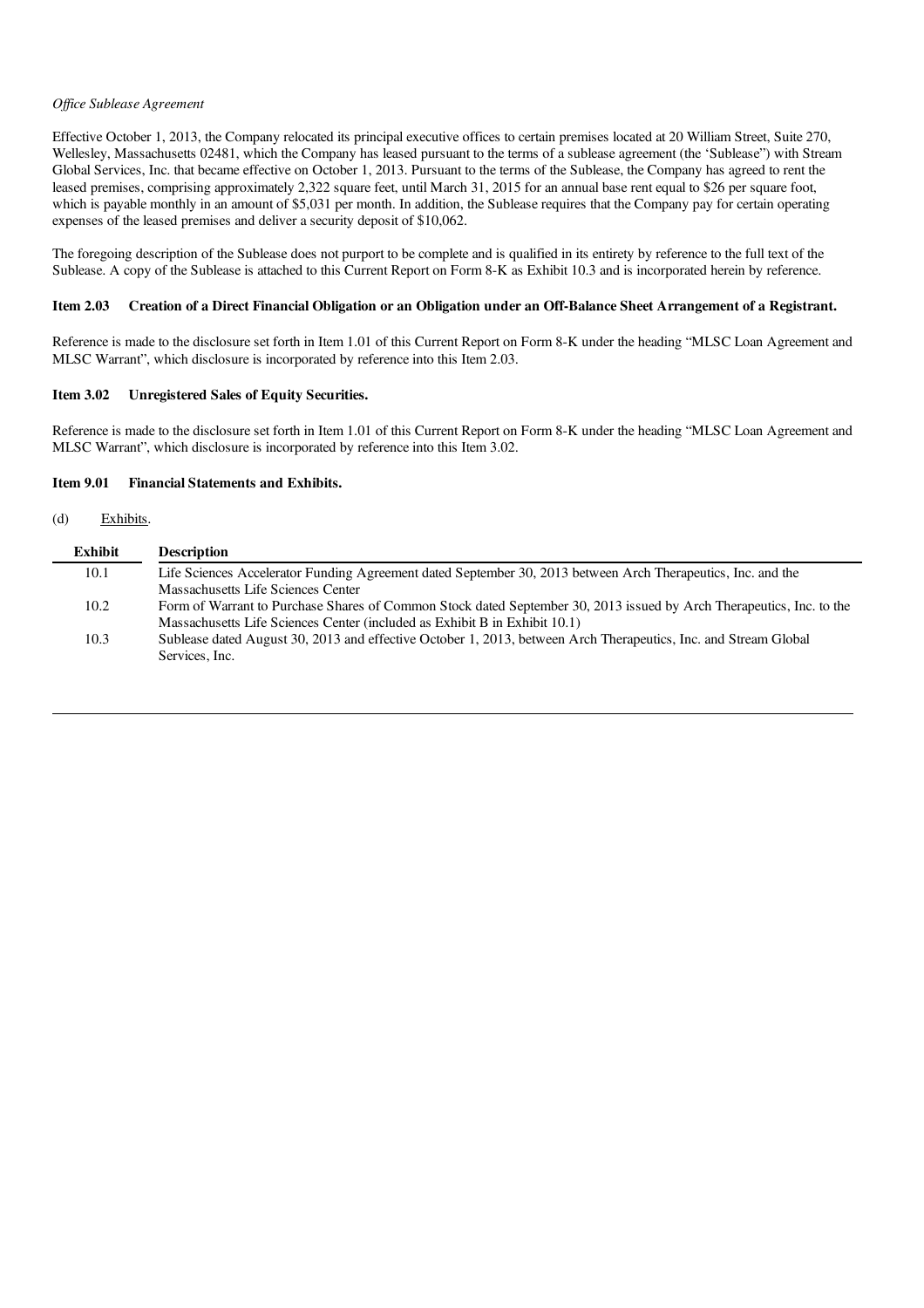*Office Sublease Agreement*

Effective October 1, 2013, the Company relocated its principal executive offices to certain premises located at 20 William Street, Suite 270, Wellesley, Massachusetts 02481, which the Company has leased pursuant to the terms of a sublease agreement (the 'Sublease") with Stream Global Services, Inc. that became effective on October 1, 2013. Pursuant to the terms of the Sublease, the Company has agreed to rent the leased premises, comprising approximately 2,322 square feet, until March 31, 2015 for an annual base rent equal to $26 per square foot, which is payable monthly in an amount of $5,031 per month. In addition, the Sublease requires that the Company pay for certain operating expenses of the leased premises and deliver a security deposit of $10,062.

The foregoing description of the Sublease does not purport to be complete and is qualified in its entirety by reference to the full text of the Sublease. A copy of the Sublease is attached to this Current Report on Form 8-K as Exhibit 10.3 and is incorporated herein by reference.

### Item 2.03 Creation of a Direct Financial Obligation or an Obligation under an Off-Balance Sheet Arrangement of a Registrant.

Reference is made to the disclosure set forth in Item 1.01 of this Current Report on Form 8-K under the heading "MLSC Loan Agreement and MLSC Warrant", which disclosure is incorporated by reference into this Item 2.03.

### Item 3.02 Unregistered Sales of Equity Securities.

Reference is made to the disclosure set forth in Item 1.01 of this Current Report on Form 8-K under the heading "MLSC Loan Agreement and MLSC Warrant", which disclosure is incorporated by reference into this Item 3.02.

### Item 9.01 Financial Statements and Exhibits.

(d) Exhibits.

| Exhibit | Description |
|---|---|
| 10.1 | Life Sciences Accelerator Funding Agreement dated September 30, 2013 between Arch Therapeutics, Inc. and the Massachusetts Life Sciences Center |
| 10.2 | Form of Warrant to Purchase Shares of Common Stock dated September 30, 2013 issued by Arch Therapeutics, Inc. to the Massachusetts Life Sciences Center (included as Exhibit B in Exhibit 10.1) |
| 10.3 | Sublease dated August 30, 2013 and effective October 1, 2013, between Arch Therapeutics, Inc. and Stream Global Services, Inc. |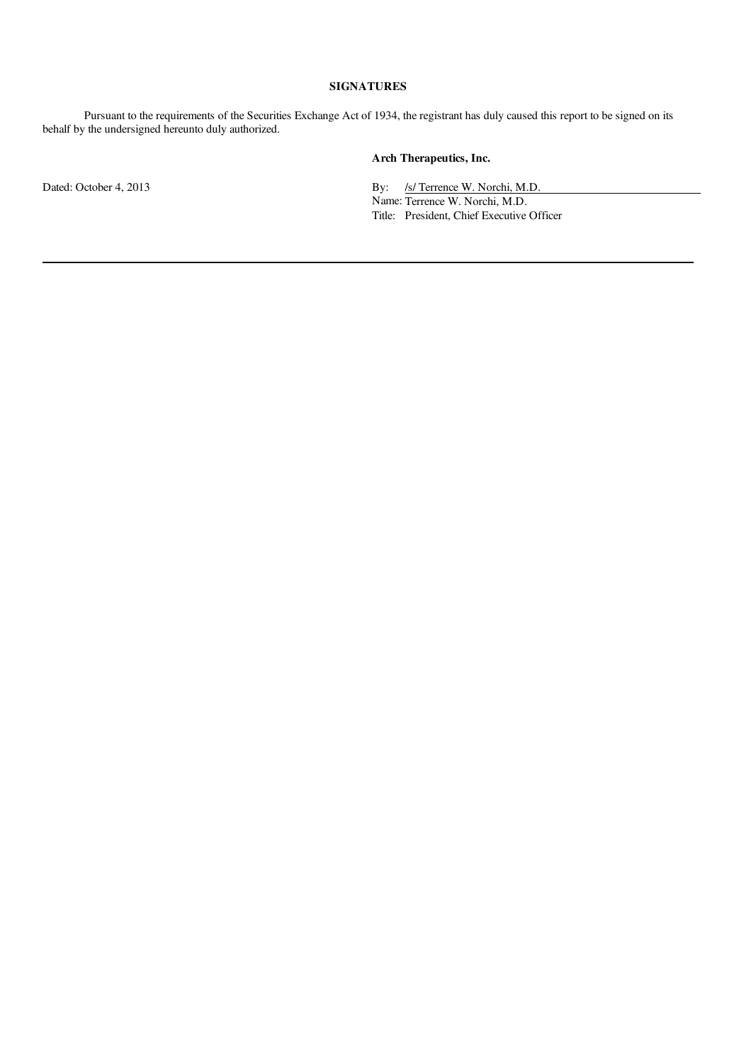## SIGNATURES

Pursuant to the requirements of the Securities Exchange Act of 1934, the registrant has duly caused this report to be signed on its behalf by the undersigned hereunto duly authorized.

**Arch Therapeutics, Inc.**

Dated: October 4, 2013

By: /s/ Terrence W. Norchi, M.D.

Name: Terrence W. Norchi, M.D.

Title: President, Chief Executive Officer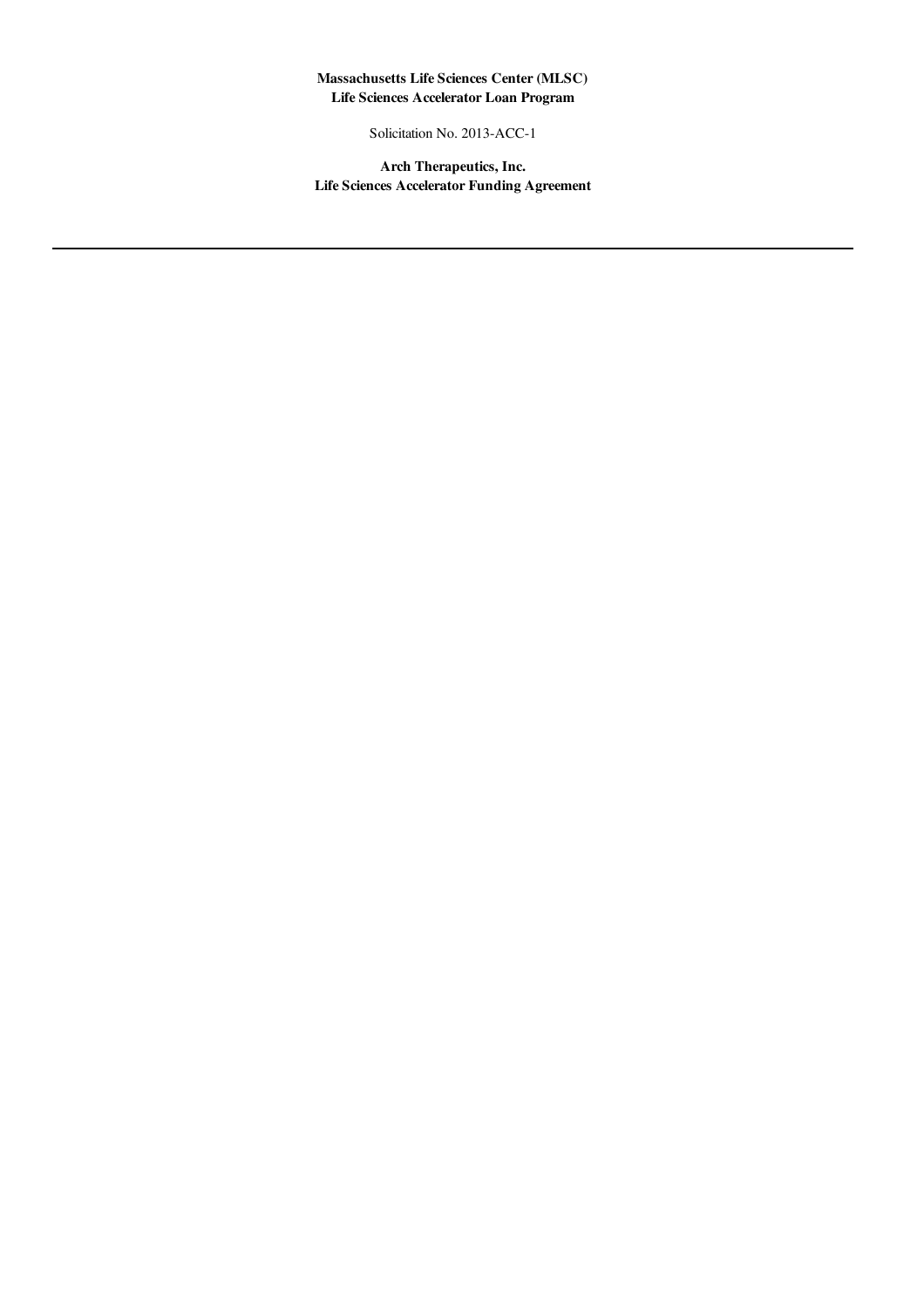**Massachusetts Life Sciences Center (MLSC)**
**Life Sciences Accelerator Loan Program**

Solicitation No. 2013-ACC-1

**Arch Therapeutics, Inc.**
**Life Sciences Accelerator Funding Agreement**

---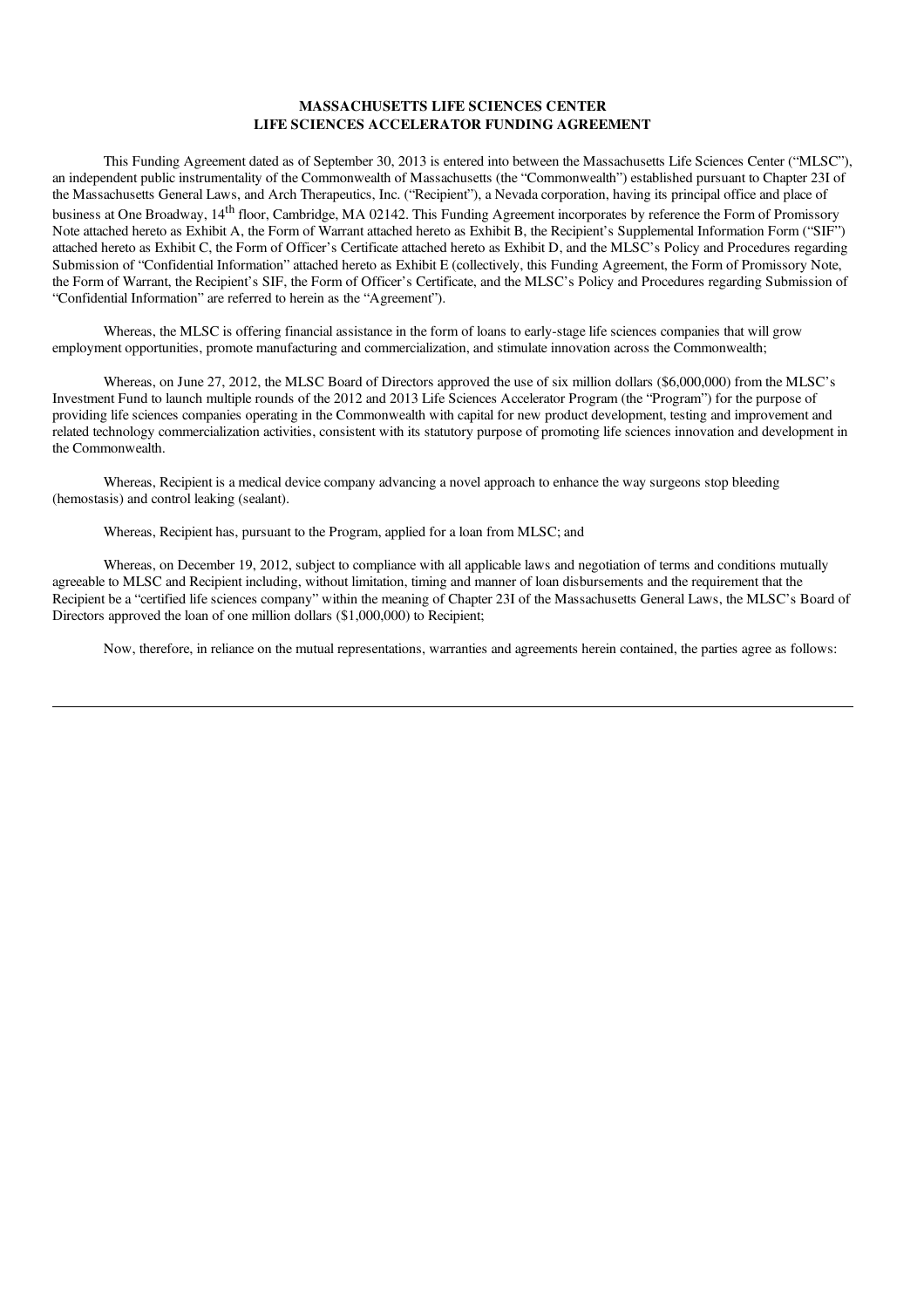**MASSACHUSETTS LIFE SCIENCES CENTER**
**LIFE SCIENCES ACCELERATOR FUNDING AGREEMENT**

This Funding Agreement dated as of September 30, 2013 is entered into between the Massachusetts Life Sciences Center ("MLSC"), an independent public instrumentality of the Commonwealth of Massachusetts (the "Commonwealth") established pursuant to Chapter 23I of the Massachusetts General Laws, and Arch Therapeutics, Inc. ("Recipient"), a Nevada corporation, having its principal office and place of business at One Broadway, 14th floor, Cambridge, MA 02142. This Funding Agreement incorporates by reference the Form of Promissory Note attached hereto as Exhibit A, the Form of Warrant attached hereto as Exhibit B, the Recipient's Supplemental Information Form ("SIF") attached hereto as Exhibit C, the Form of Officer's Certificate attached hereto as Exhibit D, and the MLSC's Policy and Procedures regarding Submission of "Confidential Information" attached hereto as Exhibit E (collectively, this Funding Agreement, the Form of Promissory Note, the Form of Warrant, the Recipient's SIF, the Form of Officer's Certificate, and the MLSC's Policy and Procedures regarding Submission of "Confidential Information" are referred to herein as the "Agreement").

Whereas, the MLSC is offering financial assistance in the form of loans to early-stage life sciences companies that will grow employment opportunities, promote manufacturing and commercialization, and stimulate innovation across the Commonwealth;

Whereas, on June 27, 2012, the MLSC Board of Directors approved the use of six million dollars ($6,000,000) from the MLSC's Investment Fund to launch multiple rounds of the 2012 and 2013 Life Sciences Accelerator Program (the "Program") for the purpose of providing life sciences companies operating in the Commonwealth with capital for new product development, testing and improvement and related technology commercialization activities, consistent with its statutory purpose of promoting life sciences innovation and development in the Commonwealth.

Whereas, Recipient is a medical device company advancing a novel approach to enhance the way surgeons stop bleeding (hemostasis) and control leaking (sealant).

Whereas, Recipient has, pursuant to the Program, applied for a loan from MLSC; and

Whereas, on December 19, 2012, subject to compliance with all applicable laws and negotiation of terms and conditions mutually agreeable to MLSC and Recipient including, without limitation, timing and manner of loan disbursements and the requirement that the Recipient be a "certified life sciences company" within the meaning of Chapter 23I of the Massachusetts General Laws, the MLSC's Board of Directors approved the loan of one million dollars ($1,000,000) to Recipient;

Now, therefore, in reliance on the mutual representations, warranties and agreements herein contained, the parties agree as follows: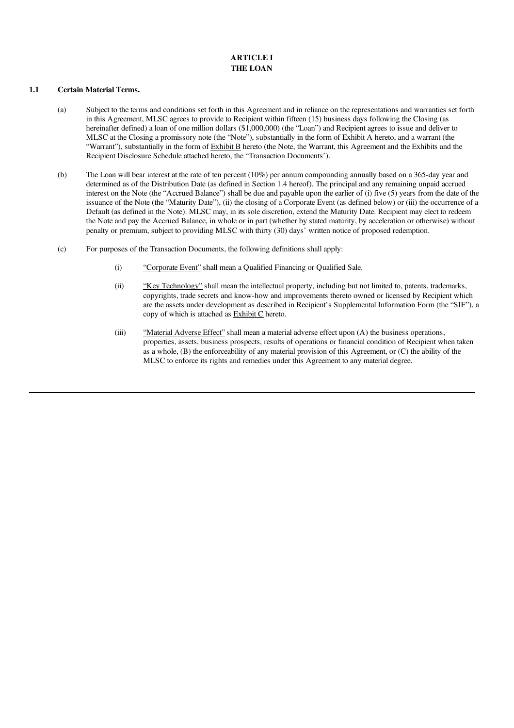# ARTICLE I
# THE LOAN

**1.1 Certain Material Terms.**

(a) Subject to the terms and conditions set forth in this Agreement and in reliance on the representations and warranties set forth in this Agreement, MLSC agrees to provide to Recipient within fifteen (15) business days following the Closing (as hereinafter defined) a loan of one million dollars ($1,000,000) (the "Loan") and Recipient agrees to issue and deliver to MLSC at the Closing a promissory note (the "Note"), substantially in the form of Exhibit A hereto, and a warrant (the "Warrant"), substantially in the form of Exhibit B hereto (the Note, the Warrant, this Agreement and the Exhibits and the Recipient Disclosure Schedule attached hereto, the "Transaction Documents').

(b) The Loan will bear interest at the rate of ten percent (10%) per annum compounding annually based on a 365-day year and determined as of the Distribution Date (as defined in Section 1.4 hereof). The principal and any remaining unpaid accrued interest on the Note (the "Accrued Balance") shall be due and payable upon the earlier of (i) five (5) years from the date of the issuance of the Note (the "Maturity Date"), (ii) the closing of a Corporate Event (as defined below) or (iii) the occurrence of a Default (as defined in the Note). MLSC may, in its sole discretion, extend the Maturity Date. Recipient may elect to redeem the Note and pay the Accrued Balance, in whole or in part (whether by stated maturity, by acceleration or otherwise) without penalty or premium, subject to providing MLSC with thirty (30) days' written notice of proposed redemption.

(c) For purposes of the Transaction Documents, the following definitions shall apply:

(i) "Corporate Event" shall mean a Qualified Financing or Qualified Sale.

(ii) "Key Technology" shall mean the intellectual property, including but not limited to, patents, trademarks, copyrights, trade secrets and know-how and improvements thereto owned or licensed by Recipient which are the assets under development as described in Recipient's Supplemental Information Form (the "SIF"), a copy of which is attached as Exhibit C hereto.

(iii) "Material Adverse Effect" shall mean a material adverse effect upon (A) the business operations, properties, assets, business prospects, results of operations or financial condition of Recipient when taken as a whole, (B) the enforceability of any material provision of this Agreement, or (C) the ability of the MLSC to enforce its rights and remedies under this Agreement to any material degree.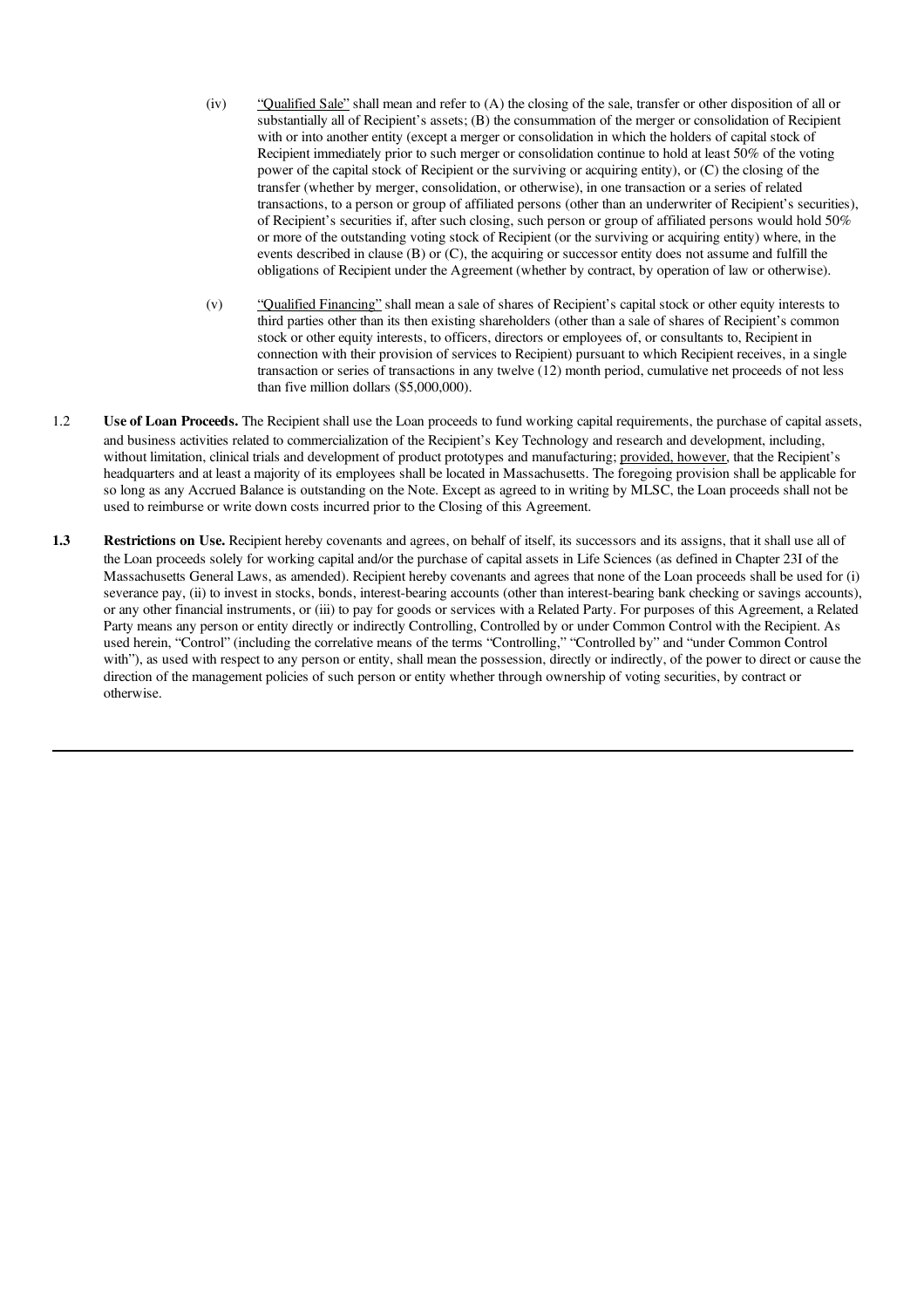(iv) "Qualified Sale" shall mean and refer to (A) the closing of the sale, transfer or other disposition of all or substantially all of Recipient's assets; (B) the consummation of the merger or consolidation of Recipient with or into another entity (except a merger or consolidation in which the holders of capital stock of Recipient immediately prior to such merger or consolidation continue to hold at least 50% of the voting power of the capital stock of Recipient or the surviving or acquiring entity), or (C) the closing of the transfer (whether by merger, consolidation, or otherwise), in one transaction or a series of related transactions, to a person or group of affiliated persons (other than an underwriter of Recipient's securities), of Recipient's securities if, after such closing, such person or group of affiliated persons would hold 50% or more of the outstanding voting stock of Recipient (or the surviving or acquiring entity) where, in the events described in clause (B) or (C), the acquiring or successor entity does not assume and fulfill the obligations of Recipient under the Agreement (whether by contract, by operation of law or otherwise).

(v) "Qualified Financing" shall mean a sale of shares of Recipient's capital stock or other equity interests to third parties other than its then existing shareholders (other than a sale of shares of Recipient's common stock or other equity interests, to officers, directors or employees of, or consultants to, Recipient in connection with their provision of services to Recipient) pursuant to which Recipient receives, in a single transaction or series of transactions in any twelve (12) month period, cumulative net proceeds of not less than five million dollars ($5,000,000).

1.2 **Use of Loan Proceeds.** The Recipient shall use the Loan proceeds to fund working capital requirements, the purchase of capital assets, and business activities related to commercialization of the Recipient's Key Technology and research and development, including, without limitation, clinical trials and development of product prototypes and manufacturing; provided, however, that the Recipient's headquarters and at least a majority of its employees shall be located in Massachusetts. The foregoing provision shall be applicable for so long as any Accrued Balance is outstanding on the Note. Except as agreed to in writing by MLSC, the Loan proceeds shall not be used to reimburse or write down costs incurred prior to the Closing of this Agreement.

**1.3 Restrictions on Use.** Recipient hereby covenants and agrees, on behalf of itself, its successors and its assigns, that it shall use all of the Loan proceeds solely for working capital and/or the purchase of capital assets in Life Sciences (as defined in Chapter 23I of the Massachusetts General Laws, as amended). Recipient hereby covenants and agrees that none of the Loan proceeds shall be used for (i) severance pay, (ii) to invest in stocks, bonds, interest-bearing accounts (other than interest-bearing bank checking or savings accounts), or any other financial instruments, or (iii) to pay for goods or services with a Related Party. For purposes of this Agreement, a Related Party means any person or entity directly or indirectly Controlling, Controlled by or under Common Control with the Recipient. As used herein, "Control" (including the correlative means of the terms "Controlling," "Controlled by" and "under Common Control with"), as used with respect to any person or entity, shall mean the possession, directly or indirectly, of the power to direct or cause the direction of the management policies of such person or entity whether through ownership of voting securities, by contract or otherwise.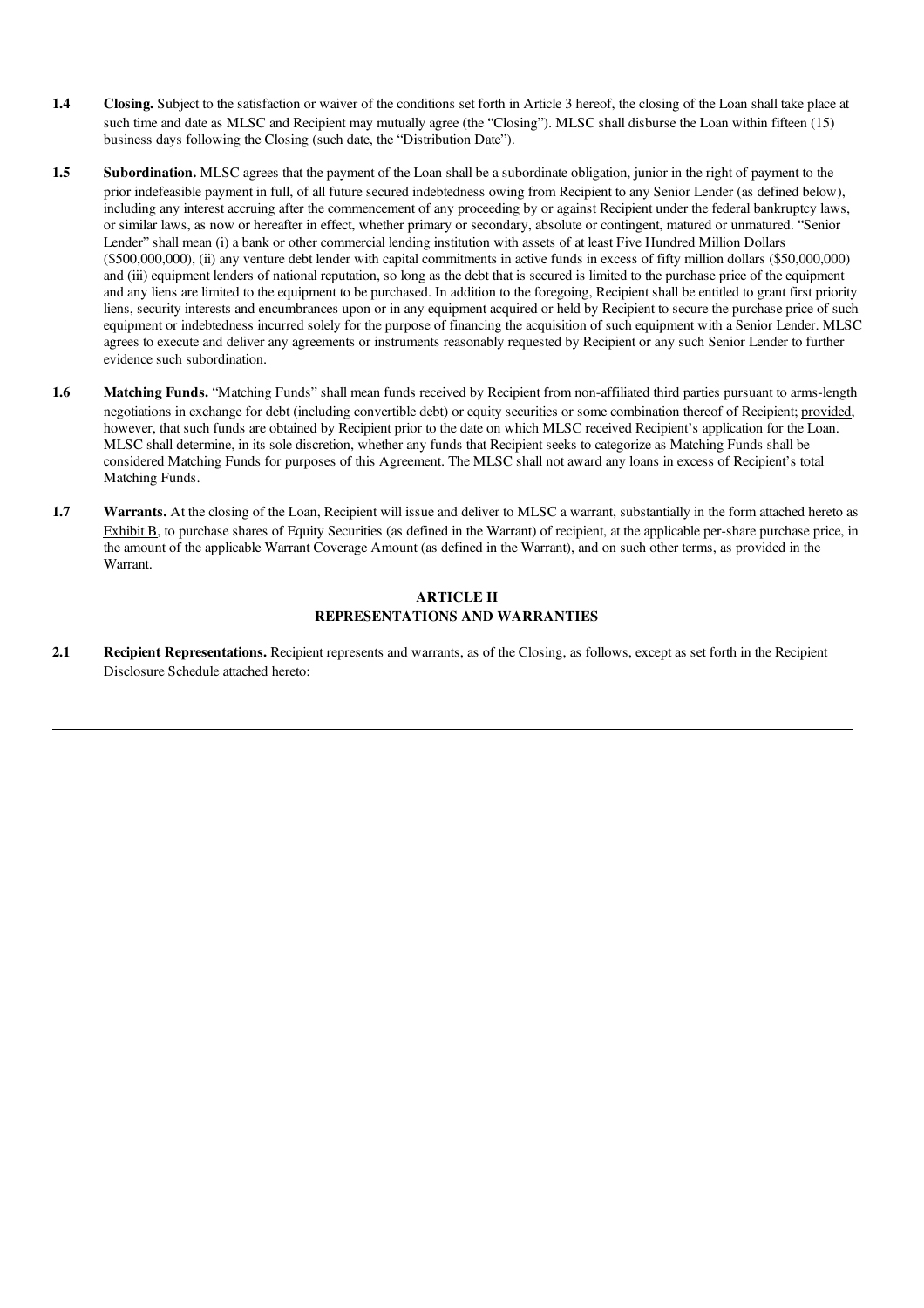**1.4 Closing.** Subject to the satisfaction or waiver of the conditions set forth in Article 3 hereof, the closing of the Loan shall take place at such time and date as MLSC and Recipient may mutually agree (the "Closing"). MLSC shall disburse the Loan within fifteen (15) business days following the Closing (such date, the "Distribution Date").

**1.5 Subordination.** MLSC agrees that the payment of the Loan shall be a subordinate obligation, junior in the right of payment to the prior indefeasible payment in full, of all future secured indebtedness owing from Recipient to any Senior Lender (as defined below), including any interest accruing after the commencement of any proceeding by or against Recipient under the federal bankruptcy laws, or similar laws, as now or hereafter in effect, whether primary or secondary, absolute or contingent, matured or unmatured. "Senior Lender" shall mean (i) a bank or other commercial lending institution with assets of at least Five Hundred Million Dollars ($500,000,000), (ii) any venture debt lender with capital commitments in active funds in excess of fifty million dollars ($50,000,000) and (iii) equipment lenders of national reputation, so long as the debt that is secured is limited to the purchase price of the equipment and any liens are limited to the equipment to be purchased. In addition to the foregoing, Recipient shall be entitled to grant first priority liens, security interests and encumbrances upon or in any equipment acquired or held by Recipient to secure the purchase price of such equipment or indebtedness incurred solely for the purpose of financing the acquisition of such equipment with a Senior Lender. MLSC agrees to execute and deliver any agreements or instruments reasonably requested by Recipient or any such Senior Lender to further evidence such subordination.

**1.6 Matching Funds.** "Matching Funds" shall mean funds received by Recipient from non-affiliated third parties pursuant to arms-length negotiations in exchange for debt (including convertible debt) or equity securities or some combination thereof of Recipient; provided, however, that such funds are obtained by Recipient prior to the date on which MLSC received Recipient's application for the Loan. MLSC shall determine, in its sole discretion, whether any funds that Recipient seeks to categorize as Matching Funds shall be considered Matching Funds for purposes of this Agreement. The MLSC shall not award any loans in excess of Recipient's total Matching Funds.

**1.7 Warrants.** At the closing of the Loan, Recipient will issue and deliver to MLSC a warrant, substantially in the form attached hereto as Exhibit B, to purchase shares of Equity Securities (as defined in the Warrant) of recipient, at the applicable per-share purchase price, in the amount of the applicable Warrant Coverage Amount (as defined in the Warrant), and on such other terms, as provided in the Warrant.

## ARTICLE II
## REPRESENTATIONS AND WARRANTIES

**2.1 Recipient Representations.** Recipient represents and warrants, as of the Closing, as follows, except as set forth in the Recipient Disclosure Schedule attached hereto: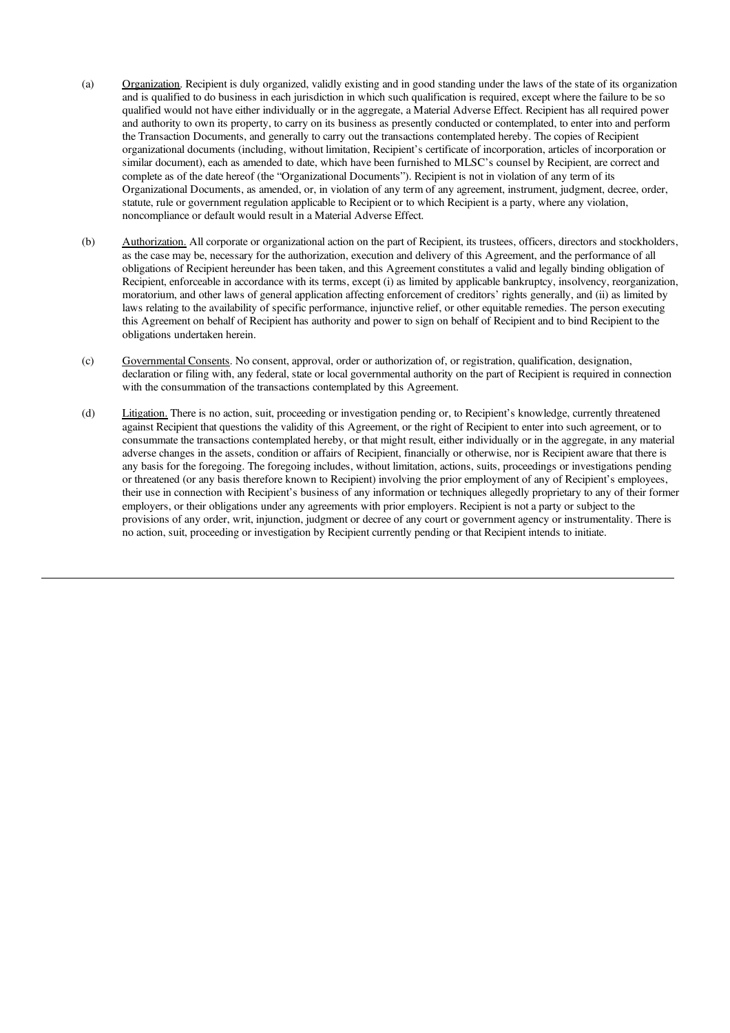(a) Organization. Recipient is duly organized, validly existing and in good standing under the laws of the state of its organization and is qualified to do business in each jurisdiction in which such qualification is required, except where the failure to be so qualified would not have either individually or in the aggregate, a Material Adverse Effect. Recipient has all required power and authority to own its property, to carry on its business as presently conducted or contemplated, to enter into and perform the Transaction Documents, and generally to carry out the transactions contemplated hereby. The copies of Recipient organizational documents (including, without limitation, Recipient's certificate of incorporation, articles of incorporation or similar document), each as amended to date, which have been furnished to MLSC's counsel by Recipient, are correct and complete as of the date hereof (the "Organizational Documents"). Recipient is not in violation of any term of its Organizational Documents, as amended, or, in violation of any term of any agreement, instrument, judgment, decree, order, statute, rule or government regulation applicable to Recipient or to which Recipient is a party, where any violation, noncompliance or default would result in a Material Adverse Effect.

(b) Authorization. All corporate or organizational action on the part of Recipient, its trustees, officers, directors and stockholders, as the case may be, necessary for the authorization, execution and delivery of this Agreement, and the performance of all obligations of Recipient hereunder has been taken, and this Agreement constitutes a valid and legally binding obligation of Recipient, enforceable in accordance with its terms, except (i) as limited by applicable bankruptcy, insolvency, reorganization, moratorium, and other laws of general application affecting enforcement of creditors' rights generally, and (ii) as limited by laws relating to the availability of specific performance, injunctive relief, or other equitable remedies. The person executing this Agreement on behalf of Recipient has authority and power to sign on behalf of Recipient and to bind Recipient to the obligations undertaken herein.

(c) Governmental Consents. No consent, approval, order or authorization of, or registration, qualification, designation, declaration or filing with, any federal, state or local governmental authority on the part of Recipient is required in connection with the consummation of the transactions contemplated by this Agreement.

(d) Litigation. There is no action, suit, proceeding or investigation pending or, to Recipient's knowledge, currently threatened against Recipient that questions the validity of this Agreement, or the right of Recipient to enter into such agreement, or to consummate the transactions contemplated hereby, or that might result, either individually or in the aggregate, in any material adverse changes in the assets, condition or affairs of Recipient, financially or otherwise, nor is Recipient aware that there is any basis for the foregoing. The foregoing includes, without limitation, actions, suits, proceedings or investigations pending or threatened (or any basis therefore known to Recipient) involving the prior employment of any of Recipient's employees, their use in connection with Recipient's business of any information or techniques allegedly proprietary to any of their former employers, or their obligations under any agreements with prior employers. Recipient is not a party or subject to the provisions of any order, writ, injunction, judgment or decree of any court or government agency or instrumentality. There is no action, suit, proceeding or investigation by Recipient currently pending or that Recipient intends to initiate.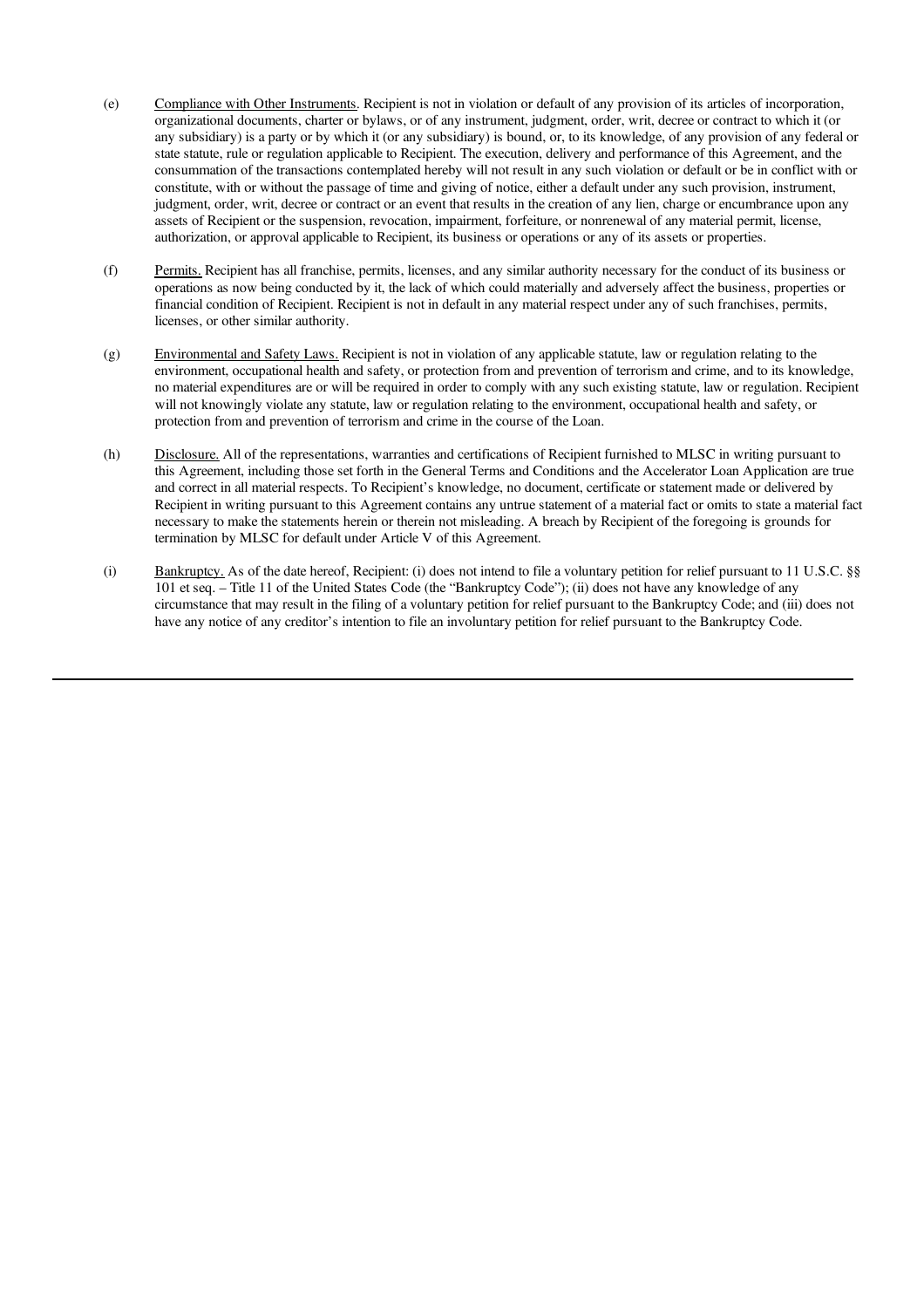(e) Compliance with Other Instruments. Recipient is not in violation or default of any provision of its articles of incorporation, organizational documents, charter or bylaws, or of any instrument, judgment, order, writ, decree or contract to which it (or any subsidiary) is a party or by which it (or any subsidiary) is bound, or, to its knowledge, of any provision of any federal or state statute, rule or regulation applicable to Recipient. The execution, delivery and performance of this Agreement, and the consummation of the transactions contemplated hereby will not result in any such violation or default or be in conflict with or constitute, with or without the passage of time and giving of notice, either a default under any such provision, instrument, judgment, order, writ, decree or contract or an event that results in the creation of any lien, charge or encumbrance upon any assets of Recipient or the suspension, revocation, impairment, forfeiture, or nonrenewal of any material permit, license, authorization, or approval applicable to Recipient, its business or operations or any of its assets or properties.

(f) Permits. Recipient has all franchise, permits, licenses, and any similar authority necessary for the conduct of its business or operations as now being conducted by it, the lack of which could materially and adversely affect the business, properties or financial condition of Recipient. Recipient is not in default in any material respect under any of such franchises, permits, licenses, or other similar authority.

(g) Environmental and Safety Laws. Recipient is not in violation of any applicable statute, law or regulation relating to the environment, occupational health and safety, or protection from and prevention of terrorism and crime, and to its knowledge, no material expenditures are or will be required in order to comply with any such existing statute, law or regulation. Recipient will not knowingly violate any statute, law or regulation relating to the environment, occupational health and safety, or protection from and prevention of terrorism and crime in the course of the Loan.

(h) Disclosure. All of the representations, warranties and certifications of Recipient furnished to MLSC in writing pursuant to this Agreement, including those set forth in the General Terms and Conditions and the Accelerator Loan Application are true and correct in all material respects. To Recipient's knowledge, no document, certificate or statement made or delivered by Recipient in writing pursuant to this Agreement contains any untrue statement of a material fact or omits to state a material fact necessary to make the statements herein or therein not misleading. A breach by Recipient of the foregoing is grounds for termination by MLSC for default under Article V of this Agreement.

(i) Bankruptcy. As of the date hereof, Recipient: (i) does not intend to file a voluntary petition for relief pursuant to 11 U.S.C. §§ 101 et seq. – Title 11 of the United States Code (the "Bankruptcy Code"); (ii) does not have any knowledge of any circumstance that may result in the filing of a voluntary petition for relief pursuant to the Bankruptcy Code; and (iii) does not have any notice of any creditor's intention to file an involuntary petition for relief pursuant to the Bankruptcy Code.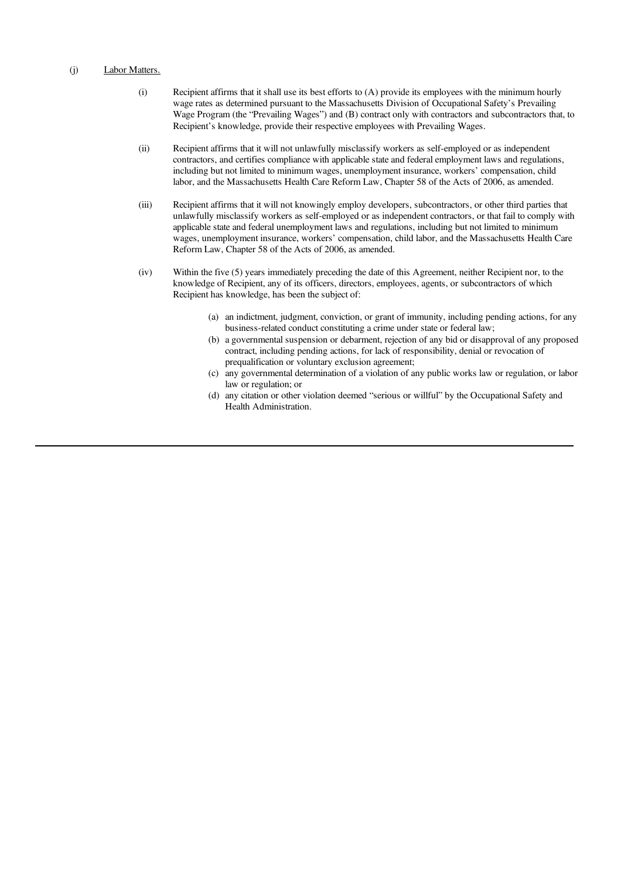(j) Labor Matters.

(i) Recipient affirms that it shall use its best efforts to (A) provide its employees with the minimum hourly wage rates as determined pursuant to the Massachusetts Division of Occupational Safety's Prevailing Wage Program (the "Prevailing Wages") and (B) contract only with contractors and subcontractors that, to Recipient's knowledge, provide their respective employees with Prevailing Wages.

(ii) Recipient affirms that it will not unlawfully misclassify workers as self-employed or as independent contractors, and certifies compliance with applicable state and federal employment laws and regulations, including but not limited to minimum wages, unemployment insurance, workers' compensation, child labor, and the Massachusetts Health Care Reform Law, Chapter 58 of the Acts of 2006, as amended.

(iii) Recipient affirms that it will not knowingly employ developers, subcontractors, or other third parties that unlawfully misclassify workers as self-employed or as independent contractors, or that fail to comply with applicable state and federal unemployment laws and regulations, including but not limited to minimum wages, unemployment insurance, workers' compensation, child labor, and the Massachusetts Health Care Reform Law, Chapter 58 of the Acts of 2006, as amended.

(iv) Within the five (5) years immediately preceding the date of this Agreement, neither Recipient nor, to the knowledge of Recipient, any of its officers, directors, employees, agents, or subcontractors of which Recipient has knowledge, has been the subject of:

(a) an indictment, judgment, conviction, or grant of immunity, including pending actions, for any business-related conduct constituting a crime under state or federal law;

(b) a governmental suspension or debarment, rejection of any bid or disapproval of any proposed contract, including pending actions, for lack of responsibility, denial or revocation of prequalification or voluntary exclusion agreement;

(c) any governmental determination of a violation of any public works law or regulation, or labor law or regulation; or

(d) any citation or other violation deemed "serious or willful" by the Occupational Safety and Health Administration.

---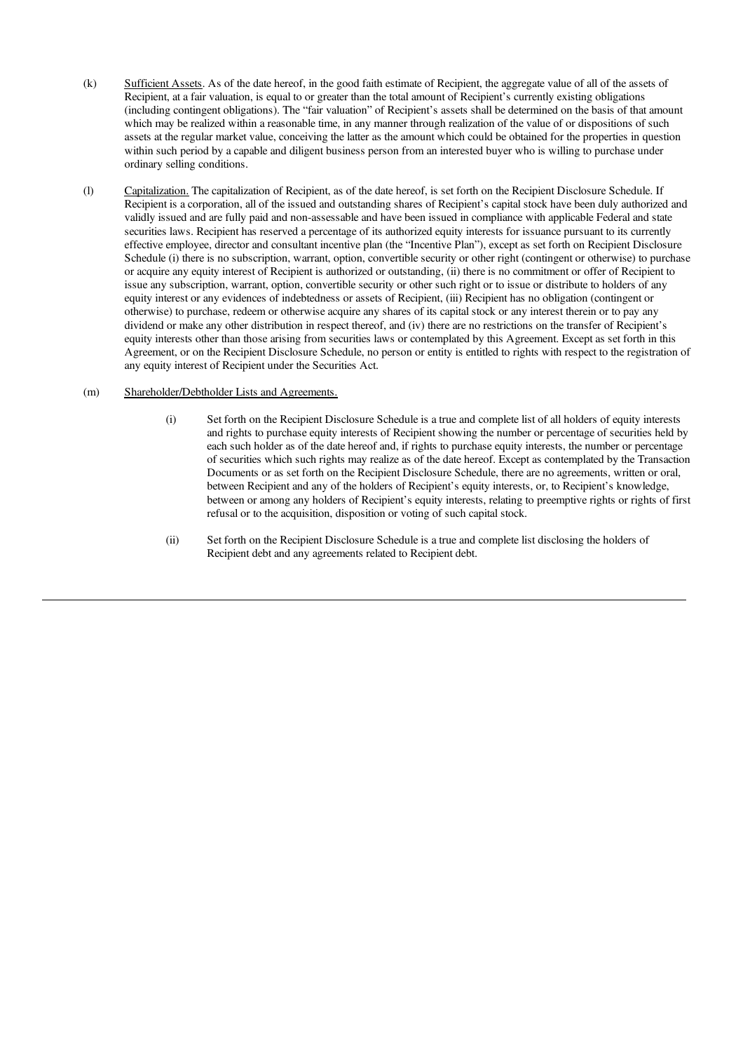(k) Sufficient Assets. As of the date hereof, in the good faith estimate of Recipient, the aggregate value of all of the assets of Recipient, at a fair valuation, is equal to or greater than the total amount of Recipient's currently existing obligations (including contingent obligations). The "fair valuation" of Recipient's assets shall be determined on the basis of that amount which may be realized within a reasonable time, in any manner through realization of the value of or dispositions of such assets at the regular market value, conceiving the latter as the amount which could be obtained for the properties in question within such period by a capable and diligent business person from an interested buyer who is willing to purchase under ordinary selling conditions.

(l) Capitalization. The capitalization of Recipient, as of the date hereof, is set forth on the Recipient Disclosure Schedule. If Recipient is a corporation, all of the issued and outstanding shares of Recipient's capital stock have been duly authorized and validly issued and are fully paid and non-assessable and have been issued in compliance with applicable Federal and state securities laws. Recipient has reserved a percentage of its authorized equity interests for issuance pursuant to its currently effective employee, director and consultant incentive plan (the "Incentive Plan"), except as set forth on Recipient Disclosure Schedule (i) there is no subscription, warrant, option, convertible security or other right (contingent or otherwise) to purchase or acquire any equity interest of Recipient is authorized or outstanding, (ii) there is no commitment or offer of Recipient to issue any subscription, warrant, option, convertible security or other such right or to issue or distribute to holders of any equity interest or any evidences of indebtedness or assets of Recipient, (iii) Recipient has no obligation (contingent or otherwise) to purchase, redeem or otherwise acquire any shares of its capital stock or any interest therein or to pay any dividend or make any other distribution in respect thereof, and (iv) there are no restrictions on the transfer of Recipient's equity interests other than those arising from securities laws or contemplated by this Agreement. Except as set forth in this Agreement, or on the Recipient Disclosure Schedule, no person or entity is entitled to rights with respect to the registration of any equity interest of Recipient under the Securities Act.

(m) Shareholder/Debtholder Lists and Agreements.

(i) Set forth on the Recipient Disclosure Schedule is a true and complete list of all holders of equity interests and rights to purchase equity interests of Recipient showing the number or percentage of securities held by each such holder as of the date hereof and, if rights to purchase equity interests, the number or percentage of securities which such rights may realize as of the date hereof. Except as contemplated by the Transaction Documents or as set forth on the Recipient Disclosure Schedule, there are no agreements, written or oral, between Recipient and any of the holders of Recipient's equity interests, or, to Recipient's knowledge, between or among any holders of Recipient's equity interests, relating to preemptive rights or rights of first refusal or to the acquisition, disposition or voting of such capital stock.

(ii) Set forth on the Recipient Disclosure Schedule is a true and complete list disclosing the holders of Recipient debt and any agreements related to Recipient debt.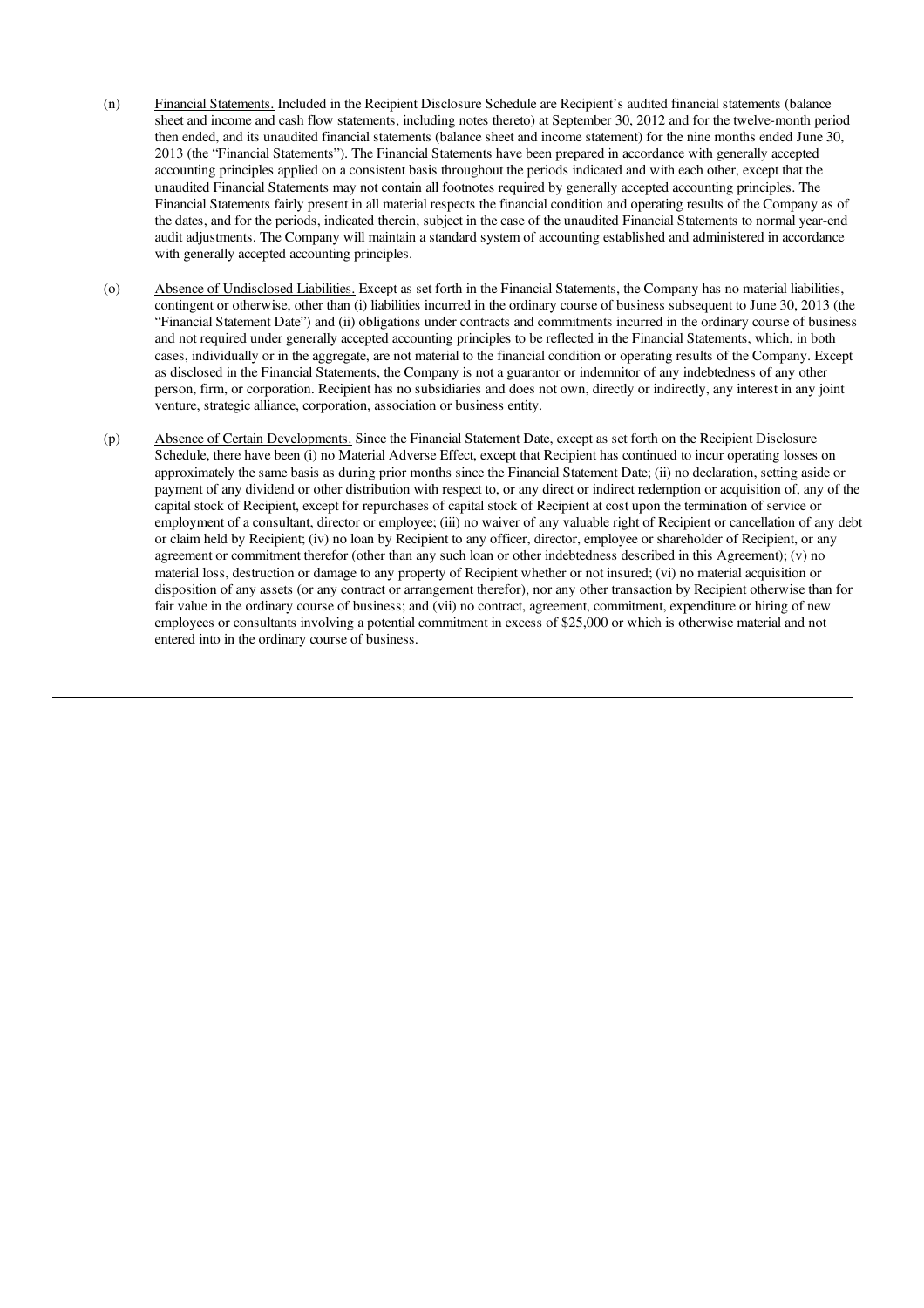(n) Financial Statements. Included in the Recipient Disclosure Schedule are Recipient's audited financial statements (balance sheet and income and cash flow statements, including notes thereto) at September 30, 2012 and for the twelve-month period then ended, and its unaudited financial statements (balance sheet and income statement) for the nine months ended June 30, 2013 (the "Financial Statements"). The Financial Statements have been prepared in accordance with generally accepted accounting principles applied on a consistent basis throughout the periods indicated and with each other, except that the unaudited Financial Statements may not contain all footnotes required by generally accepted accounting principles. The Financial Statements fairly present in all material respects the financial condition and operating results of the Company as of the dates, and for the periods, indicated therein, subject in the case of the unaudited Financial Statements to normal year-end audit adjustments. The Company will maintain a standard system of accounting established and administered in accordance with generally accepted accounting principles.

(o) Absence of Undisclosed Liabilities. Except as set forth in the Financial Statements, the Company has no material liabilities, contingent or otherwise, other than (i) liabilities incurred in the ordinary course of business subsequent to June 30, 2013 (the "Financial Statement Date") and (ii) obligations under contracts and commitments incurred in the ordinary course of business and not required under generally accepted accounting principles to be reflected in the Financial Statements, which, in both cases, individually or in the aggregate, are not material to the financial condition or operating results of the Company. Except as disclosed in the Financial Statements, the Company is not a guarantor or indemnitor of any indebtedness of any other person, firm, or corporation. Recipient has no subsidiaries and does not own, directly or indirectly, any interest in any joint venture, strategic alliance, corporation, association or business entity.

(p) Absence of Certain Developments. Since the Financial Statement Date, except as set forth on the Recipient Disclosure Schedule, there have been (i) no Material Adverse Effect, except that Recipient has continued to incur operating losses on approximately the same basis as during prior months since the Financial Statement Date; (ii) no declaration, setting aside or payment of any dividend or other distribution with respect to, or any direct or indirect redemption or acquisition of, any of the capital stock of Recipient, except for repurchases of capital stock of Recipient at cost upon the termination of service or employment of a consultant, director or employee; (iii) no waiver of any valuable right of Recipient or cancellation of any debt or claim held by Recipient; (iv) no loan by Recipient to any officer, director, employee or shareholder of Recipient, or any agreement or commitment therefor (other than any such loan or other indebtedness described in this Agreement); (v) no material loss, destruction or damage to any property of Recipient whether or not insured; (vi) no material acquisition or disposition of any assets (or any contract or arrangement therefor), nor any other transaction by Recipient otherwise than for fair value in the ordinary course of business; and (vii) no contract, agreement, commitment, expenditure or hiring of new employees or consultants involving a potential commitment in excess of $25,000 or which is otherwise material and not entered into in the ordinary course of business.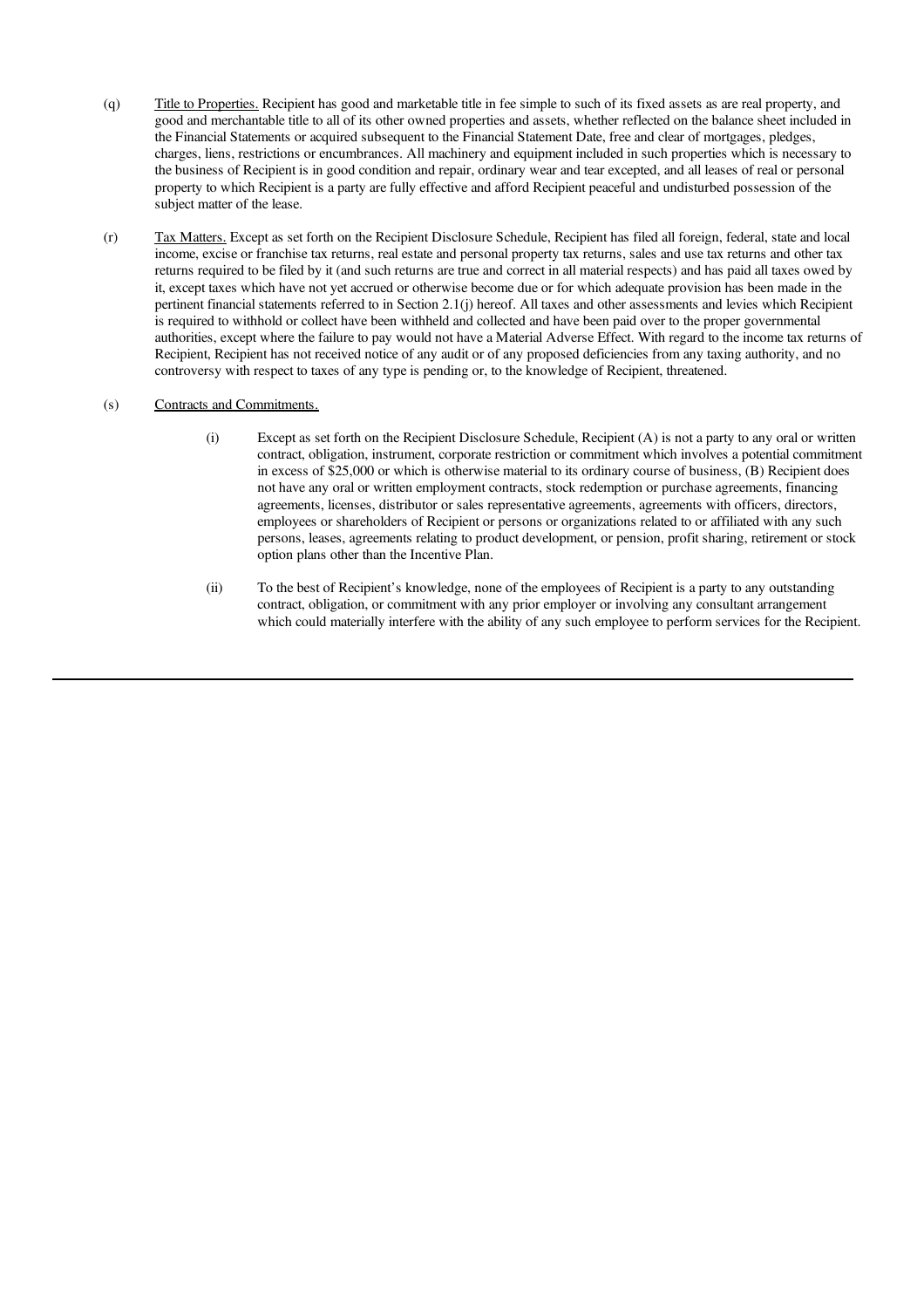(q) Title to Properties. Recipient has good and marketable title in fee simple to such of its fixed assets as are real property, and good and merchantable title to all of its other owned properties and assets, whether reflected on the balance sheet included in the Financial Statements or acquired subsequent to the Financial Statement Date, free and clear of mortgages, pledges, charges, liens, restrictions or encumbrances. All machinery and equipment included in such properties which is necessary to the business of Recipient is in good condition and repair, ordinary wear and tear excepted, and all leases of real or personal property to which Recipient is a party are fully effective and afford Recipient peaceful and undisturbed possession of the subject matter of the lease.

(r) Tax Matters. Except as set forth on the Recipient Disclosure Schedule, Recipient has filed all foreign, federal, state and local income, excise or franchise tax returns, real estate and personal property tax returns, sales and use tax returns and other tax returns required to be filed by it (and such returns are true and correct in all material respects) and has paid all taxes owed by it, except taxes which have not yet accrued or otherwise become due or for which adequate provision has been made in the pertinent financial statements referred to in Section 2.1(j) hereof. All taxes and other assessments and levies which Recipient is required to withhold or collect have been withheld and collected and have been paid over to the proper governmental authorities, except where the failure to pay would not have a Material Adverse Effect. With regard to the income tax returns of Recipient, Recipient has not received notice of any audit or of any proposed deficiencies from any taxing authority, and no controversy with respect to taxes of any type is pending or, to the knowledge of Recipient, threatened.

(s) Contracts and Commitments.

(i) Except as set forth on the Recipient Disclosure Schedule, Recipient (A) is not a party to any oral or written contract, obligation, instrument, corporate restriction or commitment which involves a potential commitment in excess of $25,000 or which is otherwise material to its ordinary course of business, (B) Recipient does not have any oral or written employment contracts, stock redemption or purchase agreements, financing agreements, licenses, distributor or sales representative agreements, agreements with officers, directors, employees or shareholders of Recipient or persons or organizations related to or affiliated with any such persons, leases, agreements relating to product development, or pension, profit sharing, retirement or stock option plans other than the Incentive Plan.

(ii) To the best of Recipient's knowledge, none of the employees of Recipient is a party to any outstanding contract, obligation, or commitment with any prior employer or involving any consultant arrangement which could materially interfere with the ability of any such employee to perform services for the Recipient.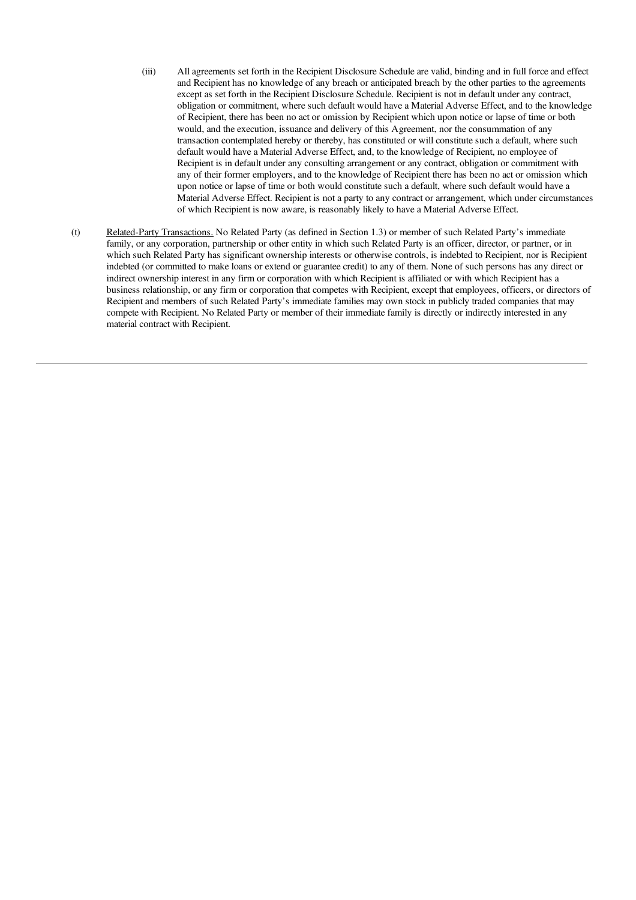(iii) All agreements set forth in the Recipient Disclosure Schedule are valid, binding and in full force and effect and Recipient has no knowledge of any breach or anticipated breach by the other parties to the agreements except as set forth in the Recipient Disclosure Schedule. Recipient is not in default under any contract, obligation or commitment, where such default would have a Material Adverse Effect, and to the knowledge of Recipient, there has been no act or omission by Recipient which upon notice or lapse of time or both would, and the execution, issuance and delivery of this Agreement, nor the consummation of any transaction contemplated hereby or thereby, has constituted or will constitute such a default, where such default would have a Material Adverse Effect, and, to the knowledge of Recipient, no employee of Recipient is in default under any consulting arrangement or any contract, obligation or commitment with any of their former employers, and to the knowledge of Recipient there has been no act or omission which upon notice or lapse of time or both would constitute such a default, where such default would have a Material Adverse Effect. Recipient is not a party to any contract or arrangement, which under circumstances of which Recipient is now aware, is reasonably likely to have a Material Adverse Effect.

(t) Related-Party Transactions. No Related Party (as defined in Section 1.3) or member of such Related Party's immediate family, or any corporation, partnership or other entity in which such Related Party is an officer, director, or partner, or in which such Related Party has significant ownership interests or otherwise controls, is indebted to Recipient, nor is Recipient indebted (or committed to make loans or extend or guarantee credit) to any of them. None of such persons has any direct or indirect ownership interest in any firm or corporation with which Recipient is affiliated or with which Recipient has a business relationship, or any firm or corporation that competes with Recipient, except that employees, officers, or directors of Recipient and members of such Related Party's immediate families may own stock in publicly traded companies that may compete with Recipient. No Related Party or member of their immediate family is directly or indirectly interested in any material contract with Recipient.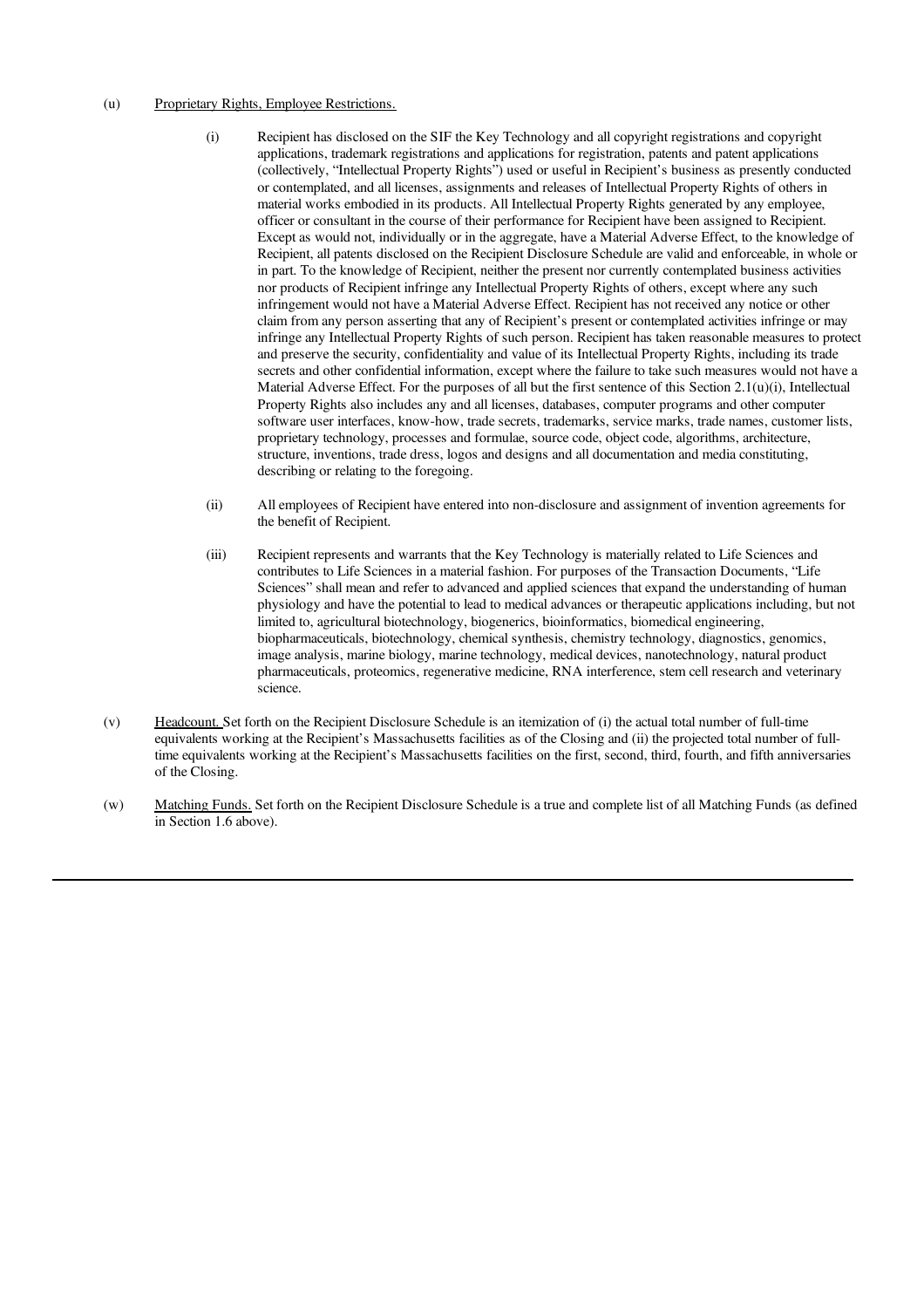(u) Proprietary Rights, Employee Restrictions.

(i) Recipient has disclosed on the SIF the Key Technology and all copyright registrations and copyright applications, trademark registrations and applications for registration, patents and patent applications (collectively, "Intellectual Property Rights") used or useful in Recipient's business as presently conducted or contemplated, and all licenses, assignments and releases of Intellectual Property Rights of others in material works embodied in its products. All Intellectual Property Rights generated by any employee, officer or consultant in the course of their performance for Recipient have been assigned to Recipient. Except as would not, individually or in the aggregate, have a Material Adverse Effect, to the knowledge of Recipient, all patents disclosed on the Recipient Disclosure Schedule are valid and enforceable, in whole or in part. To the knowledge of Recipient, neither the present nor currently contemplated business activities nor products of Recipient infringe any Intellectual Property Rights of others, except where any such infringement would not have a Material Adverse Effect. Recipient has not received any notice or other claim from any person asserting that any of Recipient's present or contemplated activities infringe or may infringe any Intellectual Property Rights of such person. Recipient has taken reasonable measures to protect and preserve the security, confidentiality and value of its Intellectual Property Rights, including its trade secrets and other confidential information, except where the failure to take such measures would not have a Material Adverse Effect. For the purposes of all but the first sentence of this Section 2.1(u)(i), Intellectual Property Rights also includes any and all licenses, databases, computer programs and other computer software user interfaces, know-how, trade secrets, trademarks, service marks, trade names, customer lists, proprietary technology, processes and formulae, source code, object code, algorithms, architecture, structure, inventions, trade dress, logos and designs and all documentation and media constituting, describing or relating to the foregoing.

(ii) All employees of Recipient have entered into non-disclosure and assignment of invention agreements for the benefit of Recipient.

(iii) Recipient represents and warrants that the Key Technology is materially related to Life Sciences and contributes to Life Sciences in a material fashion. For purposes of the Transaction Documents, "Life Sciences" shall mean and refer to advanced and applied sciences that expand the understanding of human physiology and have the potential to lead to medical advances or therapeutic applications including, but not limited to, agricultural biotechnology, biogenerics, bioinformatics, biomedical engineering, biopharmaceuticals, biotechnology, chemical synthesis, chemistry technology, diagnostics, genomics, image analysis, marine biology, marine technology, medical devices, nanotechnology, natural product pharmaceuticals, proteomics, regenerative medicine, RNA interference, stem cell research and veterinary science.

(v) Headcount. Set forth on the Recipient Disclosure Schedule is an itemization of (i) the actual total number of full-time equivalents working at the Recipient's Massachusetts facilities as of the Closing and (ii) the projected total number of full-time equivalents working at the Recipient's Massachusetts facilities on the first, second, third, fourth, and fifth anniversaries of the Closing.

(w) Matching Funds. Set forth on the Recipient Disclosure Schedule is a true and complete list of all Matching Funds (as defined in Section 1.6 above).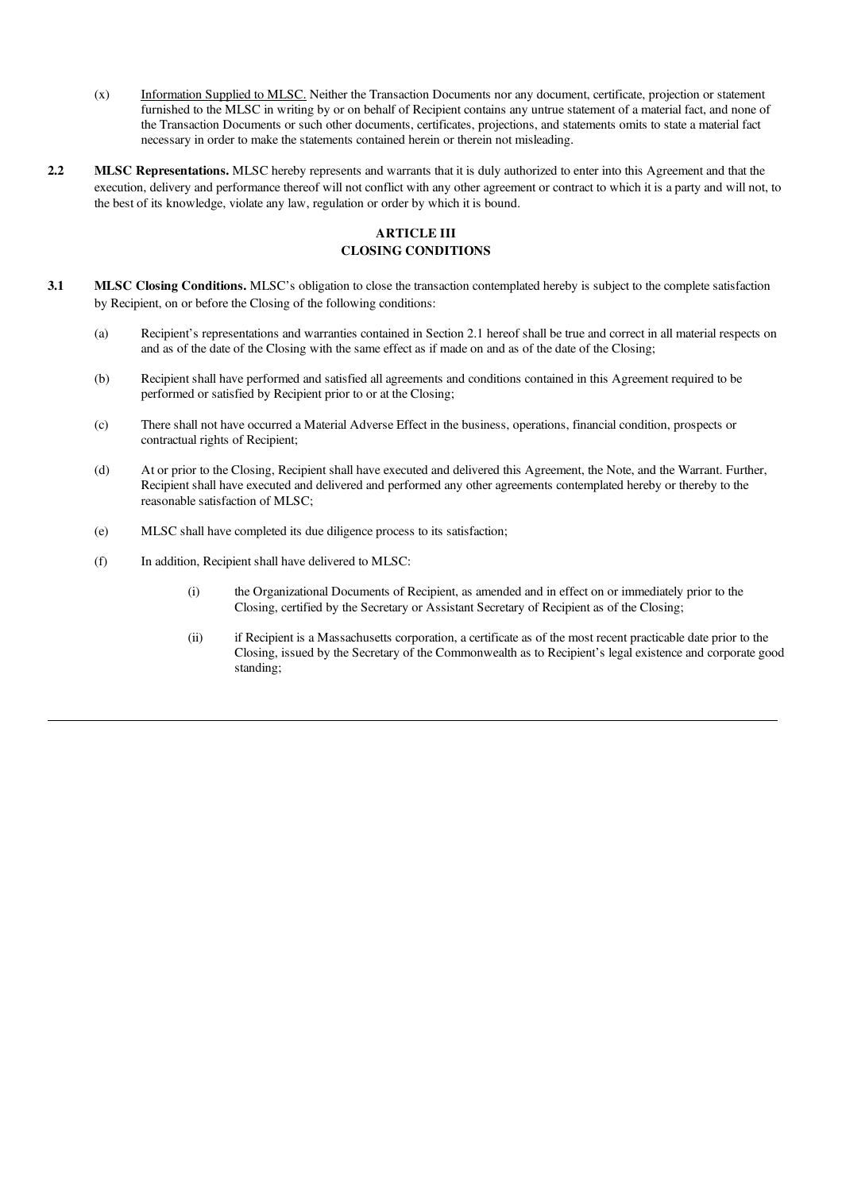(x) <u>Information Supplied to MLSC.</u> Neither the Transaction Documents nor any document, certificate, projection or statement furnished to the MLSC in writing by or on behalf of Recipient contains any untrue statement of a material fact, and none of the Transaction Documents or such other documents, certificates, projections, and statements omits to state a material fact necessary in order to make the statements contained herein or therein not misleading.

**2.2 MLSC Representations.** MLSC hereby represents and warrants that it is duly authorized to enter into this Agreement and that the execution, delivery and performance thereof will not conflict with any other agreement or contract to which it is a party and will not, to the best of its knowledge, violate any law, regulation or order by which it is bound.

## ARTICLE III
## CLOSING CONDITIONS

**3.1 MLSC Closing Conditions.** MLSC's obligation to close the transaction contemplated hereby is subject to the complete satisfaction by Recipient, on or before the Closing of the following conditions:

(a) Recipient's representations and warranties contained in Section 2.1 hereof shall be true and correct in all material respects on and as of the date of the Closing with the same effect as if made on and as of the date of the Closing;

(b) Recipient shall have performed and satisfied all agreements and conditions contained in this Agreement required to be performed or satisfied by Recipient prior to or at the Closing;

(c) There shall not have occurred a Material Adverse Effect in the business, operations, financial condition, prospects or contractual rights of Recipient;

(d) At or prior to the Closing, Recipient shall have executed and delivered this Agreement, the Note, and the Warrant. Further, Recipient shall have executed and delivered and performed any other agreements contemplated hereby or thereby to the reasonable satisfaction of MLSC;

(e) MLSC shall have completed its due diligence process to its satisfaction;

(f) In addition, Recipient shall have delivered to MLSC:

(i) the Organizational Documents of Recipient, as amended and in effect on or immediately prior to the Closing, certified by the Secretary or Assistant Secretary of Recipient as of the Closing;

(ii) if Recipient is a Massachusetts corporation, a certificate as of the most recent practicable date prior to the Closing, issued by the Secretary of the Commonwealth as to Recipient's legal existence and corporate good standing;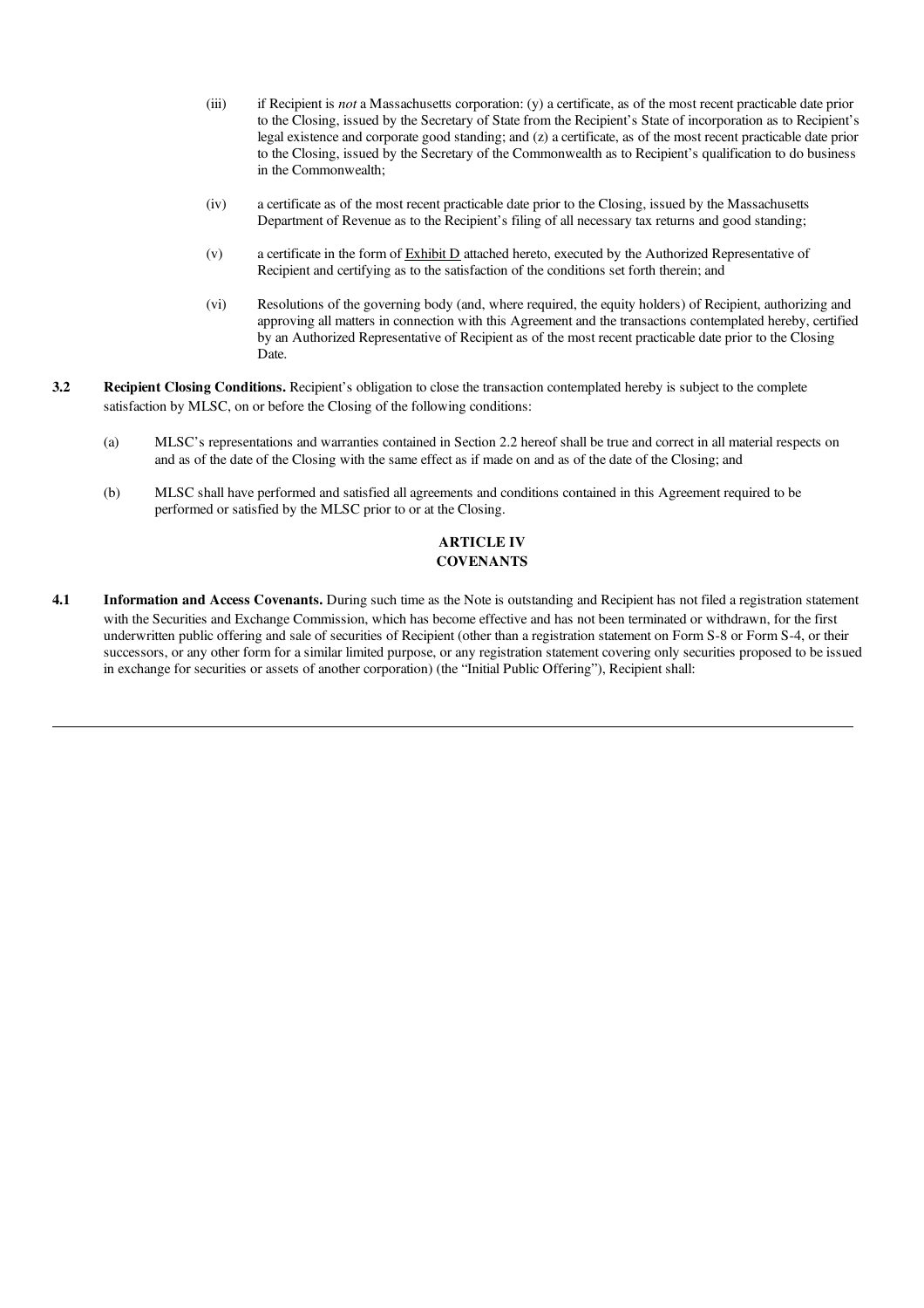(iii) if Recipient is *not* a Massachusetts corporation: (y) a certificate, as of the most recent practicable date prior to the Closing, issued by the Secretary of State from the Recipient's State of incorporation as to Recipient's legal existence and corporate good standing; and (z) a certificate, as of the most recent practicable date prior to the Closing, issued by the Secretary of the Commonwealth as to Recipient's qualification to do business in the Commonwealth;

(iv) a certificate as of the most recent practicable date prior to the Closing, issued by the Massachusetts Department of Revenue as to the Recipient's filing of all necessary tax returns and good standing;

(v) a certificate in the form of Exhibit D attached hereto, executed by the Authorized Representative of Recipient and certifying as to the satisfaction of the conditions set forth therein; and

(vi) Resolutions of the governing body (and, where required, the equity holders) of Recipient, authorizing and approving all matters in connection with this Agreement and the transactions contemplated hereby, certified by an Authorized Representative of Recipient as of the most recent practicable date prior to the Closing Date.

**3.2 Recipient Closing Conditions.** Recipient's obligation to close the transaction contemplated hereby is subject to the complete satisfaction by MLSC, on or before the Closing of the following conditions:

(a) MLSC's representations and warranties contained in Section 2.2 hereof shall be true and correct in all material respects on and as of the date of the Closing with the same effect as if made on and as of the date of the Closing; and

(b) MLSC shall have performed and satisfied all agreements and conditions contained in this Agreement required to be performed or satisfied by the MLSC prior to or at the Closing.

## ARTICLE IV
## COVENANTS

**4.1 Information and Access Covenants.** During such time as the Note is outstanding and Recipient has not filed a registration statement with the Securities and Exchange Commission, which has become effective and has not been terminated or withdrawn, for the first underwritten public offering and sale of securities of Recipient (other than a registration statement on Form S-8 or Form S-4, or their successors, or any other form for a similar limited purpose, or any registration statement covering only securities proposed to be issued in exchange for securities or assets of another corporation) (the "Initial Public Offering"), Recipient shall: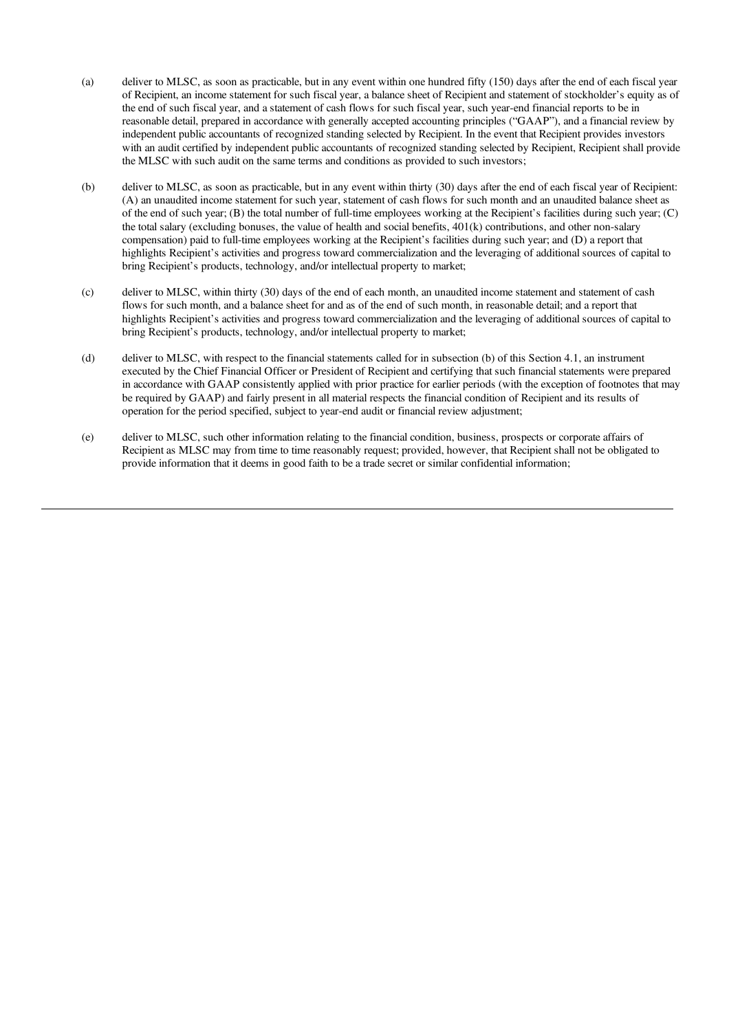(a) deliver to MLSC, as soon as practicable, but in any event within one hundred fifty (150) days after the end of each fiscal year of Recipient, an income statement for such fiscal year, a balance sheet of Recipient and statement of stockholder's equity as of the end of such fiscal year, and a statement of cash flows for such fiscal year, such year-end financial reports to be in reasonable detail, prepared in accordance with generally accepted accounting principles ("GAAP"), and a financial review by independent public accountants of recognized standing selected by Recipient. In the event that Recipient provides investors with an audit certified by independent public accountants of recognized standing selected by Recipient, Recipient shall provide the MLSC with such audit on the same terms and conditions as provided to such investors;

(b) deliver to MLSC, as soon as practicable, but in any event within thirty (30) days after the end of each fiscal year of Recipient: (A) an unaudited income statement for such year, statement of cash flows for such month and an unaudited balance sheet as of the end of such year; (B) the total number of full-time employees working at the Recipient's facilities during such year; (C) the total salary (excluding bonuses, the value of health and social benefits, 401(k) contributions, and other non-salary compensation) paid to full-time employees working at the Recipient's facilities during such year; and (D) a report that highlights Recipient's activities and progress toward commercialization and the leveraging of additional sources of capital to bring Recipient's products, technology, and/or intellectual property to market;

(c) deliver to MLSC, within thirty (30) days of the end of each month, an unaudited income statement and statement of cash flows for such month, and a balance sheet for and as of the end of such month, in reasonable detail; and a report that highlights Recipient's activities and progress toward commercialization and the leveraging of additional sources of capital to bring Recipient's products, technology, and/or intellectual property to market;

(d) deliver to MLSC, with respect to the financial statements called for in subsection (b) of this Section 4.1, an instrument executed by the Chief Financial Officer or President of Recipient and certifying that such financial statements were prepared in accordance with GAAP consistently applied with prior practice for earlier periods (with the exception of footnotes that may be required by GAAP) and fairly present in all material respects the financial condition of Recipient and its results of operation for the period specified, subject to year-end audit or financial review adjustment;

(e) deliver to MLSC, such other information relating to the financial condition, business, prospects or corporate affairs of Recipient as MLSC may from time to time reasonably request; provided, however, that Recipient shall not be obligated to provide information that it deems in good faith to be a trade secret or similar confidential information;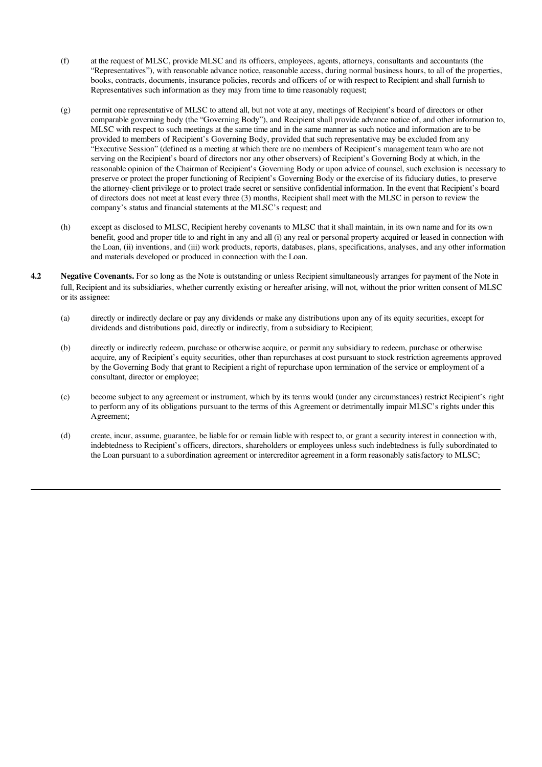(f) at the request of MLSC, provide MLSC and its officers, employees, agents, attorneys, consultants and accountants (the "Representatives"), with reasonable advance notice, reasonable access, during normal business hours, to all of the properties, books, contracts, documents, insurance policies, records and officers of or with respect to Recipient and shall furnish to Representatives such information as they may from time to time reasonably request;

(g) permit one representative of MLSC to attend all, but not vote at any, meetings of Recipient's board of directors or other comparable governing body (the "Governing Body"), and Recipient shall provide advance notice of, and other information to, MLSC with respect to such meetings at the same time and in the same manner as such notice and information are to be provided to members of Recipient's Governing Body, provided that such representative may be excluded from any "Executive Session" (defined as a meeting at which there are no members of Recipient's management team who are not serving on the Recipient's board of directors nor any other observers) of Recipient's Governing Body at which, in the reasonable opinion of the Chairman of Recipient's Governing Body or upon advice of counsel, such exclusion is necessary to preserve or protect the proper functioning of Recipient's Governing Body or the exercise of its fiduciary duties, to preserve the attorney-client privilege or to protect trade secret or sensitive confidential information. In the event that Recipient's board of directors does not meet at least every three (3) months, Recipient shall meet with the MLSC in person to review the company's status and financial statements at the MLSC's request; and

(h) except as disclosed to MLSC, Recipient hereby covenants to MLSC that it shall maintain, in its own name and for its own benefit, good and proper title to and right in any and all (i) any real or personal property acquired or leased in connection with the Loan, (ii) inventions, and (iii) work products, reports, databases, plans, specifications, analyses, and any other information and materials developed or produced in connection with the Loan.

**4.2 Negative Covenants.** For so long as the Note is outstanding or unless Recipient simultaneously arranges for payment of the Note in full, Recipient and its subsidiaries, whether currently existing or hereafter arising, will not, without the prior written consent of MLSC or its assignee:

(a) directly or indirectly declare or pay any dividends or make any distributions upon any of its equity securities, except for dividends and distributions paid, directly or indirectly, from a subsidiary to Recipient;

(b) directly or indirectly redeem, purchase or otherwise acquire, or permit any subsidiary to redeem, purchase or otherwise acquire, any of Recipient's equity securities, other than repurchases at cost pursuant to stock restriction agreements approved by the Governing Body that grant to Recipient a right of repurchase upon termination of the service or employment of a consultant, director or employee;

(c) become subject to any agreement or instrument, which by its terms would (under any circumstances) restrict Recipient's right to perform any of its obligations pursuant to the terms of this Agreement or detrimentally impair MLSC's rights under this Agreement;

(d) create, incur, assume, guarantee, be liable for or remain liable with respect to, or grant a security interest in connection with, indebtedness to Recipient's officers, directors, shareholders or employees unless such indebtedness is fully subordinated to the Loan pursuant to a subordination agreement or intercreditor agreement in a form reasonably satisfactory to MLSC;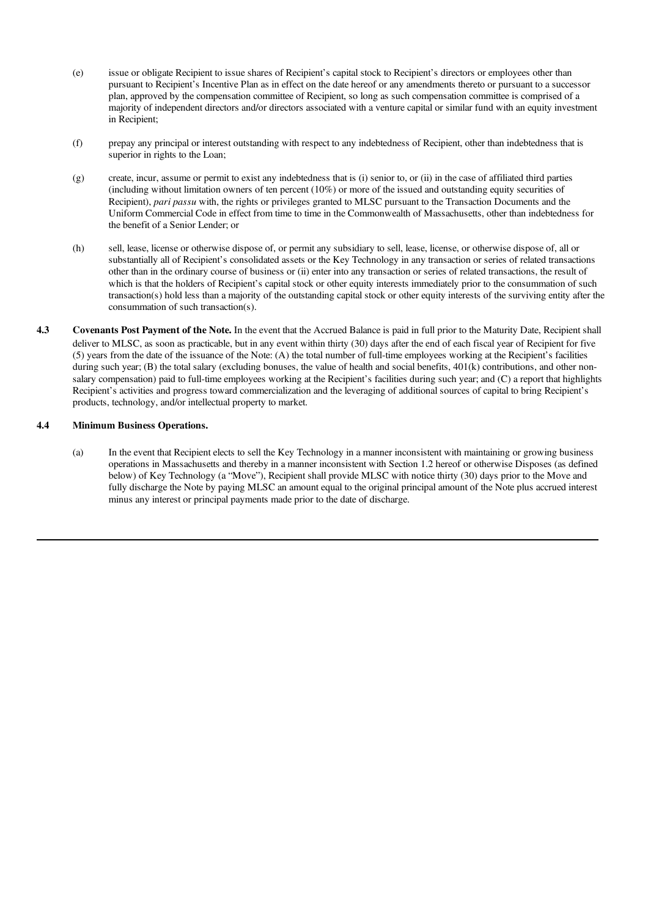(e) issue or obligate Recipient to issue shares of Recipient's capital stock to Recipient's directors or employees other than pursuant to Recipient's Incentive Plan as in effect on the date hereof or any amendments thereto or pursuant to a successor plan, approved by the compensation committee of Recipient, so long as such compensation committee is comprised of a majority of independent directors and/or directors associated with a venture capital or similar fund with an equity investment in Recipient;

(f) prepay any principal or interest outstanding with respect to any indebtedness of Recipient, other than indebtedness that is superior in rights to the Loan;

(g) create, incur, assume or permit to exist any indebtedness that is (i) senior to, or (ii) in the case of affiliated third parties (including without limitation owners of ten percent (10%) or more of the issued and outstanding equity securities of Recipient), *pari passu* with, the rights or privileges granted to MLSC pursuant to the Transaction Documents and the Uniform Commercial Code in effect from time to time in the Commonwealth of Massachusetts, other than indebtedness for the benefit of a Senior Lender; or

(h) sell, lease, license or otherwise dispose of, or permit any subsidiary to sell, lease, license, or otherwise dispose of, all or substantially all of Recipient's consolidated assets or the Key Technology in any transaction or series of related transactions other than in the ordinary course of business or (ii) enter into any transaction or series of related transactions, the result of which is that the holders of Recipient's capital stock or other equity interests immediately prior to the consummation of such transaction(s) hold less than a majority of the outstanding capital stock or other equity interests of the surviving entity after the consummation of such transaction(s).

**4.3 Covenants Post Payment of the Note.** In the event that the Accrued Balance is paid in full prior to the Maturity Date, Recipient shall deliver to MLSC, as soon as practicable, but in any event within thirty (30) days after the end of each fiscal year of Recipient for five (5) years from the date of the issuance of the Note: (A) the total number of full-time employees working at the Recipient's facilities during such year; (B) the total salary (excluding bonuses, the value of health and social benefits, 401(k) contributions, and other non-salary compensation) paid to full-time employees working at the Recipient's facilities during such year; and (C) a report that highlights Recipient's activities and progress toward commercialization and the leveraging of additional sources of capital to bring Recipient's products, technology, and/or intellectual property to market.

**4.4 Minimum Business Operations.**

(a) In the event that Recipient elects to sell the Key Technology in a manner inconsistent with maintaining or growing business operations in Massachusetts and thereby in a manner inconsistent with Section 1.2 hereof or otherwise Disposes (as defined below) of Key Technology (a "Move"), Recipient shall provide MLSC with notice thirty (30) days prior to the Move and fully discharge the Note by paying MLSC an amount equal to the original principal amount of the Note plus accrued interest minus any interest or principal payments made prior to the date of discharge.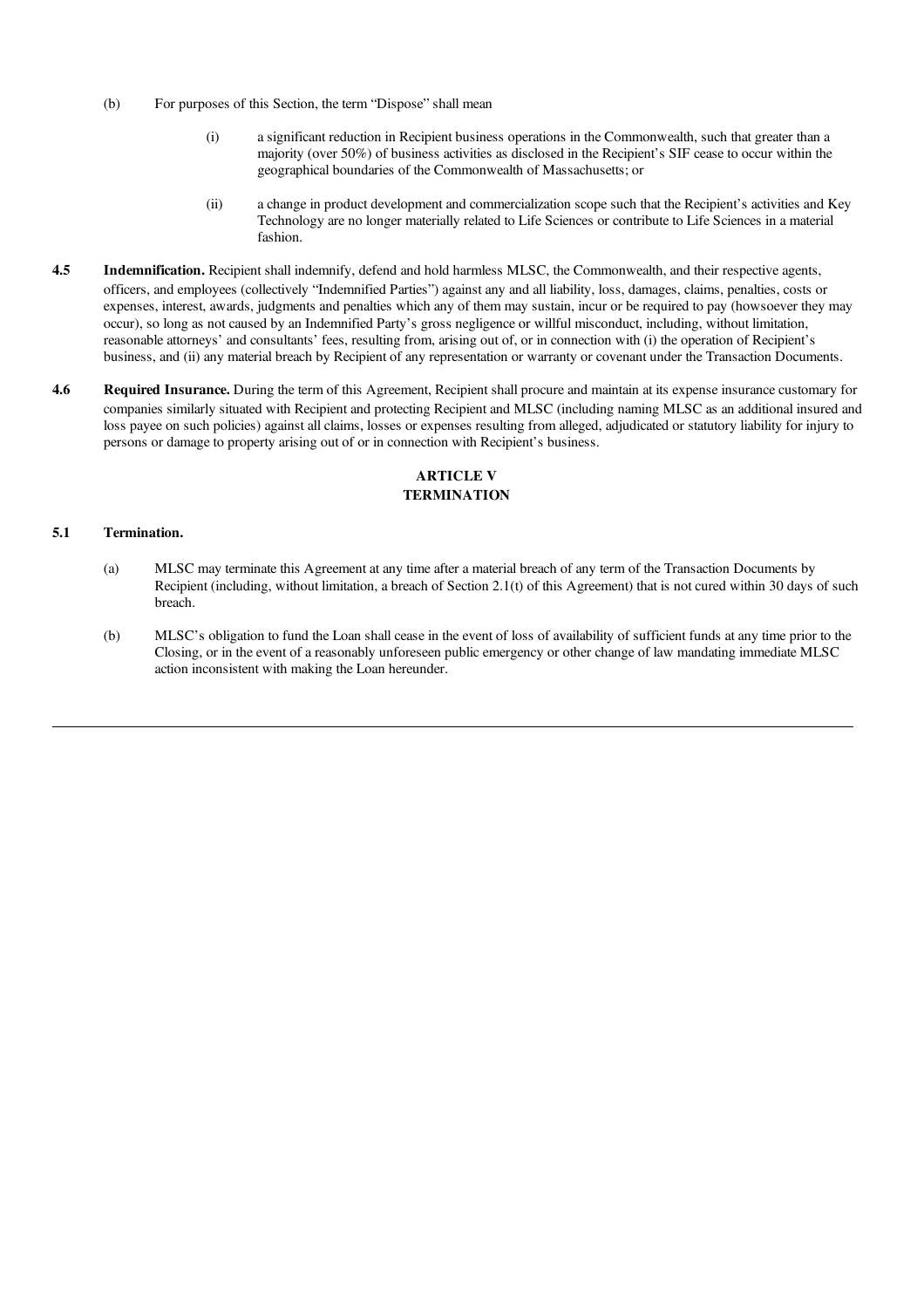(b) For purposes of this Section, the term "Dispose" shall mean

(i) a significant reduction in Recipient business operations in the Commonwealth, such that greater than a majority (over 50%) of business activities as disclosed in the Recipient's SIF cease to occur within the geographical boundaries of the Commonwealth of Massachusetts; or

(ii) a change in product development and commercialization scope such that the Recipient's activities and Key Technology are no longer materially related to Life Sciences or contribute to Life Sciences in a material fashion.

**4.5 Indemnification.** Recipient shall indemnify, defend and hold harmless MLSC, the Commonwealth, and their respective agents, officers, and employees (collectively "Indemnified Parties") against any and all liability, loss, damages, claims, penalties, costs or expenses, interest, awards, judgments and penalties which any of them may sustain, incur or be required to pay (howsoever they may occur), so long as not caused by an Indemnified Party's gross negligence or willful misconduct, including, without limitation, reasonable attorneys' and consultants' fees, resulting from, arising out of, or in connection with (i) the operation of Recipient's business, and (ii) any material breach by Recipient of any representation or warranty or covenant under the Transaction Documents.

**4.6 Required Insurance.** During the term of this Agreement, Recipient shall procure and maintain at its expense insurance customary for companies similarly situated with Recipient and protecting Recipient and MLSC (including naming MLSC as an additional insured and loss payee on such policies) against all claims, losses or expenses resulting from alleged, adjudicated or statutory liability for injury to persons or damage to property arising out of or in connection with Recipient's business.

## ARTICLE V
## TERMINATION

**5.1 Termination.**

(a) MLSC may terminate this Agreement at any time after a material breach of any term of the Transaction Documents by Recipient (including, without limitation, a breach of Section 2.1(t) of this Agreement) that is not cured within 30 days of such breach.

(b) MLSC's obligation to fund the Loan shall cease in the event of loss of availability of sufficient funds at any time prior to the Closing, or in the event of a reasonably unforeseen public emergency or other change of law mandating immediate MLSC action inconsistent with making the Loan hereunder.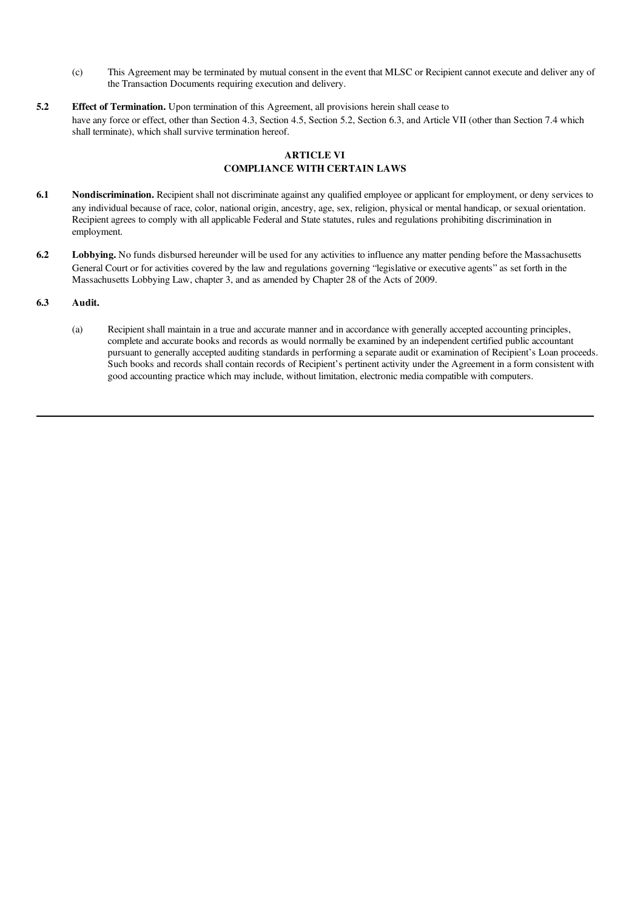(c) This Agreement may be terminated by mutual consent in the event that MLSC or Recipient cannot execute and deliver any of the Transaction Documents requiring execution and delivery.

**5.2 Effect of Termination.** Upon termination of this Agreement, all provisions herein shall cease to have any force or effect, other than Section 4.3, Section 4.5, Section 5.2, Section 6.3, and Article VII (other than Section 7.4 which shall terminate), which shall survive termination hereof.

## ARTICLE VI
## COMPLIANCE WITH CERTAIN LAWS

**6.1 Nondiscrimination.** Recipient shall not discriminate against any qualified employee or applicant for employment, or deny services to any individual because of race, color, national origin, ancestry, age, sex, religion, physical or mental handicap, or sexual orientation. Recipient agrees to comply with all applicable Federal and State statutes, rules and regulations prohibiting discrimination in employment.

**6.2 Lobbying.** No funds disbursed hereunder will be used for any activities to influence any matter pending before the Massachusetts General Court or for activities covered by the law and regulations governing "legislative or executive agents" as set forth in the Massachusetts Lobbying Law, chapter 3, and as amended by Chapter 28 of the Acts of 2009.

**6.3 Audit.**

(a) Recipient shall maintain in a true and accurate manner and in accordance with generally accepted accounting principles, complete and accurate books and records as would normally be examined by an independent certified public accountant pursuant to generally accepted auditing standards in performing a separate audit or examination of Recipient's Loan proceeds. Such books and records shall contain records of Recipient's pertinent activity under the Agreement in a form consistent with good accounting practice which may include, without limitation, electronic media compatible with computers.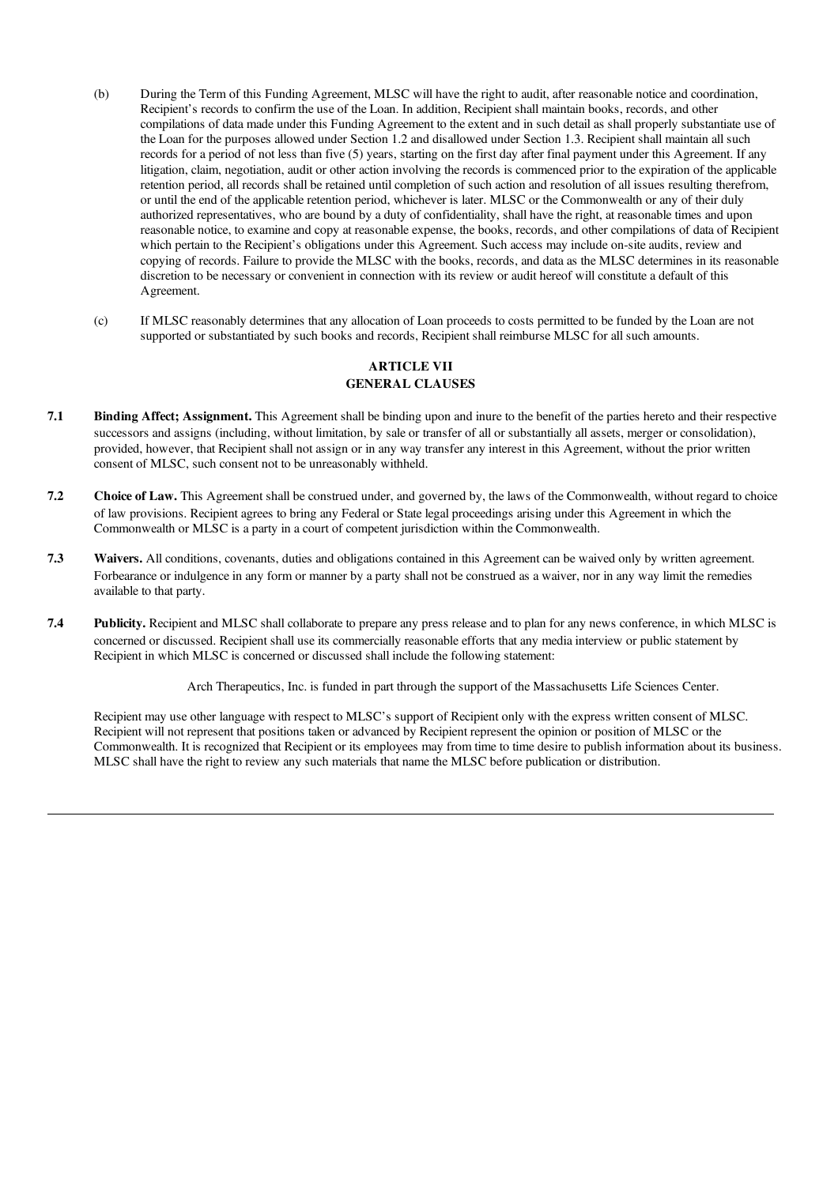(b) During the Term of this Funding Agreement, MLSC will have the right to audit, after reasonable notice and coordination, Recipient's records to confirm the use of the Loan. In addition, Recipient shall maintain books, records, and other compilations of data made under this Funding Agreement to the extent and in such detail as shall properly substantiate use of the Loan for the purposes allowed under Section 1.2 and disallowed under Section 1.3. Recipient shall maintain all such records for a period of not less than five (5) years, starting on the first day after final payment under this Agreement. If any litigation, claim, negotiation, audit or other action involving the records is commenced prior to the expiration of the applicable retention period, all records shall be retained until completion of such action and resolution of all issues resulting therefrom, or until the end of the applicable retention period, whichever is later. MLSC or the Commonwealth or any of their duly authorized representatives, who are bound by a duty of confidentiality, shall have the right, at reasonable times and upon reasonable notice, to examine and copy at reasonable expense, the books, records, and other compilations of data of Recipient which pertain to the Recipient's obligations under this Agreement. Such access may include on-site audits, review and copying of records. Failure to provide the MLSC with the books, records, and data as the MLSC determines in its reasonable discretion to be necessary or convenient in connection with its review or audit hereof will constitute a default of this Agreement.

(c) If MLSC reasonably determines that any allocation of Loan proceeds to costs permitted to be funded by the Loan are not supported or substantiated by such books and records, Recipient shall reimburse MLSC for all such amounts.

## ARTICLE VII
## GENERAL CLAUSES

**7.1 Binding Affect; Assignment.** This Agreement shall be binding upon and inure to the benefit of the parties hereto and their respective successors and assigns (including, without limitation, by sale or transfer of all or substantially all assets, merger or consolidation), provided, however, that Recipient shall not assign or in any way transfer any interest in this Agreement, without the prior written consent of MLSC, such consent not to be unreasonably withheld.

**7.2 Choice of Law.** This Agreement shall be construed under, and governed by, the laws of the Commonwealth, without regard to choice of law provisions. Recipient agrees to bring any Federal or State legal proceedings arising under this Agreement in which the Commonwealth or MLSC is a party in a court of competent jurisdiction within the Commonwealth.

**7.3 Waivers.** All conditions, covenants, duties and obligations contained in this Agreement can be waived only by written agreement. Forbearance or indulgence in any form or manner by a party shall not be construed as a waiver, nor in any way limit the remedies available to that party.

**7.4 Publicity.** Recipient and MLSC shall collaborate to prepare any press release and to plan for any news conference, in which MLSC is concerned or discussed. Recipient shall use its commercially reasonable efforts that any media interview or public statement by Recipient in which MLSC is concerned or discussed shall include the following statement:

Arch Therapeutics, Inc. is funded in part through the support of the Massachusetts Life Sciences Center.

Recipient may use other language with respect to MLSC's support of Recipient only with the express written consent of MLSC. Recipient will not represent that positions taken or advanced by Recipient represent the opinion or position of MLSC or the Commonwealth. It is recognized that Recipient or its employees may from time to time desire to publish information about its business. MLSC shall have the right to review any such materials that name the MLSC before publication or distribution.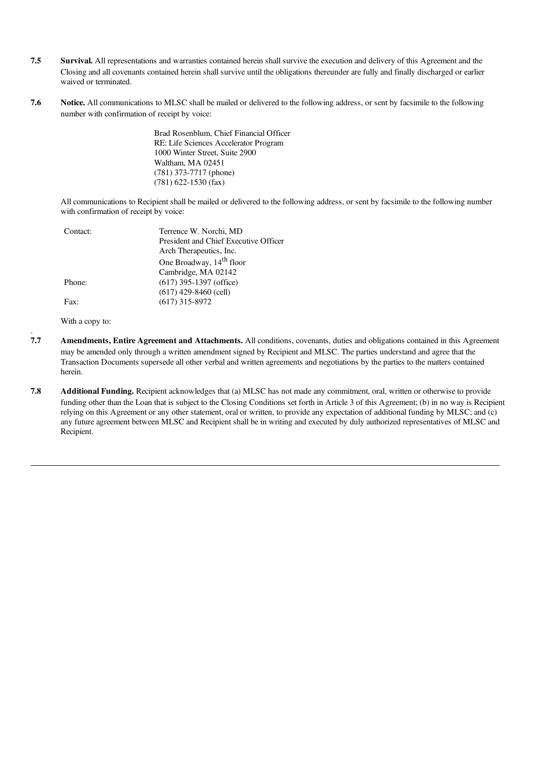**7.5 Survival.** All representations and warranties contained herein shall survive the execution and delivery of this Agreement and the Closing and all covenants contained herein shall survive until the obligations thereunder are fully and finally discharged or earlier waived or terminated.

**7.6 Notice.** All communications to MLSC shall be mailed or delivered to the following address, or sent by facsimile to the following number with confirmation of receipt by voice:

Brad Rosenblum, Chief Financial Officer
RE: Life Sciences Accelerator Program
1000 Winter Street, Suite 2900
Waltham, MA 02451
(781) 373-7717 (phone)
(781) 622-1530 (fax)

All communications to Recipient shall be mailed or delivered to the following address, or sent by facsimile to the following number with confirmation of receipt by voice:

| | |
|---|---|
| Contact: | Terrence W. Norchi, MD<br>President and Chief Executive Officer<br>Arch Therapeutics, Inc.<br>One Broadway, 14th floor<br>Cambridge, MA 02142 |
| Phone: | (617) 395-1397 (office)<br>(617) 429-8460 (cell) |
| Fax: | (617) 315-8972 |

With a copy to:

**7.7 Amendments, Entire Agreement and Attachments.** All conditions, covenants, duties and obligations contained in this Agreement may be amended only through a written amendment signed by Recipient and MLSC. The parties understand and agree that the Transaction Documents supersede all other verbal and written agreements and negotiations by the parties to the matters contained herein.

**7.8 Additional Funding.** Recipient acknowledges that (a) MLSC has not made any commitment, oral, written or otherwise to provide funding other than the Loan that is subject to the Closing Conditions set forth in Article 3 of this Agreement; (b) in no way is Recipient relying on this Agreement or any other statement, oral or written, to provide any expectation of additional funding by MLSC; and (c) any future agreement between MLSC and Recipient shall be in writing and executed by duly authorized representatives of MLSC and Recipient.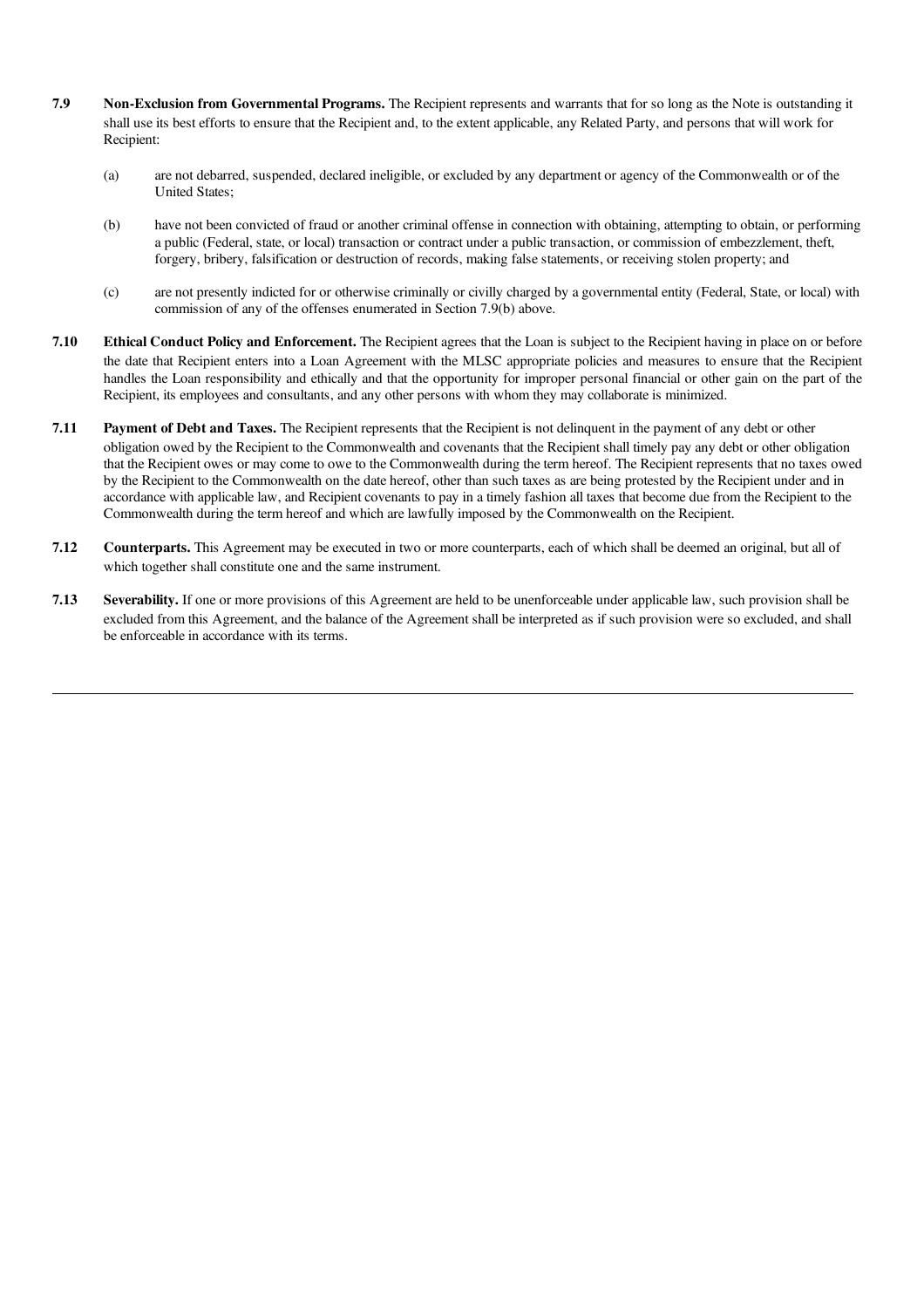**7.9 Non-Exclusion from Governmental Programs.** The Recipient represents and warrants that for so long as the Note is outstanding it shall use its best efforts to ensure that the Recipient and, to the extent applicable, any Related Party, and persons that will work for Recipient:

(a) are not debarred, suspended, declared ineligible, or excluded by any department or agency of the Commonwealth or of the United States;

(b) have not been convicted of fraud or another criminal offense in connection with obtaining, attempting to obtain, or performing a public (Federal, state, or local) transaction or contract under a public transaction, or commission of embezzlement, theft, forgery, bribery, falsification or destruction of records, making false statements, or receiving stolen property; and

(c) are not presently indicted for or otherwise criminally or civilly charged by a governmental entity (Federal, State, or local) with commission of any of the offenses enumerated in Section 7.9(b) above.

**7.10 Ethical Conduct Policy and Enforcement.** The Recipient agrees that the Loan is subject to the Recipient having in place on or before the date that Recipient enters into a Loan Agreement with the MLSC appropriate policies and measures to ensure that the Recipient handles the Loan responsibility and ethically and that the opportunity for improper personal financial or other gain on the part of the Recipient, its employees and consultants, and any other persons with whom they may collaborate is minimized.

**7.11 Payment of Debt and Taxes.** The Recipient represents that the Recipient is not delinquent in the payment of any debt or other obligation owed by the Recipient to the Commonwealth and covenants that the Recipient shall timely pay any debt or other obligation that the Recipient owes or may come to owe to the Commonwealth during the term hereof. The Recipient represents that no taxes owed by the Recipient to the Commonwealth on the date hereof, other than such taxes as are being protested by the Recipient under and in accordance with applicable law, and Recipient covenants to pay in a timely fashion all taxes that become due from the Recipient to the Commonwealth during the term hereof and which are lawfully imposed by the Commonwealth on the Recipient.

**7.12 Counterparts.** This Agreement may be executed in two or more counterparts, each of which shall be deemed an original, but all of which together shall constitute one and the same instrument.

**7.13 Severability.** If one or more provisions of this Agreement are held to be unenforceable under applicable law, such provision shall be excluded from this Agreement, and the balance of the Agreement shall be interpreted as if such provision were so excluded, and shall be enforceable in accordance with its terms.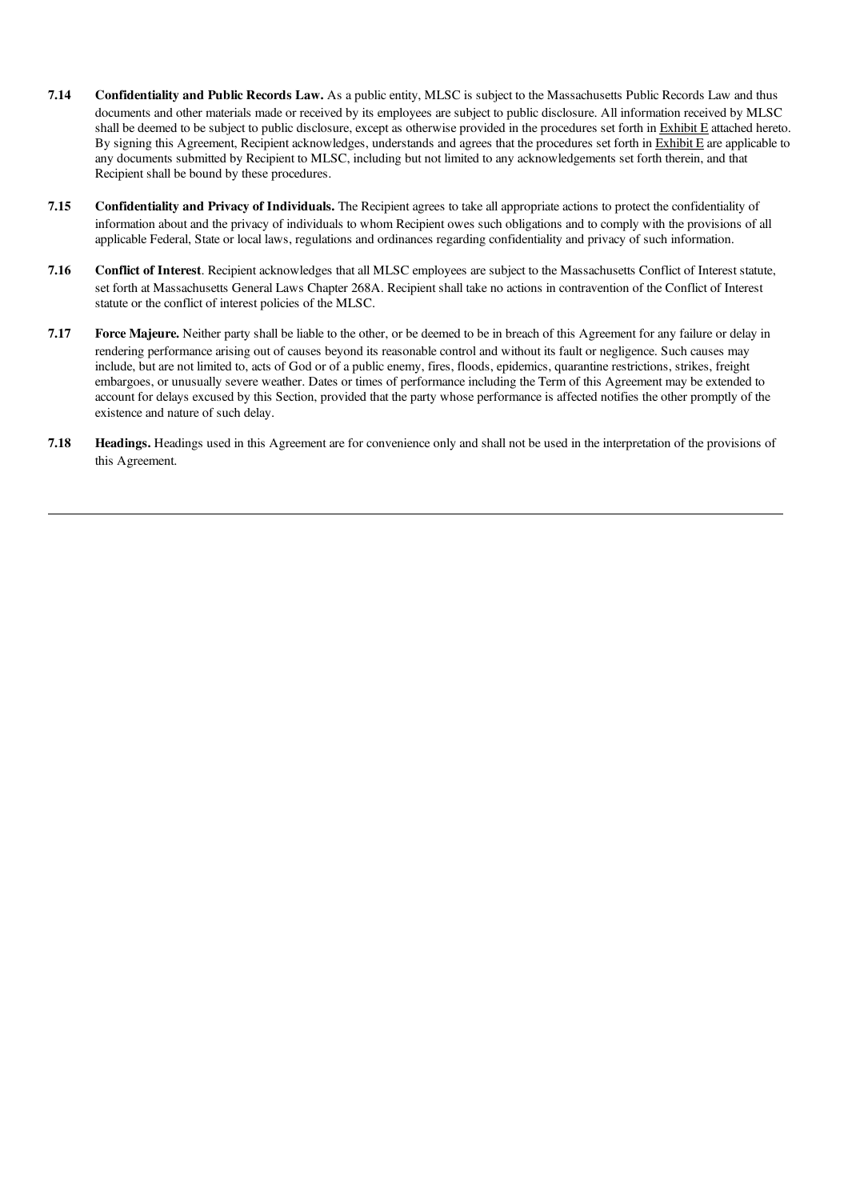**7.14 Confidentiality and Public Records Law.** As a public entity, MLSC is subject to the Massachusetts Public Records Law and thus documents and other materials made or received by its employees are subject to public disclosure. All information received by MLSC shall be deemed to be subject to public disclosure, except as otherwise provided in the procedures set forth in Exhibit E attached hereto. By signing this Agreement, Recipient acknowledges, understands and agrees that the procedures set forth in Exhibit E are applicable to any documents submitted by Recipient to MLSC, including but not limited to any acknowledgements set forth therein, and that Recipient shall be bound by these procedures.

**7.15 Confidentiality and Privacy of Individuals.** The Recipient agrees to take all appropriate actions to protect the confidentiality of information about and the privacy of individuals to whom Recipient owes such obligations and to comply with the provisions of all applicable Federal, State or local laws, regulations and ordinances regarding confidentiality and privacy of such information.

**7.16 Conflict of Interest**. Recipient acknowledges that all MLSC employees are subject to the Massachusetts Conflict of Interest statute, set forth at Massachusetts General Laws Chapter 268A. Recipient shall take no actions in contravention of the Conflict of Interest statute or the conflict of interest policies of the MLSC.

**7.17 Force Majeure.** Neither party shall be liable to the other, or be deemed to be in breach of this Agreement for any failure or delay in rendering performance arising out of causes beyond its reasonable control and without its fault or negligence. Such causes may include, but are not limited to, acts of God or of a public enemy, fires, floods, epidemics, quarantine restrictions, strikes, freight embargoes, or unusually severe weather. Dates or times of performance including the Term of this Agreement may be extended to account for delays excused by this Section, provided that the party whose performance is affected notifies the other promptly of the existence and nature of such delay.

**7.18 Headings.** Headings used in this Agreement are for convenience only and shall not be used in the interpretation of the provisions of this Agreement.

---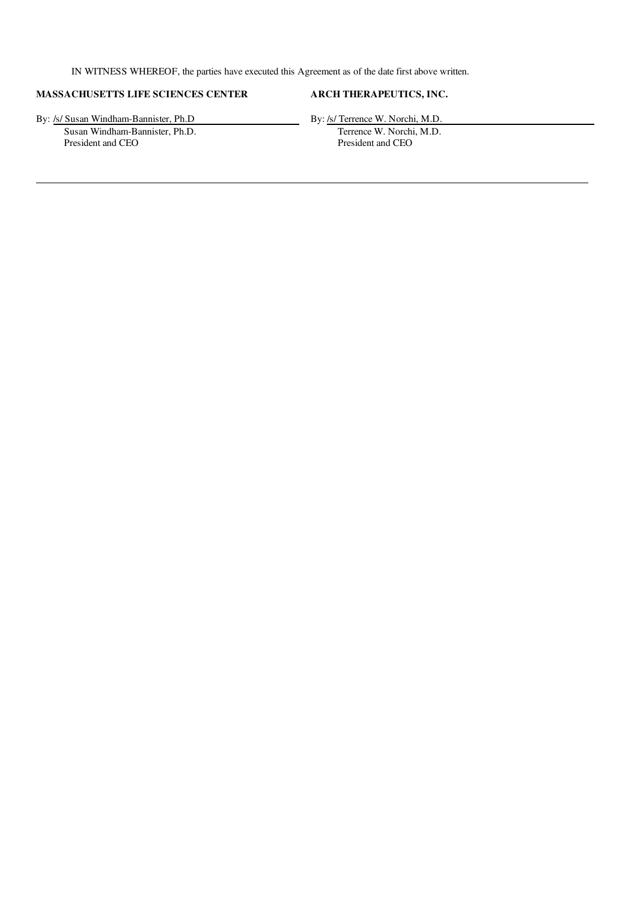IN WITNESS WHEREOF, the parties have executed this Agreement as of the date first above written.

| **MASSACHUSETTS LIFE SCIENCES CENTER** | **ARCH THERAPEUTICS, INC.** |
| --- | --- |
| By: /s/ Susan Windham-Bannister, Ph.D | By: /s/ Terrence W. Norchi, M.D. |
| Susan Windham-Bannister, Ph.D. | Terrence W. Norchi, M.D. |
| President and CEO | President and CEO |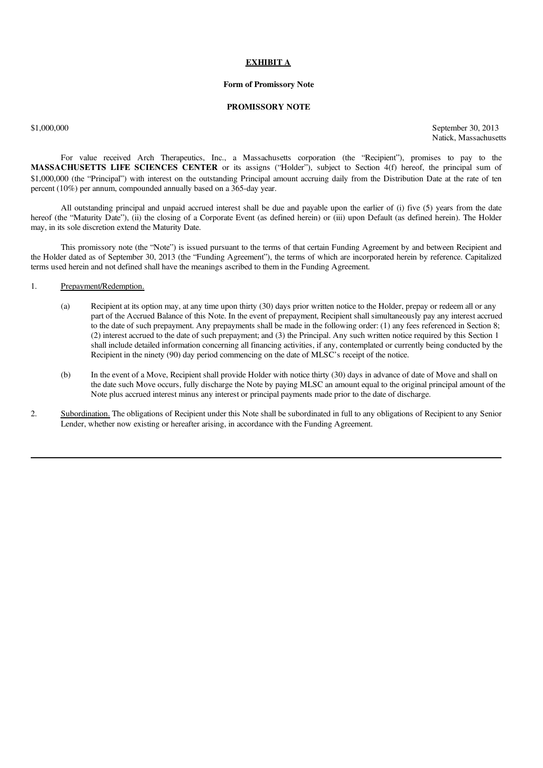**EXHIBIT A**

**Form of Promissory Note**

**PROMISSORY NOTE**

$1,000,000

September 30, 2013
Natick, Massachusetts

For value received Arch Therapeutics, Inc., a Massachusetts corporation (the "Recipient"), promises to pay to the **MASSACHUSETTS LIFE SCIENCES CENTER** or its assigns ("Holder"), subject to Section 4(f) hereof, the principal sum of $1,000,000 (the "Principal") with interest on the outstanding Principal amount accruing daily from the Distribution Date at the rate of ten percent (10%) per annum, compounded annually based on a 365-day year.

All outstanding principal and unpaid accrued interest shall be due and payable upon the earlier of (i) five (5) years from the date hereof (the "Maturity Date"), (ii) the closing of a Corporate Event (as defined herein) or (iii) upon Default (as defined herein). The Holder may, in its sole discretion extend the Maturity Date.

This promissory note (the "Note") is issued pursuant to the terms of that certain Funding Agreement by and between Recipient and the Holder dated as of September 30, 2013 (the "Funding Agreement"), the terms of which are incorporated herein by reference. Capitalized terms used herein and not defined shall have the meanings ascribed to them in the Funding Agreement.

1. Prepayment/Redemption.

   (a) Recipient at its option may, at any time upon thirty (30) days prior written notice to the Holder, prepay or redeem all or any part of the Accrued Balance of this Note. In the event of prepayment, Recipient shall simultaneously pay any interest accrued to the date of such prepayment. Any prepayments shall be made in the following order: (1) any fees referenced in Section 8; (2) interest accrued to the date of such prepayment; and (3) the Principal. Any such written notice required by this Section 1 shall include detailed information concerning all financing activities, if any, contemplated or currently being conducted by the Recipient in the ninety (90) day period commencing on the date of MLSC's receipt of the notice.

   (b) In the event of a Move, Recipient shall provide Holder with notice thirty (30) days in advance of date of Move and shall on the date such Move occurs, fully discharge the Note by paying MLSC an amount equal to the original principal amount of the Note plus accrued interest minus any interest or principal payments made prior to the date of discharge.

2. Subordination. The obligations of Recipient under this Note shall be subordinated in full to any obligations of Recipient to any Senior Lender, whether now existing or hereafter arising, in accordance with the Funding Agreement.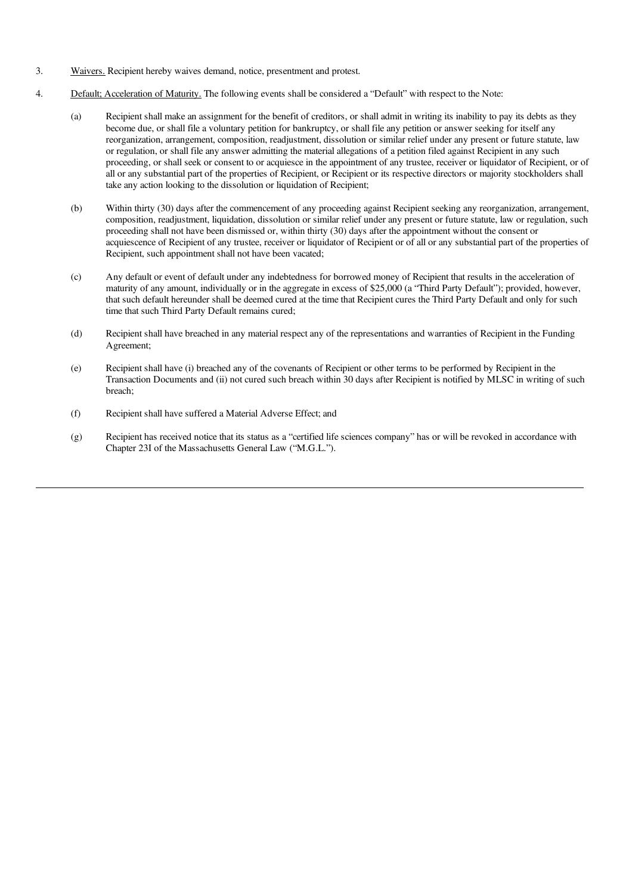3. Waivers. Recipient hereby waives demand, notice, presentment and protest.

4. Default; Acceleration of Maturity. The following events shall be considered a "Default" with respect to the Note:

   (a) Recipient shall make an assignment for the benefit of creditors, or shall admit in writing its inability to pay its debts as they become due, or shall file a voluntary petition for bankruptcy, or shall file any petition or answer seeking for itself any reorganization, arrangement, composition, readjustment, dissolution or similar relief under any present or future statute, law or regulation, or shall file any answer admitting the material allegations of a petition filed against Recipient in any such proceeding, or shall seek or consent to or acquiesce in the appointment of any trustee, receiver or liquidator of Recipient, or of all or any substantial part of the properties of Recipient, or Recipient or its respective directors or majority stockholders shall take any action looking to the dissolution or liquidation of Recipient;

   (b) Within thirty (30) days after the commencement of any proceeding against Recipient seeking any reorganization, arrangement, composition, readjustment, liquidation, dissolution or similar relief under any present or future statute, law or regulation, such proceeding shall not have been dismissed or, within thirty (30) days after the appointment without the consent or acquiescence of Recipient of any trustee, receiver or liquidator of Recipient or of all or any substantial part of the properties of Recipient, such appointment shall not have been vacated;

   (c) Any default or event of default under any indebtedness for borrowed money of Recipient that results in the acceleration of maturity of any amount, individually or in the aggregate in excess of $25,000 (a "Third Party Default"); provided, however, that such default hereunder shall be deemed cured at the time that Recipient cures the Third Party Default and only for such time that such Third Party Default remains cured;

   (d) Recipient shall have breached in any material respect any of the representations and warranties of Recipient in the Funding Agreement;

   (e) Recipient shall have (i) breached any of the covenants of Recipient or other terms to be performed by Recipient in the Transaction Documents and (ii) not cured such breach within 30 days after Recipient is notified by MLSC in writing of such breach;

   (f) Recipient shall have suffered a Material Adverse Effect; and

   (g) Recipient has received notice that its status as a "certified life sciences company" has or will be revoked in accordance with Chapter 23I of the Massachusetts General Law ("M.G.L.").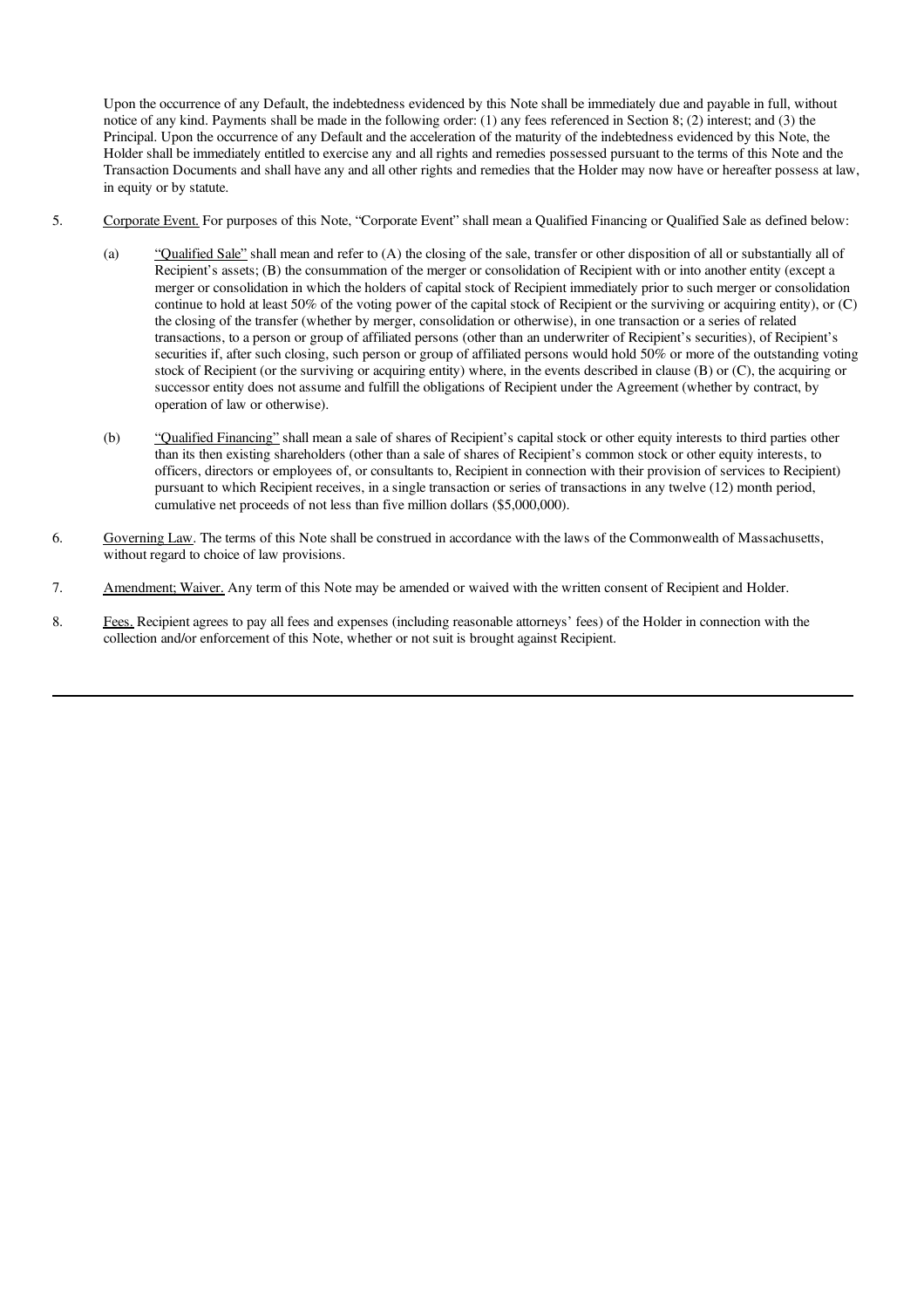Upon the occurrence of any Default, the indebtedness evidenced by this Note shall be immediately due and payable in full, without notice of any kind. Payments shall be made in the following order: (1) any fees referenced in Section 8; (2) interest; and (3) the Principal. Upon the occurrence of any Default and the acceleration of the maturity of the indebtedness evidenced by this Note, the Holder shall be immediately entitled to exercise any and all rights and remedies possessed pursuant to the terms of this Note and the Transaction Documents and shall have any and all other rights and remedies that the Holder may now have or hereafter possess at law, in equity or by statute.

5. Corporate Event. For purposes of this Note, "Corporate Event" shall mean a Qualified Financing or Qualified Sale as defined below:

   (a) "Qualified Sale" shall mean and refer to (A) the closing of the sale, transfer or other disposition of all or substantially all of Recipient's assets; (B) the consummation of the merger or consolidation of Recipient with or into another entity (except a merger or consolidation in which the holders of capital stock of Recipient immediately prior to such merger or consolidation continue to hold at least 50% of the voting power of the capital stock of Recipient or the surviving or acquiring entity), or (C) the closing of the transfer (whether by merger, consolidation or otherwise), in one transaction or a series of related transactions, to a person or group of affiliated persons (other than an underwriter of Recipient's securities), of Recipient's securities if, after such closing, such person or group of affiliated persons would hold 50% or more of the outstanding voting stock of Recipient (or the surviving or acquiring entity) where, in the events described in clause (B) or (C), the acquiring or successor entity does not assume and fulfill the obligations of Recipient under the Agreement (whether by contract, by operation of law or otherwise).

   (b) "Qualified Financing" shall mean a sale of shares of Recipient's capital stock or other equity interests to third parties other than its then existing shareholders (other than a sale of shares of Recipient's common stock or other equity interests, to officers, directors or employees of, or consultants to, Recipient in connection with their provision of services to Recipient) pursuant to which Recipient receives, in a single transaction or series of transactions in any twelve (12) month period, cumulative net proceeds of not less than five million dollars ($5,000,000).

6. Governing Law. The terms of this Note shall be construed in accordance with the laws of the Commonwealth of Massachusetts, without regard to choice of law provisions.

7. Amendment; Waiver. Any term of this Note may be amended or waived with the written consent of Recipient and Holder.

8. Fees. Recipient agrees to pay all fees and expenses (including reasonable attorneys' fees) of the Holder in connection with the collection and/or enforcement of this Note, whether or not suit is brought against Recipient.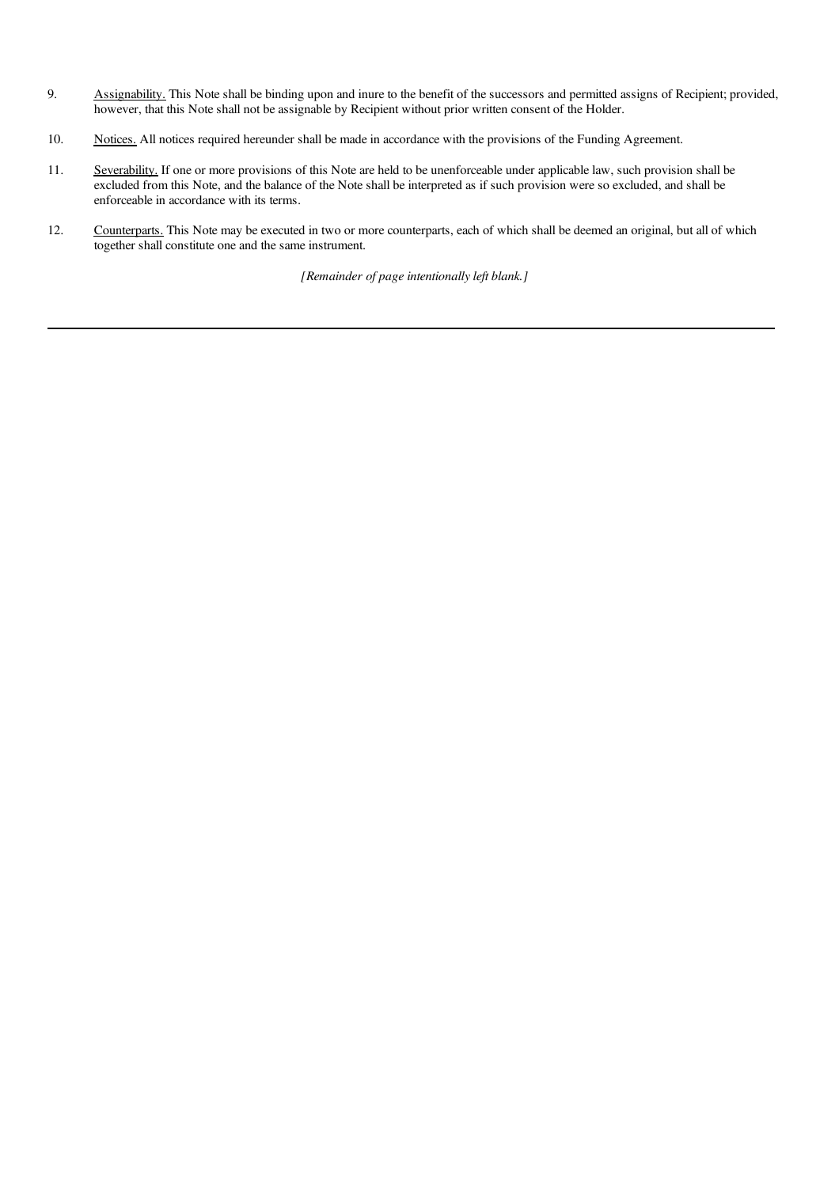9. Assignability. This Note shall be binding upon and inure to the benefit of the successors and permitted assigns of Recipient; provided, however, that this Note shall not be assignable by Recipient without prior written consent of the Holder.

10. Notices. All notices required hereunder shall by made in accordance with the provisions of the Funding Agreement.

11. Severability. If one or more provisions of this Note are held to be unenforceable under applicable law, such provision shall be excluded from this Note, and the balance of the Note shall be interpreted as if such provision were so excluded, and shall be enforceable in accordance with its terms.

12. Counterparts. This Note may be executed in two or more counterparts, each of which shall be deemed an original, but all of which together shall constitute one and the same instrument.

*[Remainder of page intentionally left blank.]*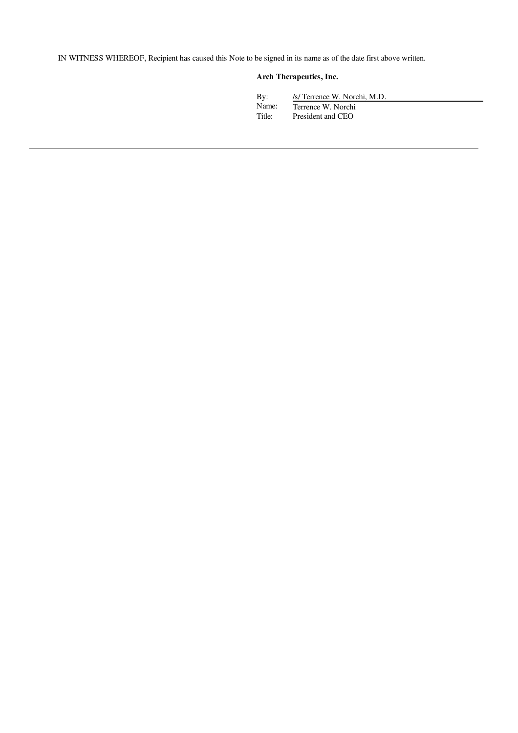IN WITNESS WHEREOF, Recipient has caused this Note to be signed in its name as of the date first above written.

**Arch Therapeutics, Inc.**

By: /s/ Terrence W. Norchi, M.D.
Name: Terrence W. Norchi
Title: President and CEO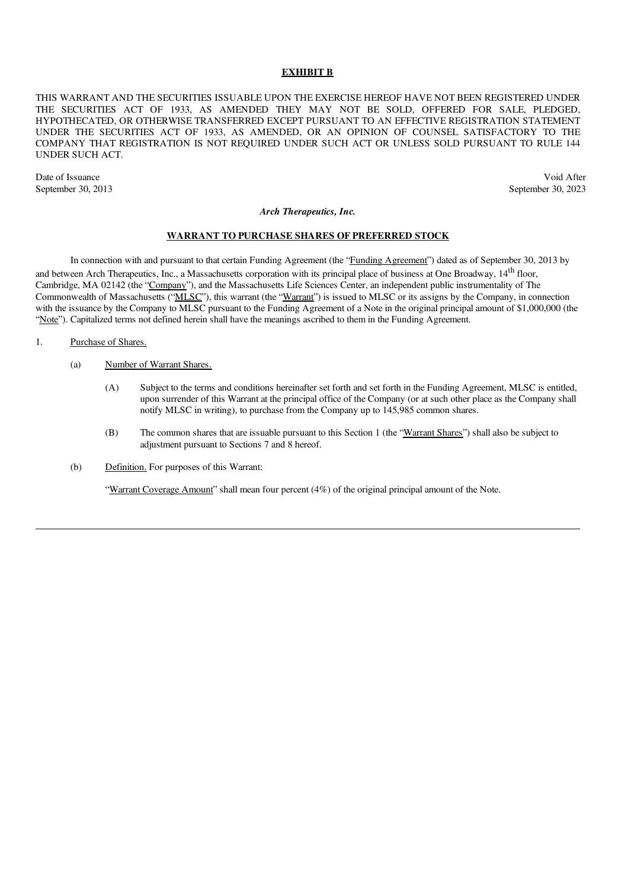**EXHIBIT B**

THIS WARRANT AND THE SECURITIES ISSUABLE UPON THE EXERCISE HEREOF HAVE NOT BEEN REGISTERED UNDER THE SECURITIES ACT OF 1933, AS AMENDED THEY MAY NOT BE SOLD, OFFERED FOR SALE, PLEDGED, HYPOTHECATED, OR OTHERWISE TRANSFERRED EXCEPT PURSUANT TO AN EFFECTIVE REGISTRATION STATEMENT UNDER THE SECURITIES ACT OF 1933, AS AMENDED, OR AN OPINION OF COUNSEL SATISFACTORY TO THE COMPANY THAT REGISTRATION IS NOT REQUIRED UNDER SUCH ACT OR UNLESS SOLD PURSUANT TO RULE 144 UNDER SUCH ACT.

| Date of Issuance | Void After |
|---|---|
| September 30, 2013 | September 30, 2023 |

***Arch Therapeutics, Inc.***

**WARRANT TO PURCHASE SHARES OF PREFERRED STOCK**

In connection with and pursuant to that certain Funding Agreement (the "Funding Agreement") dated as of September 30, 2013 by and between Arch Therapeutics, Inc., a Massachusetts corporation with its principal place of business at One Broadway, 14th floor, Cambridge, MA 02142 (the "Company"), and the Massachusetts Life Sciences Center, an independent public instrumentality of The Commonwealth of Massachusetts ("MLSC"), this warrant (the "Warrant") is issued to MLSC or its assigns by the Company, in connection with the issuance by the Company to MLSC pursuant to the Funding Agreement of a Note in the original principal amount of $1,000,000 (the "Note"). Capitalized terms not defined herein shall have the meanings ascribed to them in the Funding Agreement.

1. Purchase of Shares.

   (a) Number of Warrant Shares.

      (A) Subject to the terms and conditions hereinafter set forth and set forth in the Funding Agreement, MLSC is entitled, upon surrender of this Warrant at the principal office of the Company (or at such other place as the Company shall notify MLSC in writing), to purchase from the Company up to 145,985 common shares.

      (B) The common shares that are issuable pursuant to this Section 1 (the "Warrant Shares") shall also be subject to adjustment pursuant to Sections 7 and 8 hereof.

   (b) Definition. For purposes of this Warrant:

   "Warrant Coverage Amount" shall mean four percent (4%) of the original principal amount of the Note.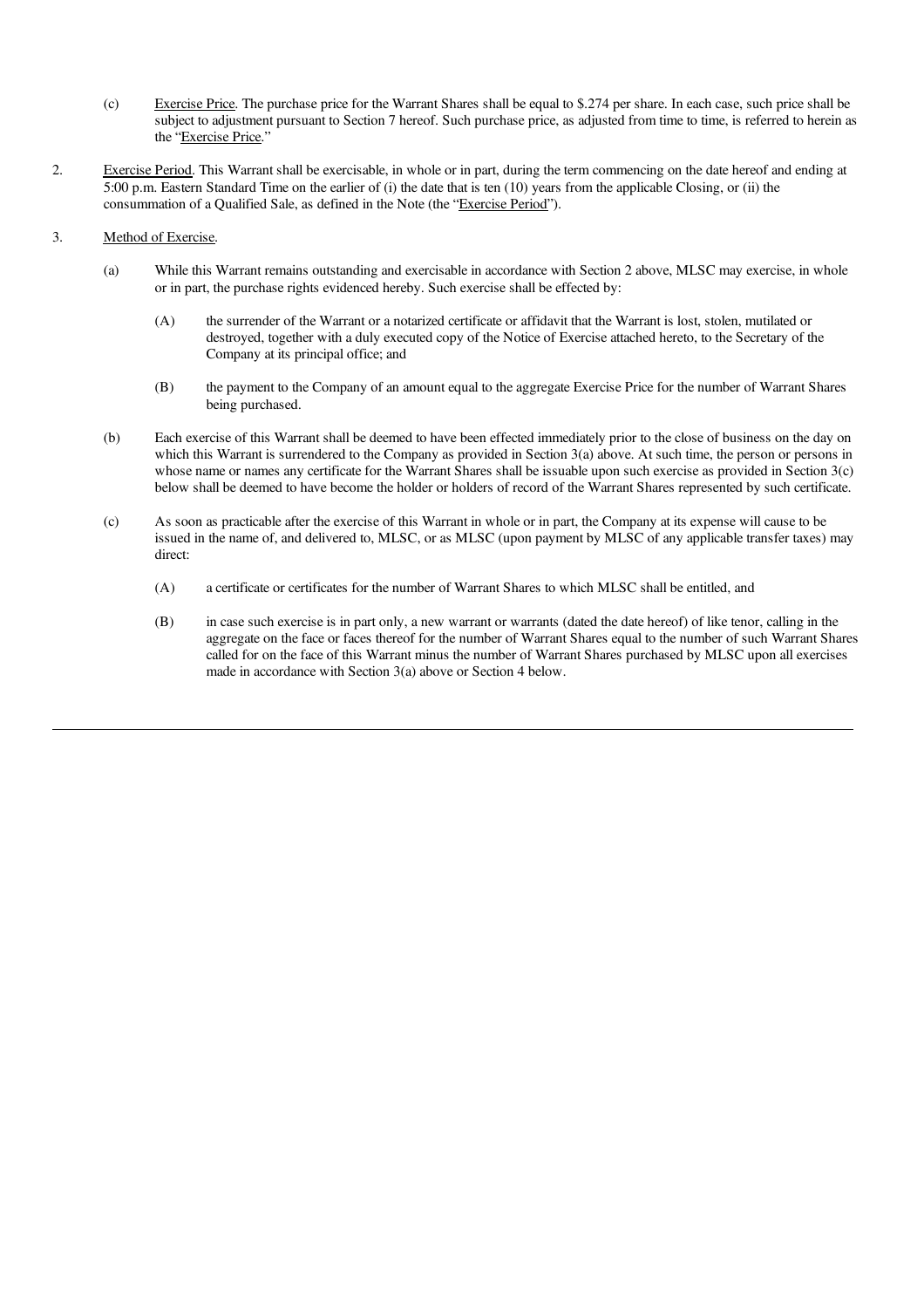(c) Exercise Price. The purchase price for the Warrant Shares shall be equal to $.274 per share. In each case, such price shall be subject to adjustment pursuant to Section 7 hereof. Such purchase price, as adjusted from time to time, is referred to herein as the "Exercise Price."

2. Exercise Period. This Warrant shall be exercisable, in whole or in part, during the term commencing on the date hereof and ending at 5:00 p.m. Eastern Standard Time on the earlier of (i) the date that is ten (10) years from the applicable Closing, or (ii) the consummation of a Qualified Sale, as defined in the Note (the "Exercise Period").

3. Method of Exercise.

(a) While this Warrant remains outstanding and exercisable in accordance with Section 2 above, MLSC may exercise, in whole or in part, the purchase rights evidenced hereby. Such exercise shall be effected by:

(A) the surrender of the Warrant or a notarized certificate or affidavit that the Warrant is lost, stolen, mutilated or destroyed, together with a duly executed copy of the Notice of Exercise attached hereto, to the Secretary of the Company at its principal office; and

(B) the payment to the Company of an amount equal to the aggregate Exercise Price for the number of Warrant Shares being purchased.

(b) Each exercise of this Warrant shall be deemed to have been effected immediately prior to the close of business on the day on which this Warrant is surrendered to the Company as provided in Section 3(a) above. At such time, the person or persons in whose name or names any certificate for the Warrant Shares shall be issuable upon such exercise as provided in Section 3(c) below shall be deemed to have become the holder or holders of record of the Warrant Shares represented by such certificate.

(c) As soon as practicable after the exercise of this Warrant in whole or in part, the Company at its expense will cause to be issued in the name of, and delivered to, MLSC, or as MLSC (upon payment by MLSC of any applicable transfer taxes) may direct:

(A) a certificate or certificates for the number of Warrant Shares to which MLSC shall be entitled, and

(B) in case such exercise is in part only, a new warrant or warrants (dated the date hereof) of like tenor, calling in the aggregate on the face or faces thereof for the number of Warrant Shares equal to the number of such Warrant Shares called for on the face of this Warrant minus the number of Warrant Shares purchased by MLSC upon all exercises made in accordance with Section 3(a) above or Section 4 below.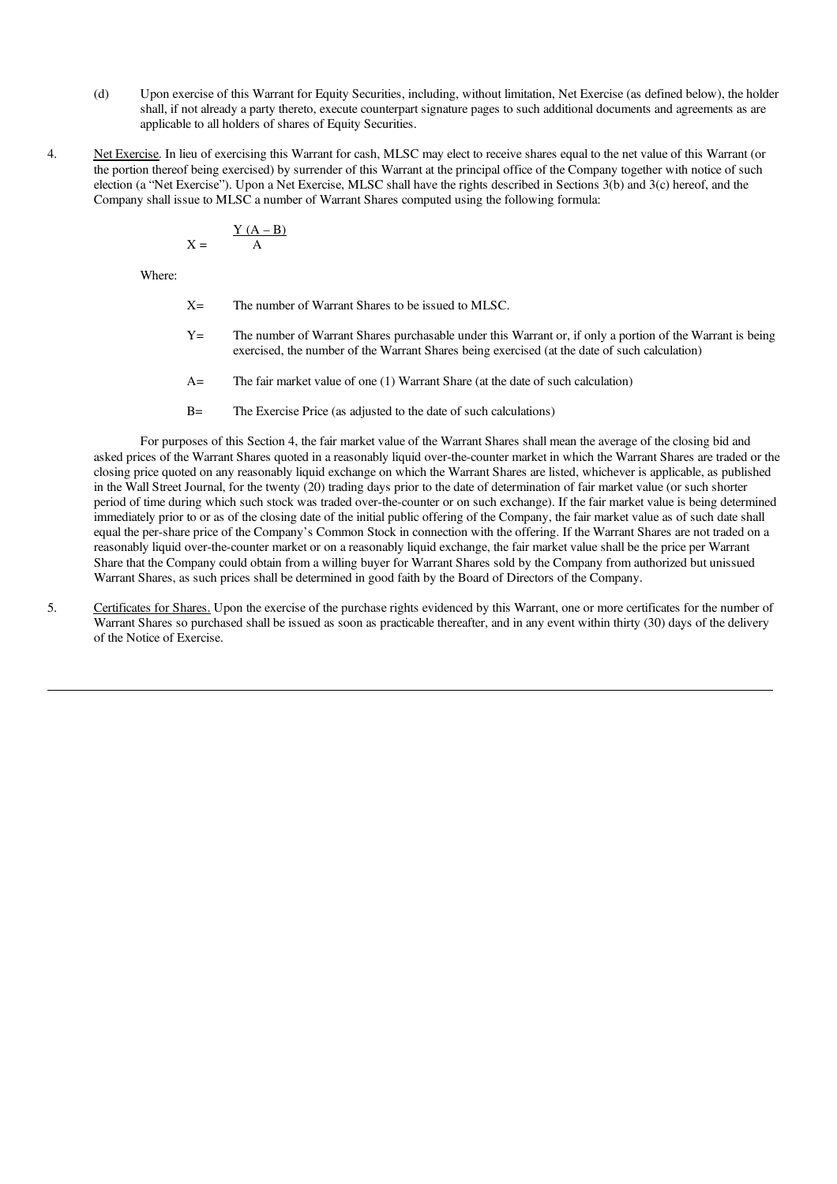(d) Upon exercise of this Warrant for Equity Securities, including, without limitation, Net Exercise (as defined below), the holder shall, if not already a party thereto, execute counterpart signature pages to such additional documents and agreements as are applicable to all holders of shares of Equity Securities.

4. Net Exercise. In lieu of exercising this Warrant for cash, MLSC may elect to receive shares equal to the net value of this Warrant (or the portion thereof being exercised) by surrender of this Warrant at the principal office of the Company together with notice of such election (a "Net Exercise"). Upon a Net Exercise, MLSC shall have the rights described in Sections 3(b) and 3(c) hereof, and the Company shall issue to MLSC a number of Warrant Shares computed using the following formula:

$$X = \frac{Y(A - B)}{A}$$

Where:

X= The number of Warrant Shares to be issued to MLSC.

Y= The number of Warrant Shares purchasable under this Warrant or, if only a portion of the Warrant is being exercised, the number of the Warrant Shares being exercised (at the date of such calculation)

A= The fair market value of one (1) Warrant Share (at the date of such calculation)

B= The Exercise Price (as adjusted to the date of such calculations)

For purposes of this Section 4, the fair market value of the Warrant Shares shall mean the average of the closing bid and asked prices of the Warrant Shares quoted in a reasonably liquid over-the-counter market in which the Warrant Shares are traded or the closing price quoted on any reasonably liquid exchange on which the Warrant Shares are listed, whichever is applicable, as published in the Wall Street Journal, for the twenty (20) trading days prior to the date of determination of fair market value (or such shorter period of time during which such stock was traded over-the-counter or on such exchange). If the fair market value is being determined immediately prior to or as of the closing date of the initial public offering of the Company, the fair market value as of such date shall equal the per-share price of the Company's Common Stock in connection with the offering. If the Warrant Shares are not traded on a reasonably liquid over-the-counter market or on a reasonably liquid exchange, the fair market value shall be the price per Warrant Share that the Company could obtain from a willing buyer for Warrant Shares sold by the Company from authorized but unissued Warrant Shares, as such prices shall be determined in good faith by the Board of Directors of the Company.

5. Certificates for Shares. Upon the exercise of the purchase rights evidenced by this Warrant, one or more certificates for the number of Warrant Shares so purchased shall be issued as soon as practicable thereafter, and in any event within thirty (30) days of the delivery of the Notice of Exercise.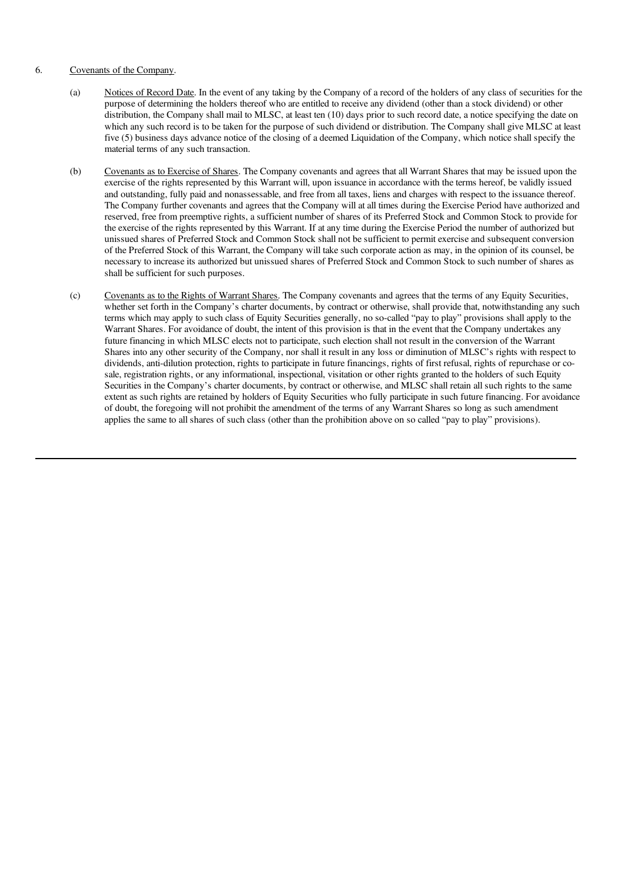6. Covenants of the Company.

(a) Notices of Record Date. In the event of any taking by the Company of a record of the holders of any class of securities for the purpose of determining the holders thereof who are entitled to receive any dividend (other than a stock dividend) or other distribution, the Company shall mail to MLSC, at least ten (10) days prior to such record date, a notice specifying the date on which any such record is to be taken for the purpose of such dividend or distribution. The Company shall give MLSC at least five (5) business days advance notice of the closing of a deemed Liquidation of the Company, which notice shall specify the material terms of any such transaction.

(b) Covenants as to Exercise of Shares. The Company covenants and agrees that all Warrant Shares that may be issued upon the exercise of the rights represented by this Warrant will, upon issuance in accordance with the terms hereof, be validly issued and outstanding, fully paid and nonassessable, and free from all taxes, liens and charges with respect to the issuance thereof. The Company further covenants and agrees that the Company will at all times during the Exercise Period have authorized and reserved, free from preemptive rights, a sufficient number of shares of its Preferred Stock and Common Stock to provide for the exercise of the rights represented by this Warrant. If at any time during the Exercise Period the number of authorized but unissued shares of Preferred Stock and Common Stock shall not be sufficient to permit exercise and subsequent conversion of the Preferred Stock of this Warrant, the Company will take such corporate action as may, in the opinion of its counsel, be necessary to increase its authorized but unissued shares of Preferred Stock and Common Stock to such number of shares as shall be sufficient for such purposes.

(c) Covenants as to the Rights of Warrant Shares. The Company covenants and agrees that the terms of any Equity Securities, whether set forth in the Company's charter documents, by contract or otherwise, shall provide that, notwithstanding any such terms which may apply to such class of Equity Securities generally, no so-called "pay to play" provisions shall apply to the Warrant Shares. For avoidance of doubt, the intent of this provision is that in the event that the Company undertakes any future financing in which MLSC elects not to participate, such election shall not result in the conversion of the Warrant Shares into any other security of the Company, nor shall it result in any loss or diminution of MLSC's rights with respect to dividends, anti-dilution protection, rights to participate in future financings, rights of first refusal, rights of repurchase or co-sale, registration rights, or any informational, inspectional, visitation or other rights granted to the holders of such Equity Securities in the Company's charter documents, by contract or otherwise, and MLSC shall retain all such rights to the same extent as such rights are retained by holders of Equity Securities who fully participate in such future financing. For avoidance of doubt, the foregoing will not prohibit the amendment of the terms of any Warrant Shares so long as such amendment applies the same to all shares of such class (other than the prohibition above on so called "pay to play" provisions).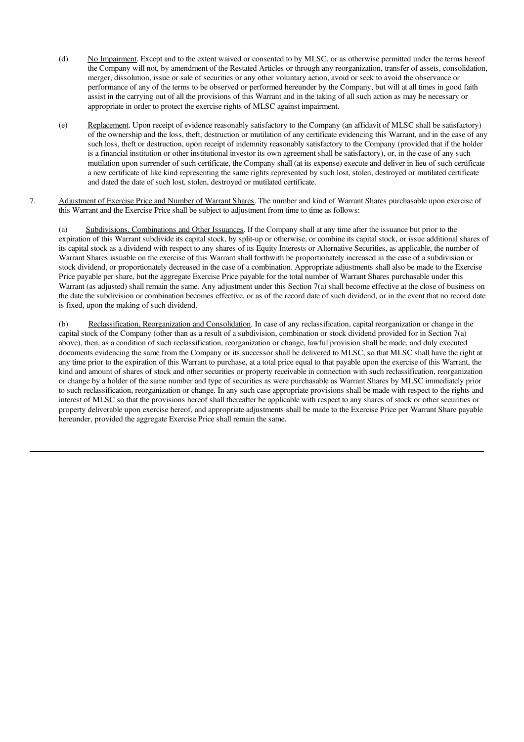(d) No Impairment. Except and to the extent waived or consented to by MLSC, or as otherwise permitted under the terms hereof the Company will not, by amendment of the Restated Articles or through any reorganization, transfer of assets, consolidation, merger, dissolution, issue or sale of securities or any other voluntary action, avoid or seek to avoid the observance or performance of any of the terms to be observed or performed hereunder by the Company, but will at all times in good faith assist in the carrying out of all the provisions of this Warrant and in the taking of all such action as may be necessary or appropriate in order to protect the exercise rights of MLSC against impairment.

(e) Replacement. Upon receipt of evidence reasonably satisfactory to the Company (an affidavit of MLSC shall be satisfactory) of the ownership and the loss, theft, destruction or mutilation of any certificate evidencing this Warrant, and in the case of any such loss, theft or destruction, upon receipt of indemnity reasonably satisfactory to the Company (provided that if the holder is a financial institution or other institutional investor its own agreement shall be satisfactory), or, in the case of any such mutilation upon surrender of such certificate, the Company shall (at its expense) execute and deliver in lieu of such certificate a new certificate of like kind representing the same rights represented by such lost, stolen, destroyed or mutilated certificate and dated the date of such lost, stolen, destroyed or mutilated certificate.

7. Adjustment of Exercise Price and Number of Warrant Shares. The number and kind of Warrant Shares purchasable upon exercise of this Warrant and the Exercise Price shall be subject to adjustment from time to time as follows:

(a) Subdivisions, Combinations and Other Issuances. If the Company shall at any time after the issuance but prior to the expiration of this Warrant subdivide its capital stock, by split-up or otherwise, or combine its capital stock, or issue additional shares of its capital stock as a dividend with respect to any shares of its Equity Interests or Alternative Securities, as applicable, the number of Warrant Shares issuable on the exercise of this Warrant shall forthwith be proportionately increased in the case of a subdivision or stock dividend, or proportionately decreased in the case of a combination. Appropriate adjustments shall also be made to the Exercise Price payable per share, but the aggregate Exercise Price payable for the total number of Warrant Shares purchasable under this Warrant (as adjusted) shall remain the same. Any adjustment under this Section 7(a) shall become effective at the close of business on the date the subdivision or combination becomes effective, or as of the record date of such dividend, or in the event that no record date is fixed, upon the making of such dividend.

(b) Reclassification, Reorganization and Consolidation. In case of any reclassification, capital reorganization or change in the capital stock of the Company (other than as a result of a subdivision, combination or stock dividend provided for in Section 7(a) above), then, as a condition of such reclassification, reorganization or change, lawful provision shall be made, and duly executed documents evidencing the same from the Company or its successor shall be delivered to MLSC, so that MLSC shall have the right at any time prior to the expiration of this Warrant to purchase, at a total price equal to that payable upon the exercise of this Warrant, the kind and amount of shares of stock and other securities or property receivable in connection with such reclassification, reorganization or change by a holder of the same number and type of securities as were purchasable as Warrant Shares by MLSC immediately prior to such reclassification, reorganization or change. In any such case appropriate provisions shall be made with respect to the rights and interest of MLSC so that the provisions hereof shall thereafter be applicable with respect to any shares of stock or other securities or property deliverable upon exercise hereof, and appropriate adjustments shall be made to the Exercise Price per Warrant Share payable hereunder, provided the aggregate Exercise Price shall remain the same.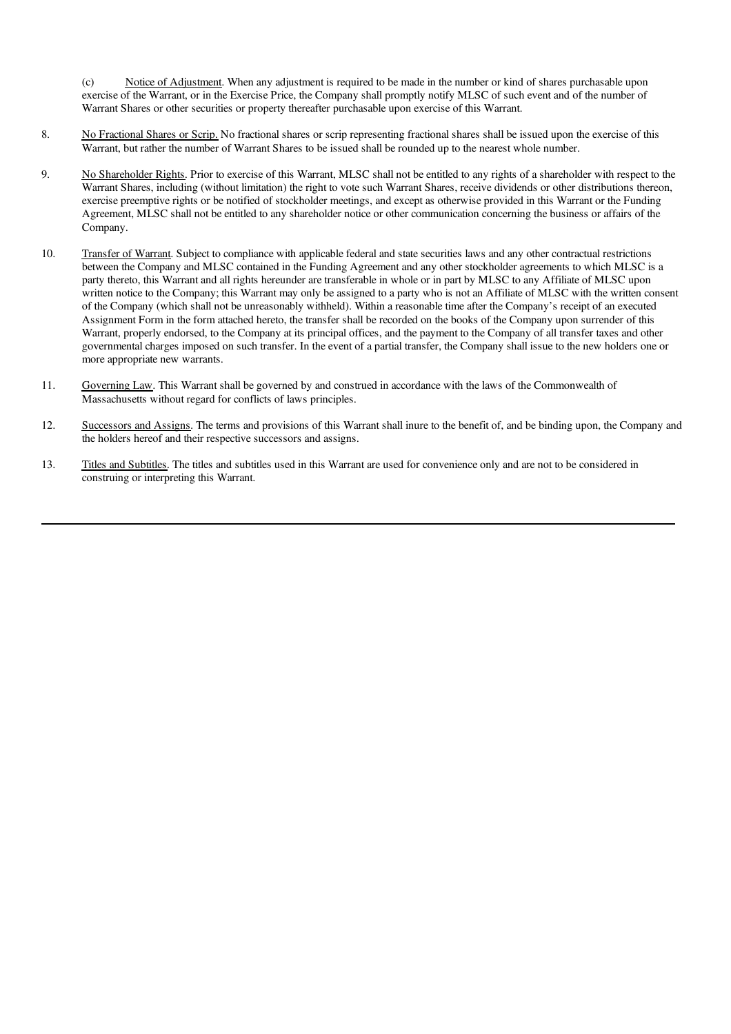(c) Notice of Adjustment. When any adjustment is required to be made in the number or kind of shares purchasable upon exercise of the Warrant, or in the Exercise Price, the Company shall promptly notify MLSC of such event and of the number of Warrant Shares or other securities or property thereafter purchasable upon exercise of this Warrant.

8. No Fractional Shares or Scrip. No fractional shares or scrip representing fractional shares shall be issued upon the exercise of this Warrant, but rather the number of Warrant Shares to be issued shall be rounded up to the nearest whole number.

9. No Shareholder Rights. Prior to exercise of this Warrant, MLSC shall not be entitled to any rights of a shareholder with respect to the Warrant Shares, including (without limitation) the right to vote such Warrant Shares, receive dividends or other distributions thereon, exercise preemptive rights or be notified of stockholder meetings, and except as otherwise provided in this Warrant or the Funding Agreement, MLSC shall not be entitled to any shareholder notice or other communication concerning the business or affairs of the Company.

10. Transfer of Warrant. Subject to compliance with applicable federal and state securities laws and any other contractual restrictions between the Company and MLSC contained in the Funding Agreement and any other stockholder agreements to which MLSC is a party thereto, this Warrant and all rights hereunder are transferable in whole or in part by MLSC to any Affiliate of MLSC upon written notice to the Company; this Warrant may only be assigned to a party who is not an Affiliate of MLSC with the written consent of the Company (which shall not be unreasonably withheld). Within a reasonable time after the Company's receipt of an executed Assignment Form in the form attached hereto, the transfer shall be recorded on the books of the Company upon surrender of this Warrant, properly endorsed, to the Company at its principal offices, and the payment to the Company of all transfer taxes and other governmental charges imposed on such transfer. In the event of a partial transfer, the Company shall issue to the new holders one or more appropriate new warrants.

11. Governing Law. This Warrant shall be governed by and construed in accordance with the laws of the Commonwealth of Massachusetts without regard for conflicts of laws principles.

12. Successors and Assigns. The terms and provisions of this Warrant shall inure to the benefit of, and be binding upon, the Company and the holders hereof and their respective successors and assigns.

13. Titles and Subtitles. The titles and subtitles used in this Warrant are used for convenience only and are not to be considered in construing or interpreting this Warrant.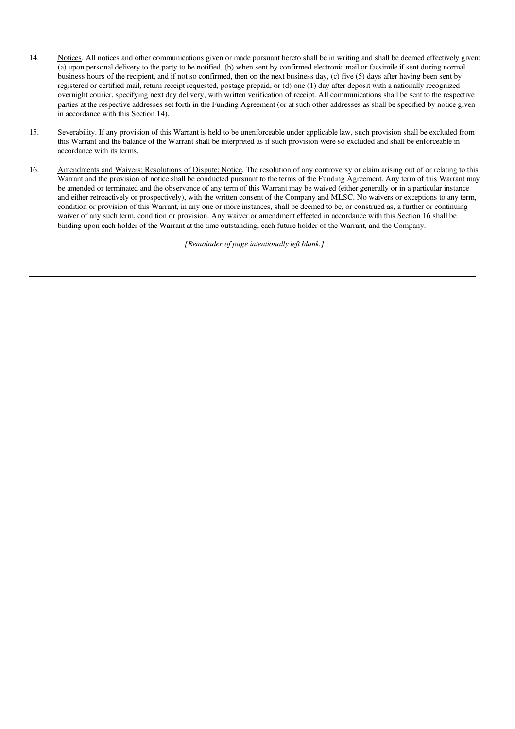14. Notices. All notices and other communications given or made pursuant hereto shall be in writing and shall be deemed effectively given: (a) upon personal delivery to the party to be notified, (b) when sent by confirmed electronic mail or facsimile if sent during normal business hours of the recipient, and if not so confirmed, then on the next business day, (c) five (5) days after having been sent by registered or certified mail, return receipt requested, postage prepaid, or (d) one (1) day after deposit with a nationally recognized overnight courier, specifying next day delivery, with written verification of receipt. All communications shall be sent to the respective parties at the respective addresses set forth in the Funding Agreement (or at such other addresses as shall be specified by notice given in accordance with this Section 14).

15. Severability. If any provision of this Warrant is held to be unenforceable under applicable law, such provision shall be excluded from this Warrant and the balance of the Warrant shall be interpreted as if such provision were so excluded and shall be enforceable in accordance with its terms.

16. Amendments and Waivers; Resolutions of Dispute; Notice. The resolution of any controversy or claim arising out of or relating to this Warrant and the provision of notice shall be conducted pursuant to the terms of the Funding Agreement. Any term of this Warrant may be amended or terminated and the observance of any term of this Warrant may be waived (either generally or in a particular instance and either retroactively or prospectively), with the written consent of the Company and MLSC. No waivers or exceptions to any term, condition or provision of this Warrant, in any one or more instances, shall be deemed to be, or construed as, a further or continuing waiver of any such term, condition or provision. Any waiver or amendment effected in accordance with this Section 16 shall be binding upon each holder of the Warrant at the time outstanding, each future holder of the Warrant, and the Company.

*[Remainder of page intentionally left blank.]*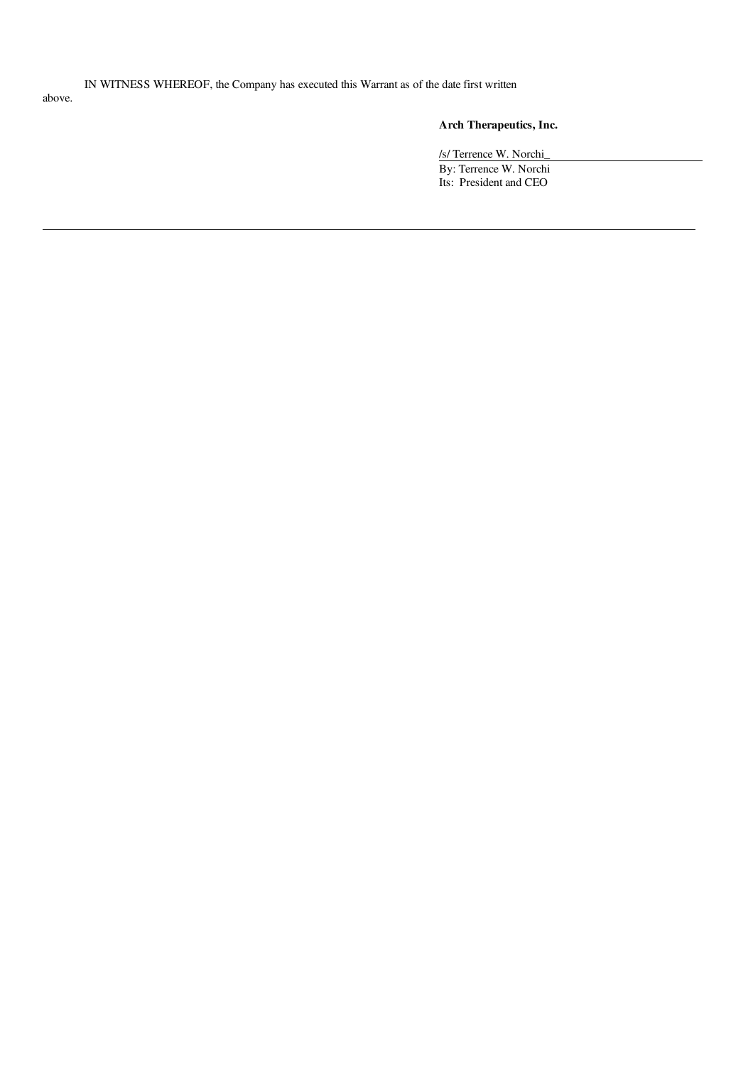IN WITNESS WHEREOF, the Company has executed this Warrant as of the date first written above.

**Arch Therapeutics, Inc.**

/s/ Terrence W. Norchi_

By: Terrence W. Norchi

Its: President and CEO

---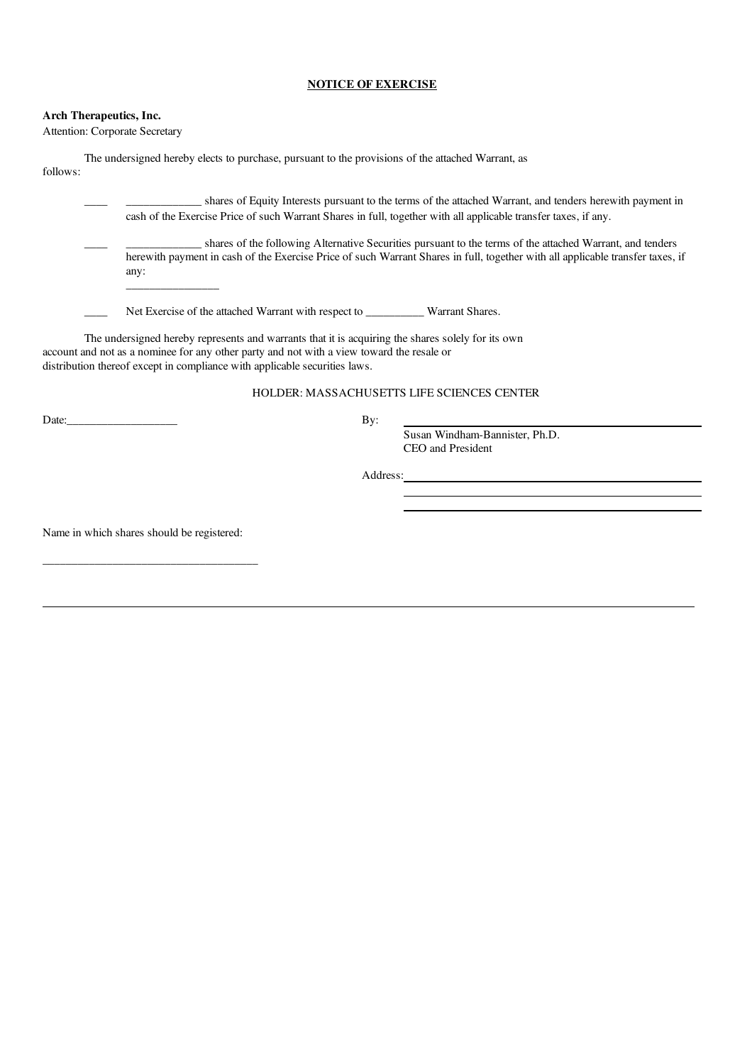**NOTICE OF EXERCISE**

**Arch Therapeutics, Inc.**
Attention: Corporate Secretary

The undersigned hereby elects to purchase, pursuant to the provisions of the attached Warrant, as follows:

____ _____________ shares of Equity Interests pursuant to the terms of the attached Warrant, and tenders herewith payment in cash of the Exercise Price of such Warrant Shares in full, together with all applicable transfer taxes, if any.

____ _____________ shares of the following Alternative Securities pursuant to the terms of the attached Warrant, and tenders herewith payment in cash of the Exercise Price of such Warrant Shares in full, together with all applicable transfer taxes, if any:
________________

____ Net Exercise of the attached Warrant with respect to __________ Warrant Shares.

The undersigned hereby represents and warrants that it is acquiring the shares solely for its own account and not as a nominee for any other party and not with a view toward the resale or distribution thereof except in compliance with applicable securities laws.

HOLDER: MASSACHUSETTS LIFE SCIENCES CENTER

Date:___________________

By: ____________________________________
Susan Windham-Bannister, Ph.D.
CEO and President

Address: ____________________________________
____________________________________
____________________________________

Name in which shares should be registered:

_____________________________________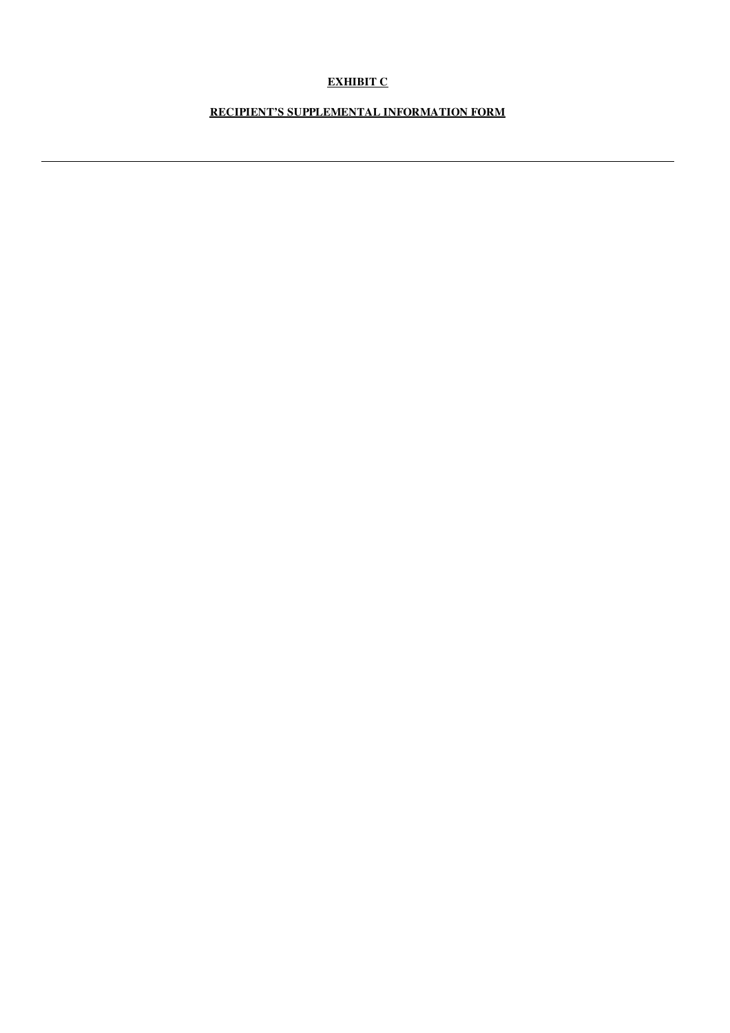# EXHIBIT C

## RECIPIENT'S SUPPLEMENTAL INFORMATION FORM

---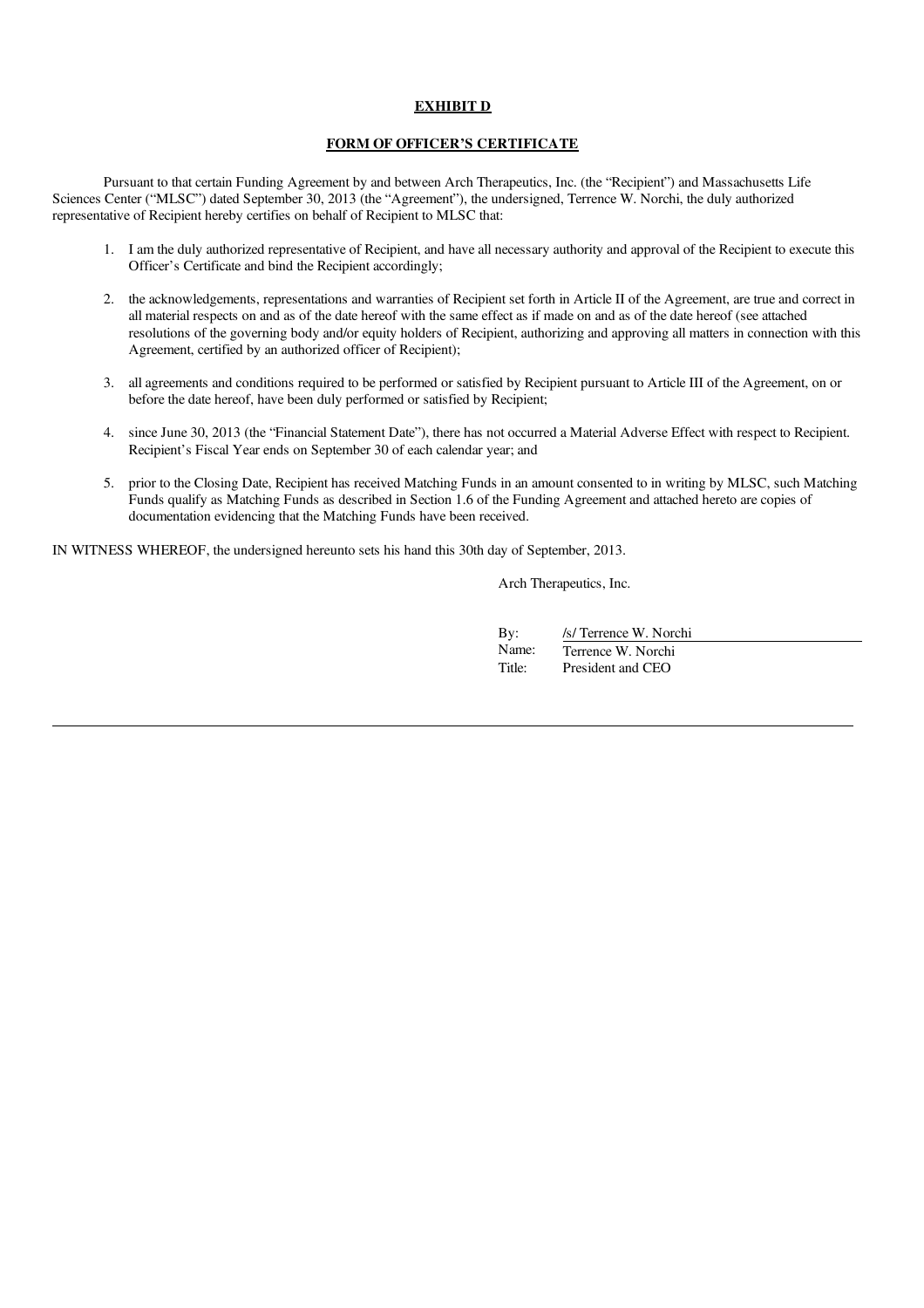**EXHIBIT D**

**FORM OF OFFICER'S CERTIFICATE**

Pursuant to that certain Funding Agreement by and between Arch Therapeutics, Inc. (the "Recipient") and Massachusetts Life Sciences Center ("MLSC") dated September 30, 2013 (the "Agreement"), the undersigned, Terrence W. Norchi, the duly authorized representative of Recipient hereby certifies on behalf of Recipient to MLSC that:

1. I am the duly authorized representative of Recipient, and have all necessary authority and approval of the Recipient to execute this Officer's Certificate and bind the Recipient accordingly;

2. the acknowledgements, representations and warranties of Recipient set forth in Article II of the Agreement, are true and correct in all material respects on and as of the date hereof with the same effect as if made on and as of the date hereof (see attached resolutions of the governing body and/or equity holders of Recipient, authorizing and approving all matters in connection with this Agreement, certified by an authorized officer of Recipient);

3. all agreements and conditions required to be performed or satisfied by Recipient pursuant to Article III of the Agreement, on or before the date hereof, have been duly performed or satisfied by Recipient;

4. since June 30, 2013 (the "Financial Statement Date"), there has not occurred a Material Adverse Effect with respect to Recipient. Recipient's Fiscal Year ends on September 30 of each calendar year; and

5. prior to the Closing Date, Recipient has received Matching Funds in an amount consented to in writing by MLSC, such Matching Funds qualify as Matching Funds as described in Section 1.6 of the Funding Agreement and attached hereto are copies of documentation evidencing that the Matching Funds have been received.

IN WITNESS WHEREOF, the undersigned hereunto sets his hand this 30th day of September, 2013.

Arch Therapeutics, Inc.

By: /s/ Terrence W. Norchi
Name: Terrence W. Norchi
Title: President and CEO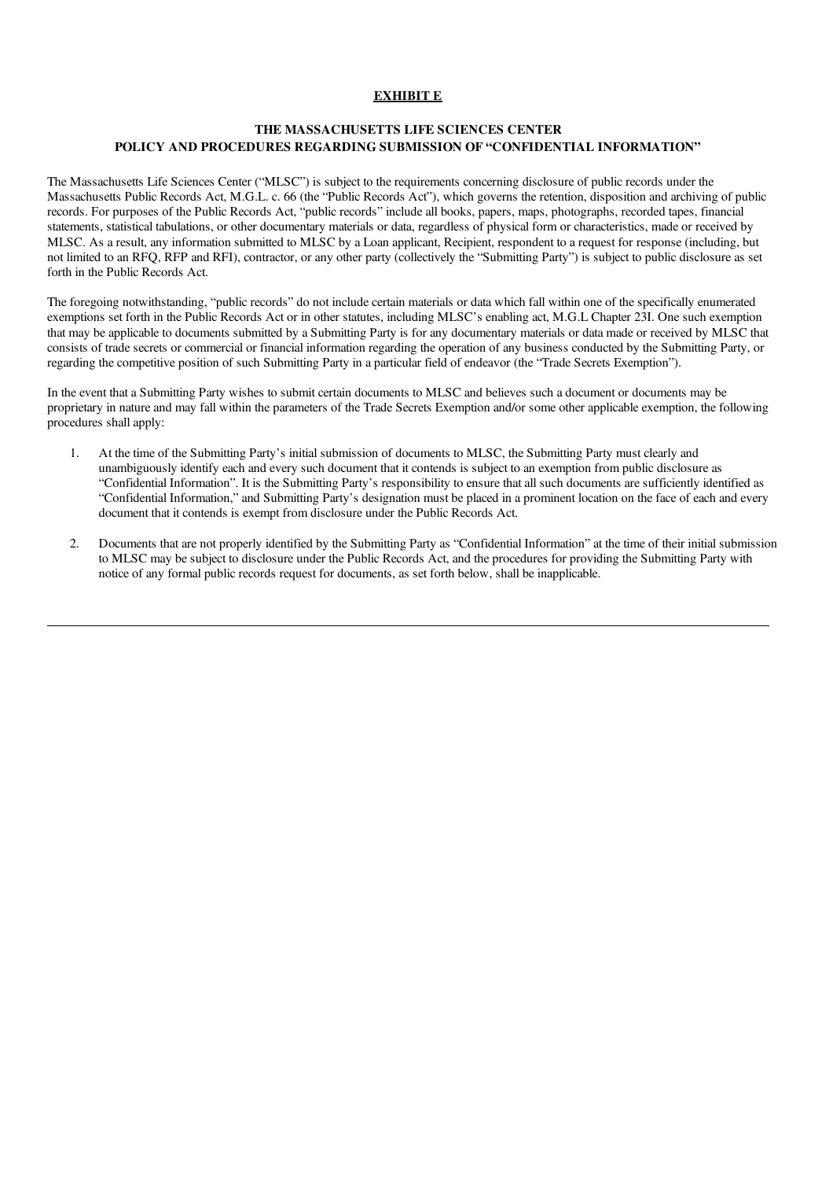**EXHIBIT E**

**THE MASSACHUSETTS LIFE SCIENCES CENTER**
**POLICY AND PROCEDURES REGARDING SUBMISSION OF "CONFIDENTIAL INFORMATION"**

The Massachusetts Life Sciences Center ("MLSC") is subject to the requirements concerning disclosure of public records under the Massachusetts Public Records Act, M.G.L. c. 66 (the "Public Records Act"), which governs the retention, disposition and archiving of public records. For purposes of the Public Records Act, "public records" include all books, papers, maps, photographs, recorded tapes, financial statements, statistical tabulations, or other documentary materials or data, regardless of physical form or characteristics, made or received by MLSC. As a result, any information submitted to MLSC by a Loan applicant, Recipient, respondent to a request for response (including, but not limited to an RFQ, RFP and RFI), contractor, or any other party (collectively the "Submitting Party") is subject to public disclosure as set forth in the Public Records Act.

The foregoing notwithstanding, "public records" do not include certain materials or data which fall within one of the specifically enumerated exemptions set forth in the Public Records Act or in other statutes, including MLSC's enabling act, M.G.L Chapter 23I. One such exemption that may be applicable to documents submitted by a Submitting Party is for any documentary materials or data made or received by MLSC that consists of trade secrets or commercial or financial information regarding the operation of any business conducted by the Submitting Party, or regarding the competitive position of such Submitting Party in a particular field of endeavor (the "Trade Secrets Exemption").

In the event that a Submitting Party wishes to submit certain documents to MLSC and believes such a document or documents may be proprietary in nature and may fall within the parameters of the Trade Secrets Exemption and/or some other applicable exemption, the following procedures shall apply:

1. At the time of the Submitting Party's initial submission of documents to MLSC, the Submitting Party must clearly and unambiguously identify each and every such document that it contends is subject to an exemption from public disclosure as "Confidential Information". It is the Submitting Party's responsibility to ensure that all such documents are sufficiently identified as "Confidential Information," and Submitting Party's designation must be placed in a prominent location on the face of each and every document that it contends is exempt from disclosure under the Public Records Act.

2. Documents that are not properly identified by the Submitting Party as "Confidential Information" at the time of their initial submission to MLSC may be subject to disclosure under the Public Records Act, and the procedures for providing the Submitting Party with notice of any formal public records request for documents, as set forth below, shall be inapplicable.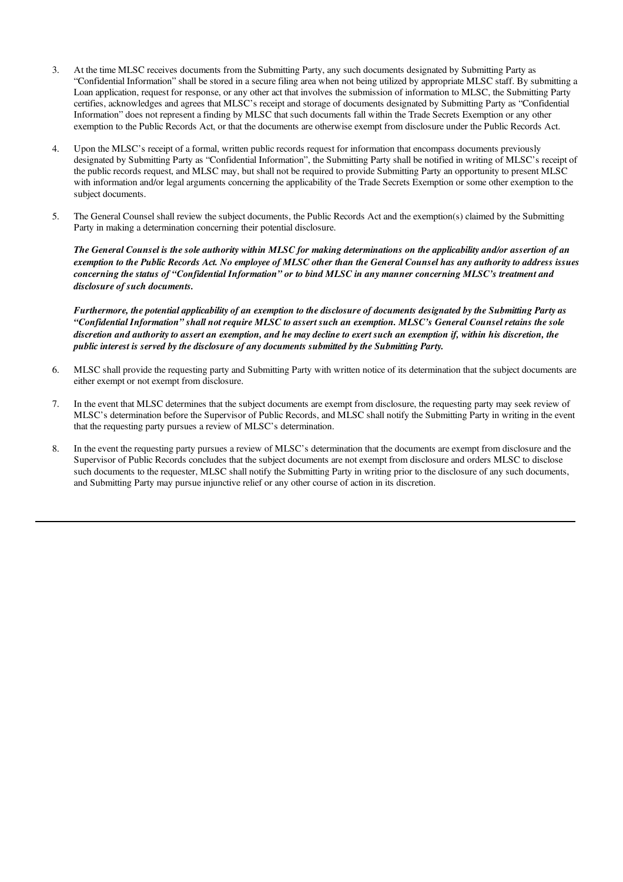3. At the time MLSC receives documents from the Submitting Party, any such documents designated by Submitting Party as "Confidential Information" shall be stored in a secure filing area when not being utilized by appropriate MLSC staff. By submitting a Loan application, request for response, or any other act that involves the submission of information to MLSC, the Submitting Party certifies, acknowledges and agrees that MLSC's receipt and storage of documents designated by Submitting Party as "Confidential Information" does not represent a finding by MLSC that such documents fall within the Trade Secrets Exemption or any other exemption to the Public Records Act, or that the documents are otherwise exempt from disclosure under the Public Records Act.

4. Upon the MLSC's receipt of a formal, written public records request for information that encompass documents previously designated by Submitting Party as "Confidential Information", the Submitting Party shall be notified in writing of MLSC's receipt of the public records request, and MLSC may, but shall not be required to provide Submitting Party an opportunity to present MLSC with information and/or legal arguments concerning the applicability of the Trade Secrets Exemption or some other exemption to the subject documents.

5. The General Counsel shall review the subject documents, the Public Records Act and the exemption(s) claimed by the Submitting Party in making a determination concerning their potential disclosure.

   ***The General Counsel is the sole authority within MLSC for making determinations on the applicability and/or assertion of an exemption to the Public Records Act. No employee of MLSC other than the General Counsel has any authority to address issues concerning the status of "Confidential Information" or to bind MLSC in any manner concerning MLSC's treatment and disclosure of such documents.***

   ***Furthermore, the potential applicability of an exemption to the disclosure of documents designated by the Submitting Party as "Confidential Information" shall not require MLSC to assert such an exemption. MLSC's General Counsel retains the sole discretion and authority to assert an exemption, and he may decline to exert such an exemption if, within his discretion, the public interest is served by the disclosure of any documents submitted by the Submitting Party.***

6. MLSC shall provide the requesting party and Submitting Party with written notice of its determination that the subject documents are either exempt or not exempt from disclosure.

7. In the event that MLSC determines that the subject documents are exempt from disclosure, the requesting party may seek review of MLSC's determination before the Supervisor of Public Records, and MLSC shall notify the Submitting Party in writing in the event that the requesting party pursues a review of MLSC's determination.

8. In the event the requesting party pursues a review of MLSC's determination that the documents are exempt from disclosure and the Supervisor of Public Records concludes that the subject documents are not exempt from disclosure and orders MLSC to disclose such documents to the requester, MLSC shall notify the Submitting Party in writing prior to the disclosure of any such documents, and Submitting Party may pursue injunctive relief or any other course of action in its discretion.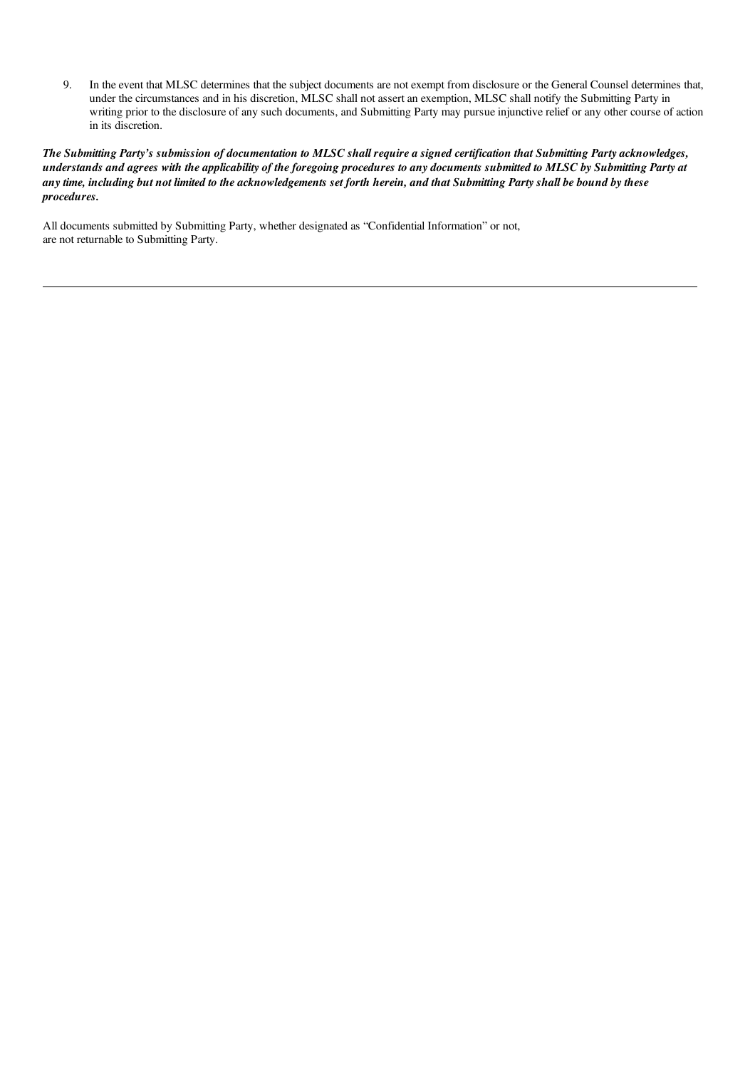9. In the event that MLSC determines that the subject documents are not exempt from disclosure or the General Counsel determines that, under the circumstances and in his discretion, MLSC shall not assert an exemption, MLSC shall notify the Submitting Party in writing prior to the disclosure of any such documents, and Submitting Party may pursue injunctive relief or any other course of action in its discretion.

***The Submitting Party's submission of documentation to MLSC shall require a signed certification that Submitting Party acknowledges, understands and agrees with the applicability of the foregoing procedures to any documents submitted to MLSC by Submitting Party at any time, including but not limited to the acknowledgements set forth herein, and that Submitting Party shall be bound by these procedures.***

All documents submitted by Submitting Party, whether designated as "Confidential Information" or not, are not returnable to Submitting Party.

---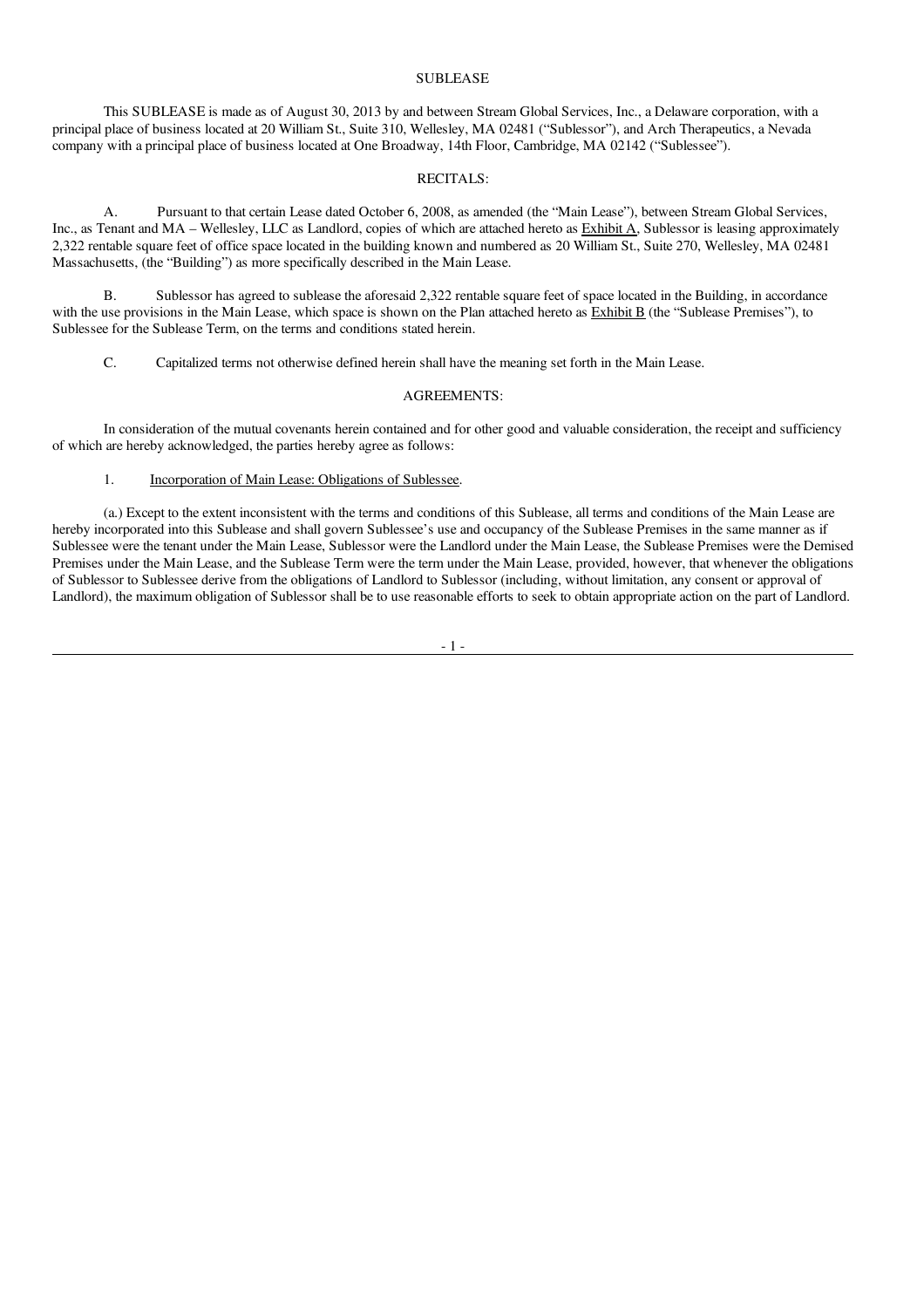# SUBLEASE

This SUBLEASE is made as of August 30, 2013 by and between Stream Global Services, Inc., a Delaware corporation, with a principal place of business located at 20 William St., Suite 310, Wellesley, MA 02481 ("Sublessor"), and Arch Therapeutics, a Nevada company with a principal place of business located at One Broadway, 14th Floor, Cambridge, MA 02142 ("Sublessee").

## RECITALS:

A. Pursuant to that certain Lease dated October 6, 2008, as amended (the "Main Lease"), between Stream Global Services, Inc., as Tenant and MA – Wellesley, LLC as Landlord, copies of which are attached hereto as Exhibit A, Sublessor is leasing approximately 2,322 rentable square feet of office space located in the building known and numbered as 20 William St., Suite 270, Wellesley, MA 02481 Massachusetts, (the "Building") as more specifically described in the Main Lease.

B. Sublessor has agreed to sublease the aforesaid 2,322 rentable square feet of space located in the Building, in accordance with the use provisions in the Main Lease, which space is shown on the Plan attached hereto as Exhibit B (the "Sublease Premises"), to Sublessee for the Sublease Term, on the terms and conditions stated herein.

C. Capitalized terms not otherwise defined herein shall have the meaning set forth in the Main Lease.

## AGREEMENTS:

In consideration of the mutual covenants herein contained and for other good and valuable consideration, the receipt and sufficiency of which are hereby acknowledged, the parties hereby agree as follows:

1. Incorporation of Main Lease: Obligations of Sublessee.

(a.) Except to the extent inconsistent with the terms and conditions of this Sublease, all terms and conditions of the Main Lease are hereby incorporated into this Sublease and shall govern Sublessee's use and occupancy of the Sublease Premises in the same manner as if Sublessee were the tenant under the Main Lease, Sublessor were the Landlord under the Main Lease, the Sublease Premises were the Demised Premises under the Main Lease, and the Sublease Term were the term under the Main Lease, provided, however, that whenever the obligations of Sublessor to Sublessee derive from the obligations of Landlord to Sublessor (including, without limitation, any consent or approval of Landlord), the maximum obligation of Sublessor shall be to use reasonable efforts to seek to obtain appropriate action on the part of Landlord.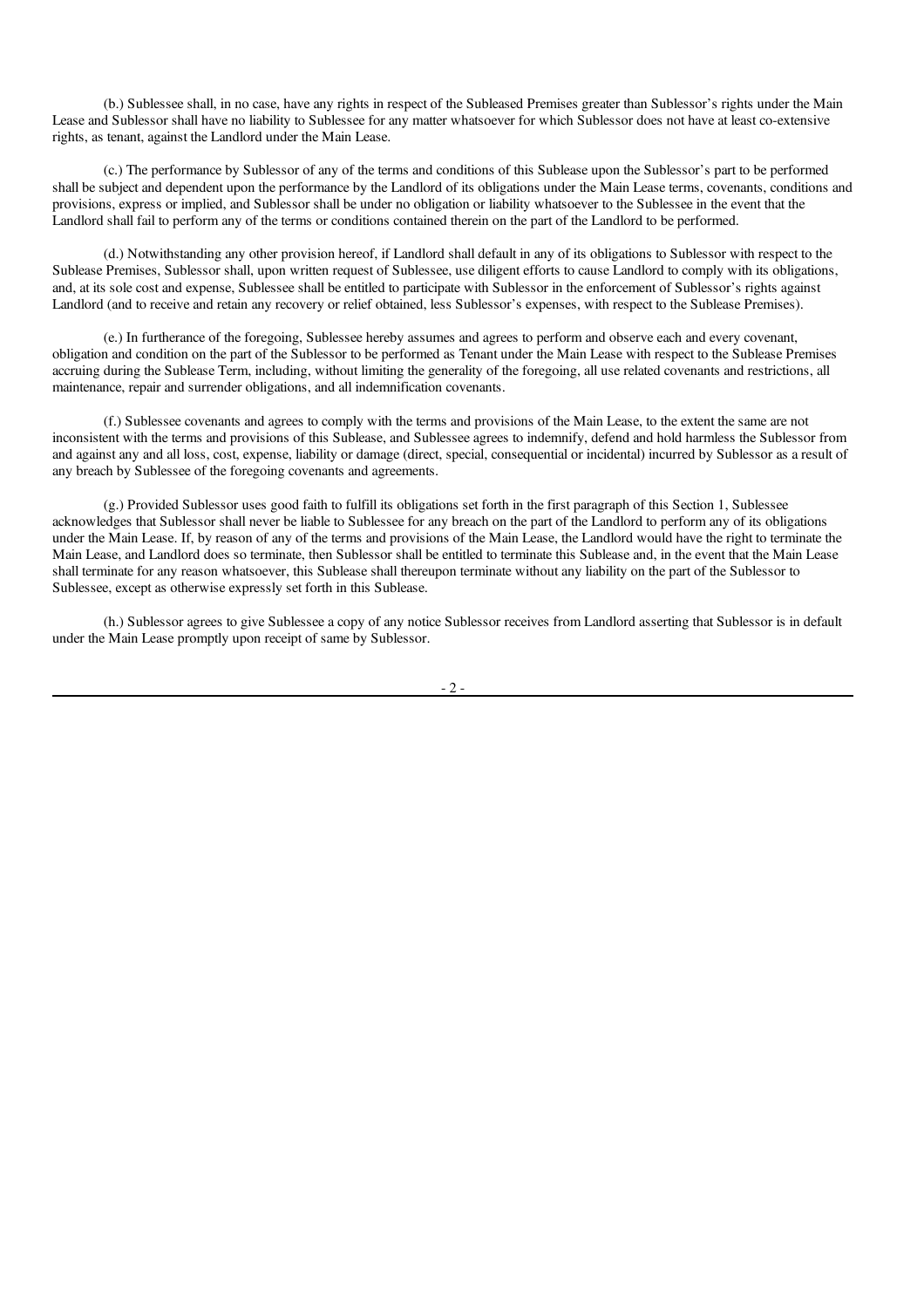(b.) Sublessee shall, in no case, have any rights in respect of the Subleased Premises greater than Sublessor's rights under the Main Lease and Sublessor shall have no liability to Sublessee for any matter whatsoever for which Sublessor does not have at least co-extensive rights, as tenant, against the Landlord under the Main Lease.

(c.) The performance by Sublessor of any of the terms and conditions of this Sublease upon the Sublessor's part to be performed shall be subject and dependent upon the performance by the Landlord of its obligations under the Main Lease terms, covenants, conditions and provisions, express or implied, and Sublessor shall be under no obligation or liability whatsoever to the Sublessee in the event that the Landlord shall fail to perform any of the terms or conditions contained therein on the part of the Landlord to be performed.

(d.) Notwithstanding any other provision hereof, if Landlord shall default in any of its obligations to Sublessor with respect to the Sublease Premises, Sublessor shall, upon written request of Sublessee, use diligent efforts to cause Landlord to comply with its obligations, and, at its sole cost and expense, Sublessee shall be entitled to participate with Sublessor in the enforcement of Sublessor's rights against Landlord (and to receive and retain any recovery or relief obtained, less Sublessor's expenses, with respect to the Sublease Premises).

(e.) In furtherance of the foregoing, Sublessee hereby assumes and agrees to perform and observe each and every covenant, obligation and condition on the part of the Sublessor to be performed as Tenant under the Main Lease with respect to the Sublease Premises accruing during the Sublease Term, including, without limiting the generality of the foregoing, all use related covenants and restrictions, all maintenance, repair and surrender obligations, and all indemnification covenants.

(f.) Sublessee covenants and agrees to comply with the terms and provisions of the Main Lease, to the extent the same are not inconsistent with the terms and provisions of this Sublease, and Sublessee agrees to indemnify, defend and hold harmless the Sublessor from and against any and all loss, cost, expense, liability or damage (direct, special, consequential or incidental) incurred by Sublessor as a result of any breach by Sublessee of the foregoing covenants and agreements.

(g.) Provided Sublessor uses good faith to fulfill its obligations set forth in the first paragraph of this Section 1, Sublessee acknowledges that Sublessor shall never be liable to Sublessee for any breach on the part of the Landlord to perform any of its obligations under the Main Lease. If, by reason of any of the terms and provisions of the Main Lease, the Landlord would have the right to terminate the Main Lease, and Landlord does so terminate, then Sublessor shall be entitled to terminate this Sublease and, in the event that the Main Lease shall terminate for any reason whatsoever, this Sublease shall thereupon terminate without any liability on the part of the Sublessor to Sublessee, except as otherwise expressly set forth in this Sublease.

(h.) Sublessor agrees to give Sublessee a copy of any notice Sublessor receives from Landlord asserting that Sublessor is in default under the Main Lease promptly upon receipt of same by Sublessor.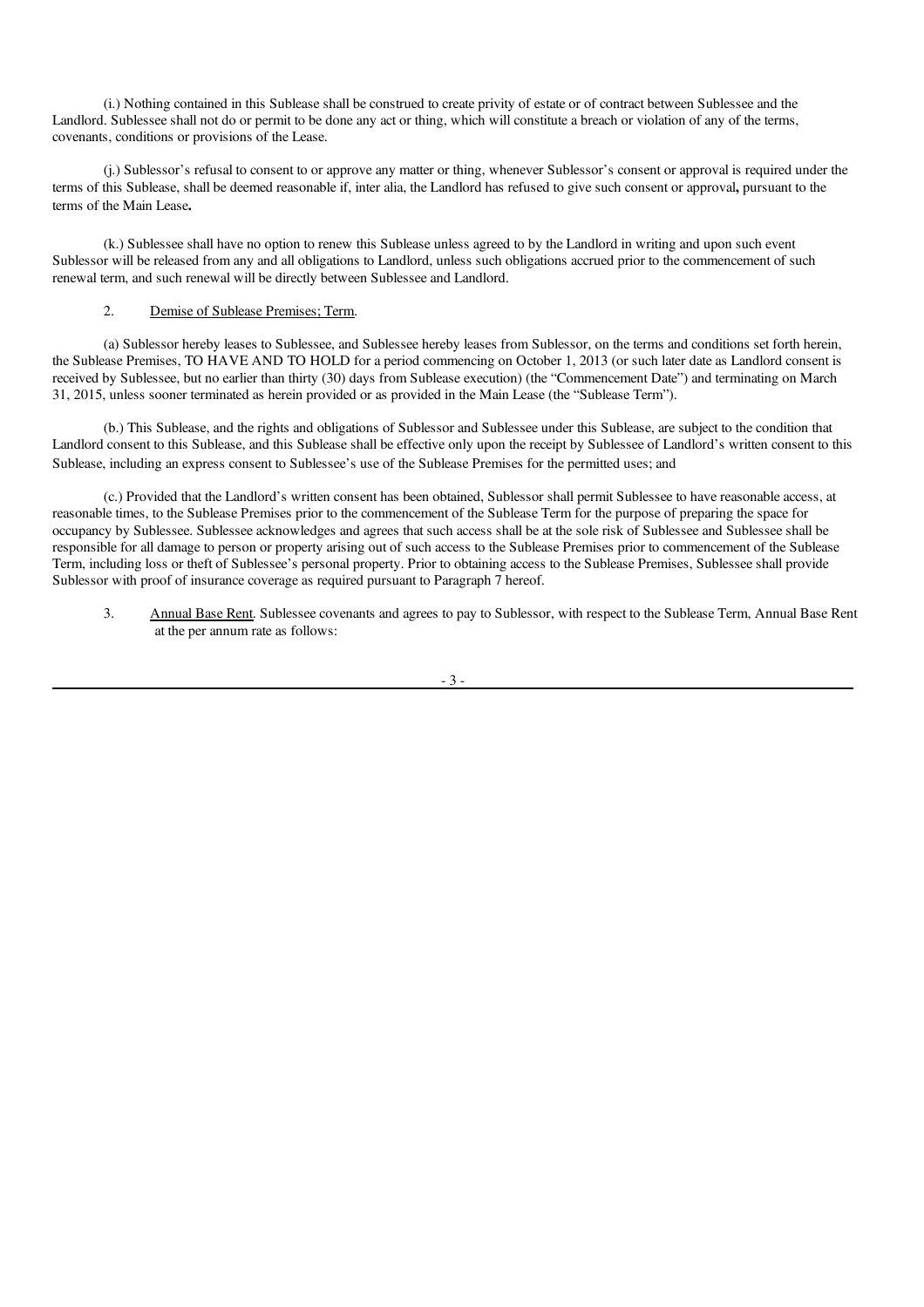(i.) Nothing contained in this Sublease shall be construed to create privity of estate or of contract between Sublessee and the Landlord. Sublessee shall not do or permit to be done any act or thing, which will constitute a breach or violation of any of the terms, covenants, conditions or provisions of the Lease.

(j.) Sublessor's refusal to consent to or approve any matter or thing, whenever Sublessor's consent or approval is required under the terms of this Sublease, shall be deemed reasonable if, inter alia, the Landlord has refused to give such consent or approval**,** pursuant to the terms of the Main Lease**.**

(k.) Sublessee shall have no option to renew this Sublease unless agreed to by the Landlord in writing and upon such event Sublessor will be released from any and all obligations to Landlord, unless such obligations accrued prior to the commencement of such renewal term, and such renewal will be directly between Sublessee and Landlord.

2. Demise of Sublease Premises; Term.

(a) Sublessor hereby leases to Sublessee, and Sublessee hereby leases from Sublessor, on the terms and conditions set forth herein, the Sublease Premises, TO HAVE AND TO HOLD for a period commencing on October 1, 2013 (or such later date as Landlord consent is received by Sublessee, but no earlier than thirty (30) days from Sublease execution) (the "Commencement Date") and terminating on March 31, 2015, unless sooner terminated as herein provided or as provided in the Main Lease (the "Sublease Term").

(b.) This Sublease, and the rights and obligations of Sublessor and Sublessee under this Sublease, are subject to the condition that Landlord consent to this Sublease, and this Sublease shall be effective only upon the receipt by Sublessee of Landlord's written consent to this Sublease, including an express consent to Sublessee's use of the Sublease Premises for the permitted uses; and

(c.) Provided that the Landlord's written consent has been obtained, Sublessor shall permit Sublessee to have reasonable access, at reasonable times, to the Sublease Premises prior to the commencement of the Sublease Term for the purpose of preparing the space for occupancy by Sublessee. Sublessee acknowledges and agrees that such access shall be at the sole risk of Sublessee and Sublessee shall be responsible for all damage to person or property arising out of such access to the Sublease Premises prior to commencement of the Sublease Term, including loss or theft of Sublessee's personal property. Prior to obtaining access to the Sublease Premises, Sublessee shall provide Sublessor with proof of insurance coverage as required pursuant to Paragraph 7 hereof.

3. Annual Base Rent. Sublessee covenants and agrees to pay to Sublessor, with respect to the Sublease Term, Annual Base Rent at the per annum rate as follows: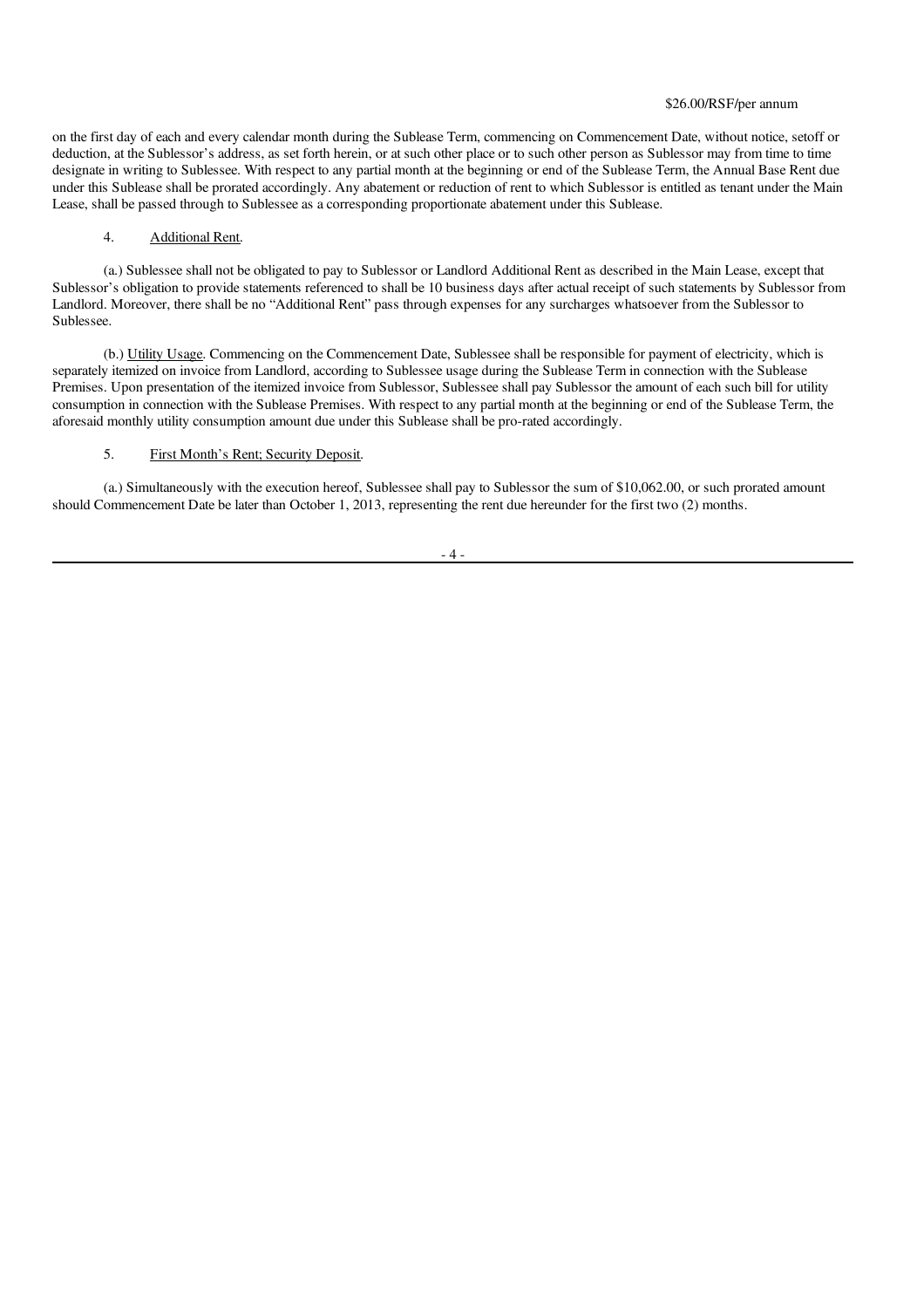$26.00/RSF/per annum

on the first day of each and every calendar month during the Sublease Term, commencing on Commencement Date, without notice, setoff or deduction, at the Sublessor's address, as set forth herein, or at such other place or to such other person as Sublessor may from time to time designate in writing to Sublessee. With respect to any partial month at the beginning or end of the Sublease Term, the Annual Base Rent due under this Sublease shall be prorated accordingly. Any abatement or reduction of rent to which Sublessor is entitled as tenant under the Main Lease, shall be passed through to Sublessee as a corresponding proportionate abatement under this Sublease.

4. Additional Rent.

(a.) Sublessee shall not be obligated to pay to Sublessor or Landlord Additional Rent as described in the Main Lease, except that Sublessor's obligation to provide statements referenced to shall be 10 business days after actual receipt of such statements by Sublessor from Landlord. Moreover, there shall be no "Additional Rent" pass through expenses for any surcharges whatsoever from the Sublessor to Sublessee.

(b.) Utility Usage. Commencing on the Commencement Date, Sublessee shall be responsible for payment of electricity, which is separately itemized on invoice from Landlord, according to Sublessee usage during the Sublease Term in connection with the Sublease Premises. Upon presentation of the itemized invoice from Sublessor, Sublessee shall pay Sublessor the amount of each such bill for utility consumption in connection with the Sublease Premises. With respect to any partial month at the beginning or end of the Sublease Term, the aforesaid monthly utility consumption amount due under this Sublease shall be pro-rated accordingly.

5. First Month's Rent; Security Deposit.

(a.) Simultaneously with the execution hereof, Sublessee shall pay to Sublessor the sum of $10,062.00, or such prorated amount should Commencement Date be later than October 1, 2013, representing the rent due hereunder for the first two (2) months.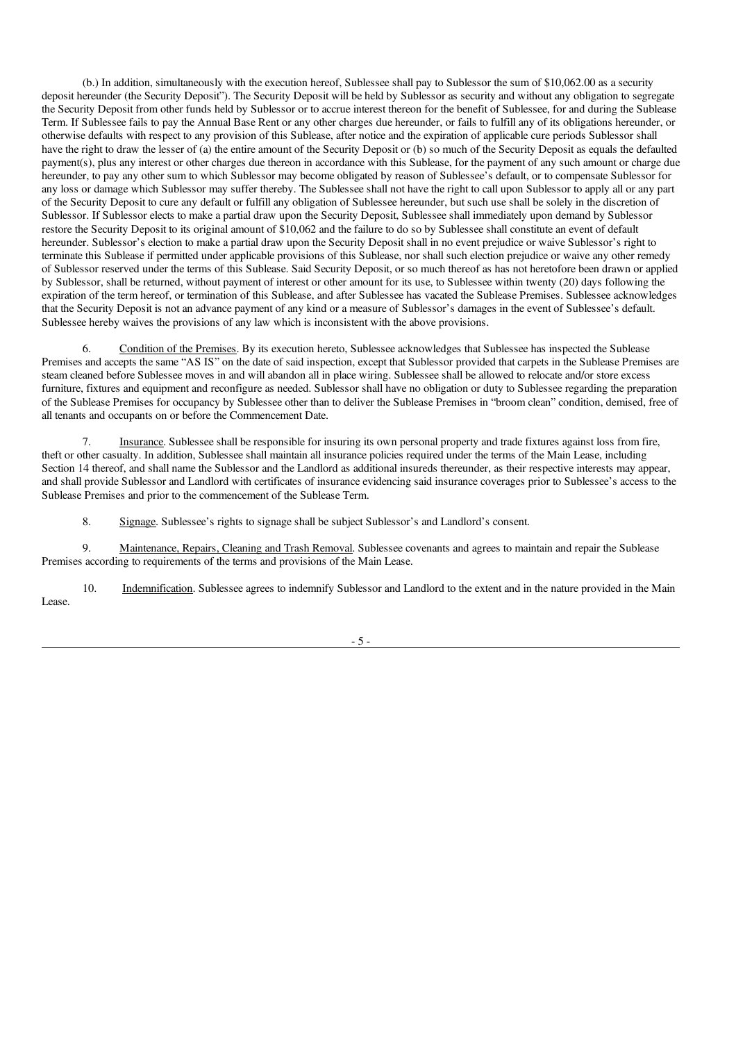(b.) In addition, simultaneously with the execution hereof, Sublessee shall pay to Sublessor the sum of $10,062.00 as a security deposit hereunder (the Security Deposit"). The Security Deposit will be held by Sublessor as security and without any obligation to segregate the Security Deposit from other funds held by Sublessor or to accrue interest thereon for the benefit of Sublessee, for and during the Sublease Term. If Sublessee fails to pay the Annual Base Rent or any other charges due hereunder, or fails to fulfill any of its obligations hereunder, or otherwise defaults with respect to any provision of this Sublease, after notice and the expiration of applicable cure periods Sublessor shall have the right to draw the lesser of (a) the entire amount of the Security Deposit or (b) so much of the Security Deposit as equals the defaulted payment(s), plus any interest or other charges due thereon in accordance with this Sublease, for the payment of any such amount or charge due hereunder, to pay any other sum to which Sublessor may become obligated by reason of Sublessee's default, or to compensate Sublessor for any loss or damage which Sublessor may suffer thereby. The Sublessee shall not have the right to call upon Sublessor to apply all or any part of the Security Deposit to cure any default or fulfill any obligation of Sublessee hereunder, but such use shall be solely in the discretion of Sublessor. If Sublessor elects to make a partial draw upon the Security Deposit, Sublessee shall immediately upon demand by Sublessor restore the Security Deposit to its original amount of $10,062 and the failure to do so by Sublessee shall constitute an event of default hereunder. Sublessor's election to make a partial draw upon the Security Deposit shall in no event prejudice or waive Sublessor's right to terminate this Sublease if permitted under applicable provisions of this Sublease, nor shall such election prejudice or waive any other remedy of Sublessor reserved under the terms of this Sublease. Said Security Deposit, or so much thereof as has not heretofore been drawn or applied by Sublessor, shall be returned, without payment of interest or other amount for its use, to Sublessee within twenty (20) days following the expiration of the term hereof, or termination of this Sublease, and after Sublessee has vacated the Sublease Premises. Sublessee acknowledges that the Security Deposit is not an advance payment of any kind or a measure of Sublessor's damages in the event of Sublessee's default. Sublessee hereby waives the provisions of any law which is inconsistent with the above provisions.

6. Condition of the Premises. By its execution hereto, Sublessee acknowledges that Sublessee has inspected the Sublease Premises and accepts the same "AS IS" on the date of said inspection, except that Sublessor provided that carpets in the Sublease Premises are steam cleaned before Sublessee moves in and will abandon all in place wiring. Sublessee shall be allowed to relocate and/or store excess furniture, fixtures and equipment and reconfigure as needed. Sublessor shall have no obligation or duty to Sublessee regarding the preparation of the Sublease Premises for occupancy by Sublessee other than to deliver the Sublease Premises in "broom clean" condition, demised, free of all tenants and occupants on or before the Commencement Date.

7. Insurance. Sublessee shall be responsible for insuring its own personal property and trade fixtures against loss from fire, theft or other casualty. In addition, Sublessee shall maintain all insurance policies required under the terms of the Main Lease, including Section 14 thereof, and shall name the Sublessor and the Landlord as additional insureds thereunder, as their respective interests may appear, and shall provide Sublessor and Landlord with certificates of insurance evidencing said insurance coverages prior to Sublessee's access to the Sublease Premises and prior to the commencement of the Sublease Term.

8. Signage. Sublessee's rights to signage shall be subject Sublessor's and Landlord's consent.

9. Maintenance, Repairs, Cleaning and Trash Removal. Sublessee covenants and agrees to maintain and repair the Sublease Premises according to requirements of the terms and provisions of the Main Lease.

10. Indemnification. Sublessee agrees to indemnify Sublessor and Landlord to the extent and in the nature provided in the Main Lease.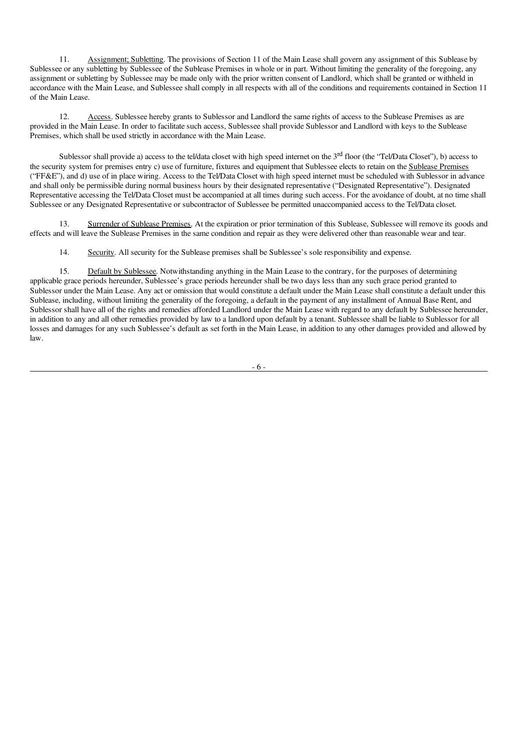11. Assignment; Subletting. The provisions of Section 11 of the Main Lease shall govern any assignment of this Sublease by Sublessee or any subletting by Sublessee of the Sublease Premises in whole or in part. Without limiting the generality of the foregoing, any assignment or subletting by Sublessee may be made only with the prior written consent of Landlord, which shall be granted or withheld in accordance with the Main Lease, and Sublessee shall comply in all respects with all of the conditions and requirements contained in Section 11 of the Main Lease.

12. Access. Sublessee hereby grants to Sublessor and Landlord the same rights of access to the Sublease Premises as are provided in the Main Lease. In order to facilitate such access, Sublessee shall provide Sublessor and Landlord with keys to the Sublease Premises, which shall be used strictly in accordance with the Main Lease.

Sublessor shall provide a) access to the tel/data closet with high speed internet on the 3rd floor (the "Tel/Data Closet"), b) access to the security system for premises entry c) use of furniture, fixtures and equipment that Sublessee elects to retain on the Sublease Premises ("FF&E"), and d) use of in place wiring. Access to the Tel/Data Closet with high speed internet must be scheduled with Sublessor in advance and shall only be permissible during normal business hours by their designated representative ("Designated Representative"). Designated Representative accessing the Tel/Data Closet must be accompanied at all times during such access. For the avoidance of doubt, at no time shall Sublessee or any Designated Representative or subcontractor of Sublessee be permitted unaccompanied access to the Tel/Data closet.

13. Surrender of Sublease Premises. At the expiration or prior termination of this Sublease, Sublessee will remove its goods and effects and will leave the Sublease Premises in the same condition and repair as they were delivered other than reasonable wear and tear.

14. Security. All security for the Sublease premises shall be Sublessee's sole responsibility and expense.

15. Default by Sublessee. Notwithstanding anything in the Main Lease to the contrary, for the purposes of determining applicable grace periods hereunder, Sublessee's grace periods hereunder shall be two days less than any such grace period granted to Sublessor under the Main Lease. Any act or omission that would constitute a default under the Main Lease shall constitute a default under this Sublease, including, without limiting the generality of the foregoing, a default in the payment of any installment of Annual Base Rent, and Sublessor shall have all of the rights and remedies afforded Landlord under the Main Lease with regard to any default by Sublessee hereunder, in addition to any and all other remedies provided by law to a landlord upon default by a tenant. Sublessee shall be liable to Sublessor for all losses and damages for any such Sublessee's default as set forth in the Main Lease, in addition to any other damages provided and allowed by law.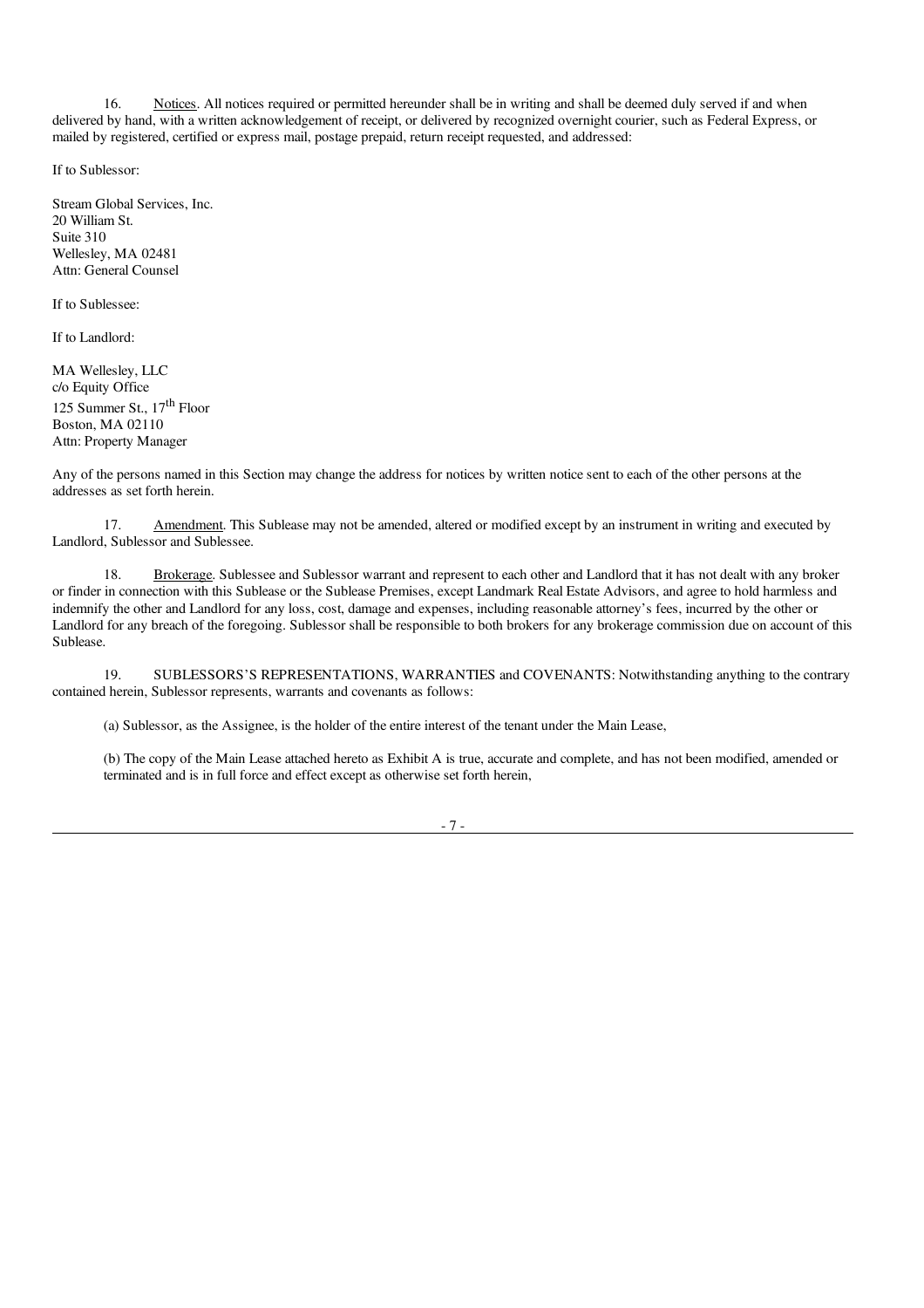16. Notices. All notices required or permitted hereunder shall be in writing and shall be deemed duly served if and when delivered by hand, with a written acknowledgement of receipt, or delivered by recognized overnight courier, such as Federal Express, or mailed by registered, certified or express mail, postage prepaid, return receipt requested, and addressed:

If to Sublessor:

Stream Global Services, Inc.
20 William St.
Suite 310
Wellesley, MA 02481
Attn: General Counsel

If to Sublessee:

If to Landlord:

MA Wellesley, LLC
c/o Equity Office
125 Summer St., 17th Floor
Boston, MA 02110
Attn: Property Manager

Any of the persons named in this Section may change the address for notices by written notice sent to each of the other persons at the addresses as set forth herein.

17. Amendment. This Sublease may not be amended, altered or modified except by an instrument in writing and executed by Landlord, Sublessor and Sublessee.

18. Brokerage. Sublessee and Sublessor warrant and represent to each other and Landlord that it has not dealt with any broker or finder in connection with this Sublease or the Sublease Premises, except Landmark Real Estate Advisors, and agree to hold harmless and indemnify the other and Landlord for any loss, cost, damage and expenses, including reasonable attorney's fees, incurred by the other or Landlord for any breach of the foregoing. Sublessor shall be responsible to both brokers for any brokerage commission due on account of this Sublease.

19. SUBLESSORS'S REPRESENTATIONS, WARRANTIES and COVENANTS: Notwithstanding anything to the contrary contained herein, Sublessor represents, warrants and covenants as follows:

(a) Sublessor, as the Assignee, is the holder of the entire interest of the tenant under the Main Lease,

(b) The copy of the Main Lease attached hereto as Exhibit A is true, accurate and complete, and has not been modified, amended or terminated and is in full force and effect except as otherwise set forth herein,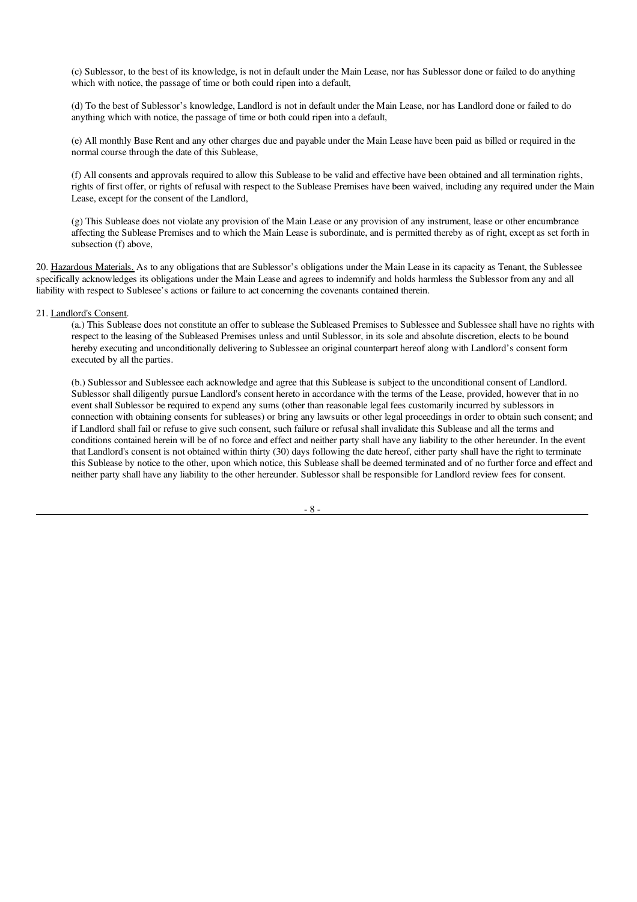(c) Sublessor, to the best of its knowledge, is not in default under the Main Lease, nor has Sublessor done or failed to do anything which with notice, the passage of time or both could ripen into a default,

(d) To the best of Sublessor's knowledge, Landlord is not in default under the Main Lease, nor has Landlord done or failed to do anything which with notice, the passage of time or both could ripen into a default,

(e) All monthly Base Rent and any other charges due and payable under the Main Lease have been paid as billed or required in the normal course through the date of this Sublease,

(f) All consents and approvals required to allow this Sublease to be valid and effective have been obtained and all termination rights, rights of first offer, or rights of refusal with respect to the Sublease Premises have been waived, including any required under the Main Lease, except for the consent of the Landlord,

(g) This Sublease does not violate any provision of the Main Lease or any provision of any instrument, lease or other encumbrance affecting the Sublease Premises and to which the Main Lease is subordinate, and is permitted thereby as of right, except as set forth in subsection (f) above,

20. Hazardous Materials. As to any obligations that are Sublessor's obligations under the Main Lease in its capacity as Tenant, the Sublessee specifically acknowledges its obligations under the Main Lease and agrees to indemnify and holds harmless the Sublessor from any and all liability with respect to Sublesee's actions or failure to act concerning the covenants contained therein.

21. Landlord's Consent.

(a.) This Sublease does not constitute an offer to sublease the Subleased Premises to Sublessee and Sublessee shall have no rights with respect to the leasing of the Subleased Premises unless and until Sublessor, in its sole and absolute discretion, elects to be bound hereby executing and unconditionally delivering to Sublessee an original counterpart hereof along with Landlord's consent form executed by all the parties.

(b.) Sublessor and Sublessee each acknowledge and agree that this Sublease is subject to the unconditional consent of Landlord. Sublessor shall diligently pursue Landlord's consent hereto in accordance with the terms of the Lease, provided, however that in no event shall Sublessor be required to expend any sums (other than reasonable legal fees customarily incurred by sublessors in connection with obtaining consents for subleases) or bring any lawsuits or other legal proceedings in order to obtain such consent; and if Landlord shall fail or refuse to give such consent, such failure or refusal shall invalidate this Sublease and all the terms and conditions contained herein will be of no force and effect and neither party shall have any liability to the other hereunder. In the event that Landlord's consent is not obtained within thirty (30) days following the date hereof, either party shall have the right to terminate this Sublease by notice to the other, upon which notice, this Sublease shall be deemed terminated and of no further force and effect and neither party shall have any liability to the other hereunder. Sublessor shall be responsible for Landlord review fees for consent.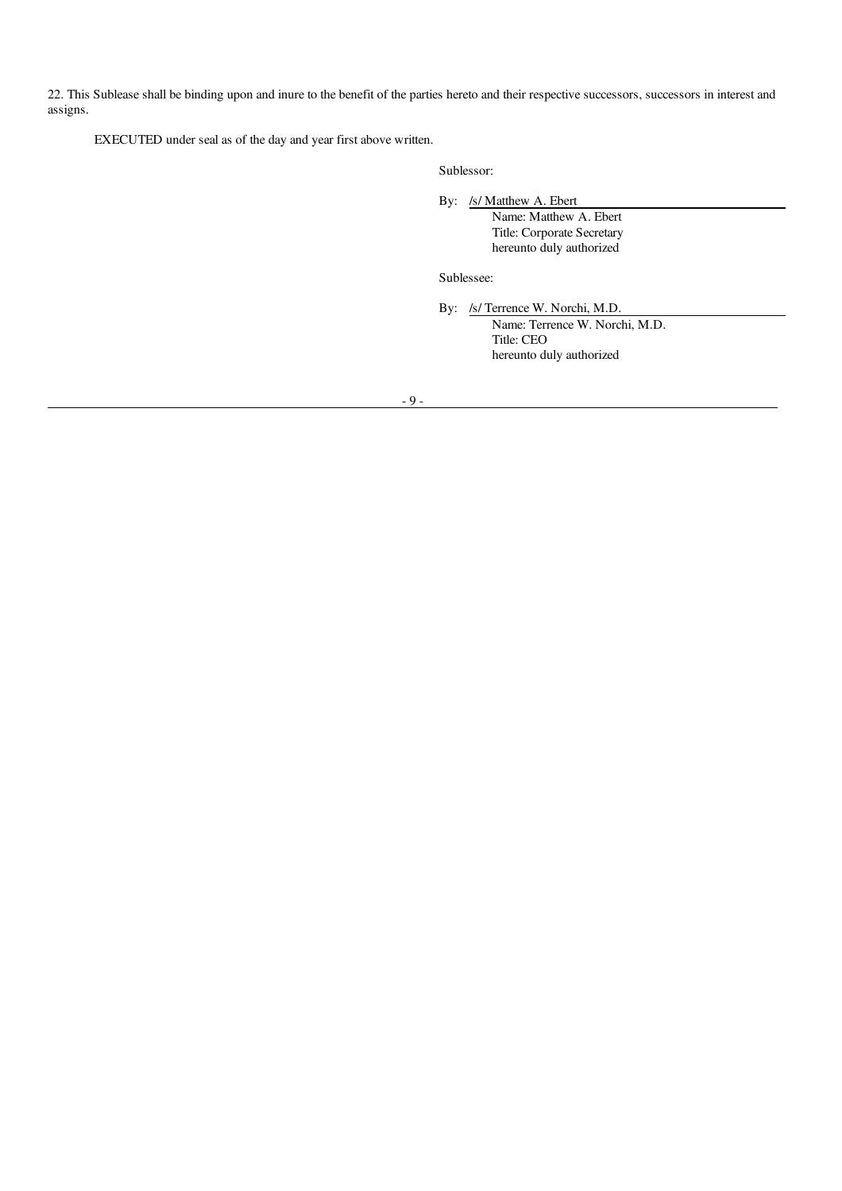22. This Sublease shall be binding upon and inure to the benefit of the parties hereto and their respective successors, successors in interest and assigns.

EXECUTED under seal as of the day and year first above written.

Sublessor:

By: /s/ Matthew A. Ebert
Name: Matthew A. Ebert
Title: Corporate Secretary
hereunto duly authorized

Sublessee:

By: /s/ Terrence W. Norchi, M.D.
Name: Terrence W. Norchi, M.D.
Title: CEO
hereunto duly authorized